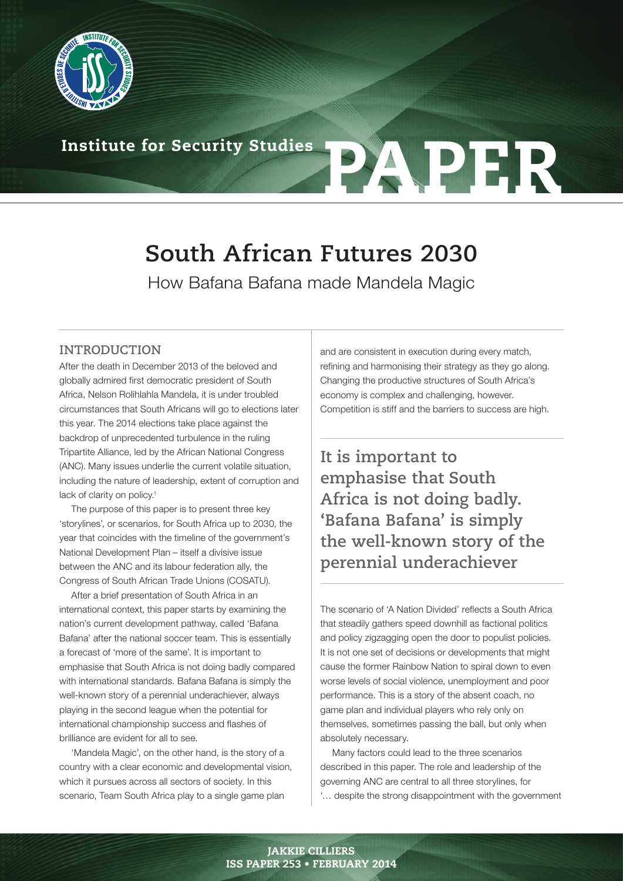Institute for Security Studies

# PAPER

# South African Futures 2030

How Bafana Bafana made Mandela Magic

## INTRODUCTION

After the death in December 2013 of the beloved and globally admired first democratic president of South Africa, Nelson Rolihlahla Mandela, it is under troubled circumstances that South Africans will go to elections later this year. The 2014 elections take place against the backdrop of unprecedented turbulence in the ruling Tripartite Alliance, led by the African National Congress (ANC). Many issues underlie the current volatile situation, including the nature of leadership, extent of corruption and lack of clarity on policy.[1]

The purpose of this paper is to present three key 'storylines', or scenarios, for South Africa up to 2030, the year that coincides with the timeline of the government's National Development Plan – itself a divisive issue between the ANC and its labour federation ally, the Congress of South African Trade Unions (COSATU).

After a brief presentation of South Africa in an international context, this paper starts by examining the nation's current development pathway, called 'Bafana Bafana' after the national soccer team. This is essentially a forecast of 'more of the same'. It is important to emphasise that South Africa is not doing badly compared with international standards. Bafana Bafana is simply the well-known story of a perennial underachiever, always playing in the second league when the potential for international championship success and flashes of brilliance are evident for all to see.

'Mandela Magic', on the other hand, is the story of a country with a clear economic and developmental vision, which it pursues across all sectors of society. In this scenario, Team South Africa play to a single game plan and are consistent in execution during every match, refining and harmonising their strategy as they go along. Changing the productive structures of South Africa's economy is complex and challenging, however. Competition is stiff and the barriers to success are high.

**It is important to emphasise that South Africa is not doing badly. 'Bafana Bafana' is simply the well-known story of the perennial underachiever**

The scenario of 'A Nation Divided' reflects a South Africa that steadily gathers speed downhill as factional politics and policy zigzagging open the door to populist policies. It is not one set of decisions or developments that might cause the former Rainbow Nation to spiral down to even worse levels of social violence, unemployment and poor performance. This is a story of the absent coach, no game plan and individual players who rely only on themselves, sometimes passing the ball, but only when absolutely necessary.

Many factors could lead to the three scenarios described in this paper. The role and leadership of the governing ANC are central to all three storylines, for '… despite the strong disappointment with the government

JAKKIE CILLIERS

ISS PAPER 253 • FEBRUARY 2014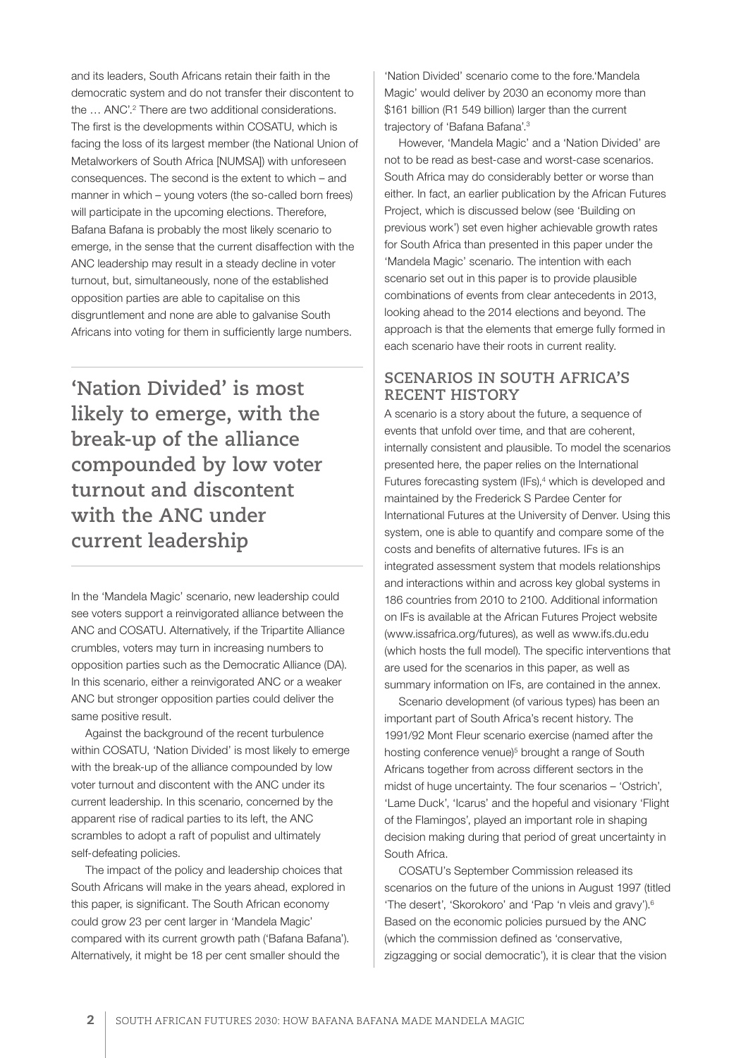and its leaders, South Africans retain their faith in the democratic system and do not transfer their discontent to the … ANC'.[2] There are two additional considerations. The first is the developments within COSATU, which is facing the loss of its largest member (the National Union of Metalworkers of South Africa [NUMSA]) with unforeseen consequences. The second is the extent to which – and manner in which – young voters (the so-called born frees) will participate in the upcoming elections. Therefore, Bafana Bafana is probably the most likely scenario to emerge, in the sense that the current disaffection with the ANC leadership may result in a steady decline in voter turnout, but, simultaneously, none of the established opposition parties are able to capitalise on this disgruntlement and none are able to galvanise South Africans into voting for them in sufficiently large numbers.

**'Nation Divided' is most likely to emerge, with the break-up of the alliance compounded by low voter turnout and discontent with the ANC under current leadership**

In the 'Mandela Magic' scenario, new leadership could see voters support a reinvigorated alliance between the ANC and COSATU. Alternatively, if the Tripartite Alliance crumbles, voters may turn in increasing numbers to opposition parties such as the Democratic Alliance (DA). In this scenario, either a reinvigorated ANC or a weaker ANC but stronger opposition parties could deliver the same positive result.

Against the background of the recent turbulence within COSATU, 'Nation Divided' is most likely to emerge with the break-up of the alliance compounded by low voter turnout and discontent with the ANC under its current leadership. In this scenario, concerned by the apparent rise of radical parties to its left, the ANC scrambles to adopt a raft of populist and ultimately self-defeating policies.

The impact of the policy and leadership choices that South Africans will make in the years ahead, explored in this paper, is significant. The South African economy could grow 23 per cent larger in 'Mandela Magic' compared with its current growth path ('Bafana Bafana'). Alternatively, it might be 18 per cent smaller should the 'Nation Divided' scenario come to the fore.'Mandela Magic' would deliver by 2030 an economy more than \$161 billion (R1 549 billion) larger than the current trajectory of 'Bafana Bafana'.[3]

However, 'Mandela Magic' and a 'Nation Divided' are not to be read as best-case and worst-case scenarios. South Africa may do considerably better or worse than either. In fact, an earlier publication by the African Futures Project, which is discussed below (see 'Building on previous work') set even higher achievable growth rates for South Africa than presented in this paper under the 'Mandela Magic' scenario. The intention with each scenario set out in this paper is to provide plausible combinations of events from clear antecedents in 2013, looking ahead to the 2014 elections and beyond. The approach is that the elements that emerge fully formed in each scenario have their roots in current reality.

## SCENARIOS IN SOUTH AFRICA'S RECENT HISTORY

A scenario is a story about the future, a sequence of events that unfold over time, and that are coherent, internally consistent and plausible. To model the scenarios presented here, the paper relies on the International Futures forecasting system (IFs),[4] which is developed and maintained by the Frederick S Pardee Center for International Futures at the University of Denver. Using this system, one is able to quantify and compare some of the costs and benefits of alternative futures. IFs is an integrated assessment system that models relationships and interactions within and across key global systems in 186 countries from 2010 to 2100. Additional information on IFs is available at the African Futures Project website (www.issafrica.org/futures), as well as www.ifs.du.edu (which hosts the full model). The specific interventions that are used for the scenarios in this paper, as well as summary information on IFs, are contained in the annex.

Scenario development (of various types) has been an important part of South Africa's recent history. The 1991/92 Mont Fleur scenario exercise (named after the hosting conference venue)[5] brought a range of South Africans together from across different sectors in the midst of huge uncertainty. The four scenarios – 'Ostrich', 'Lame Duck', 'Icarus' and the hopeful and visionary 'Flight of the Flamingos', played an important role in shaping decision making during that period of great uncertainty in South Africa.

COSATU's September Commission released its scenarios on the future of the unions in August 1997 (titled 'The desert', 'Skorokoro' and 'Pap 'n vleis and gravy').[6] Based on the economic policies pursued by the ANC (which the commission defined as 'conservative, zigzagging or social democratic'), it is clear that the vision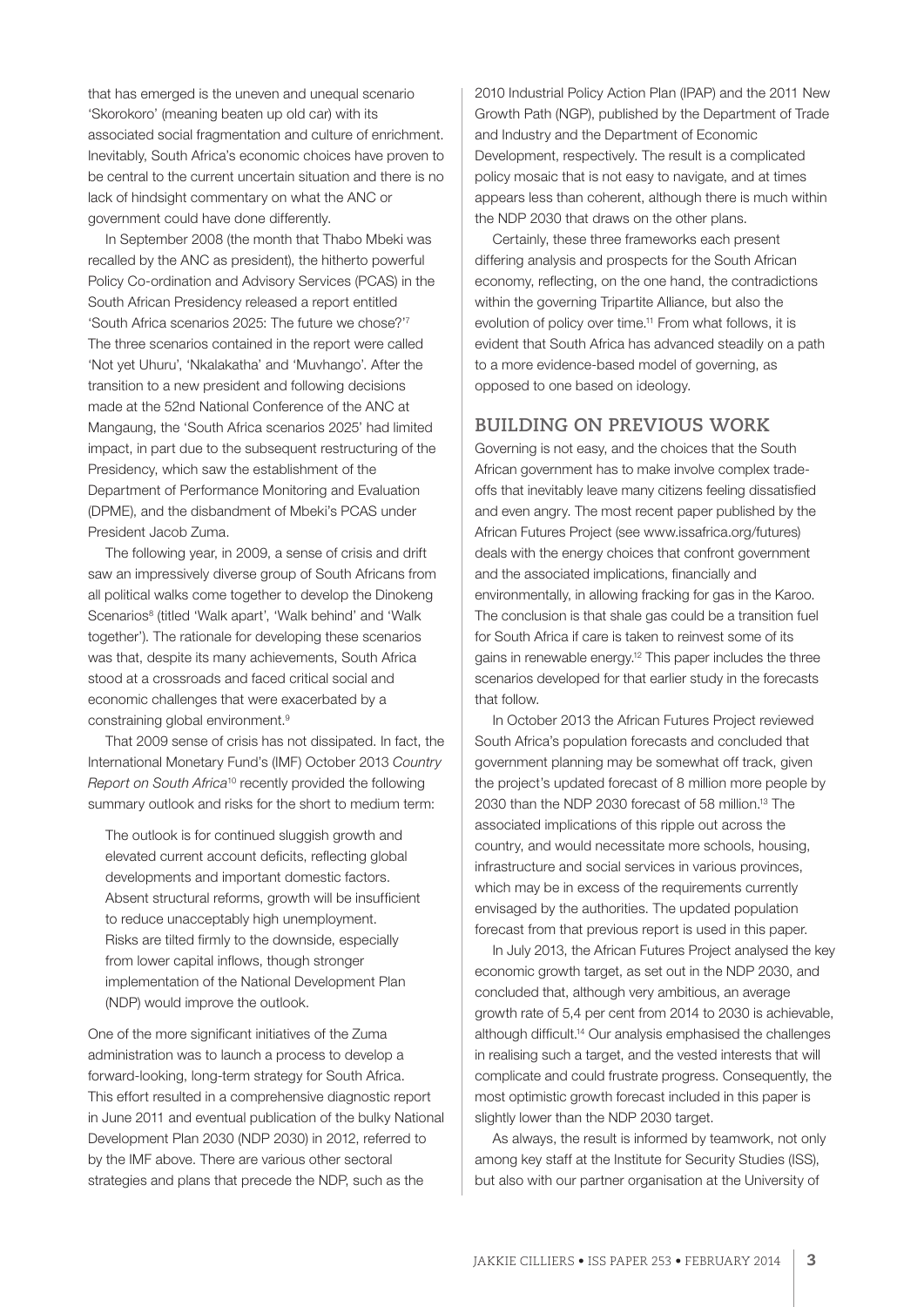that has emerged is the uneven and unequal scenario 'Skorokoro' (meaning beaten up old car) with its associated social fragmentation and culture of enrichment. Inevitably, South Africa's economic choices have proven to be central to the current uncertain situation and there is no lack of hindsight commentary on what the ANC or government could have done differently.

In September 2008 (the month that Thabo Mbeki was recalled by the ANC as president), the hitherto powerful Policy Co-ordination and Advisory Services (PCAS) in the South African Presidency released a report entitled 'South Africa scenarios 2025: The future we chose?'[7] The three scenarios contained in the report were called 'Not yet Uhuru', 'Nkalakatha' and 'Muvhango'. After the transition to a new president and following decisions made at the 52nd National Conference of the ANC at Mangaung, the 'South Africa scenarios 2025' had limited impact, in part due to the subsequent restructuring of the Presidency, which saw the establishment of the Department of Performance Monitoring and Evaluation (DPME), and the disbandment of Mbeki's PCAS under President Jacob Zuma.

The following year, in 2009, a sense of crisis and drift saw an impressively diverse group of South Africans from all political walks come together to develop the Dinokeng Scenarios[8] (titled 'Walk apart', 'Walk behind' and 'Walk together'). The rationale for developing these scenarios was that, despite its many achievements, South Africa stood at a crossroads and faced critical social and economic challenges that were exacerbated by a constraining global environment.[9]

That 2009 sense of crisis has not dissipated. In fact, the International Monetary Fund's (IMF) October 2013 *Country Report on South Africa*[10] recently provided the following summary outlook and risks for the short to medium term:

> The outlook is for continued sluggish growth and elevated current account deficits, reflecting global developments and important domestic factors. Absent structural reforms, growth will be insufficient to reduce unacceptably high unemployment. Risks are tilted firmly to the downside, especially from lower capital inflows, though stronger implementation of the National Development Plan (NDP) would improve the outlook.

One of the more significant initiatives of the Zuma administration was to launch a process to develop a forward-looking, long-term strategy for South Africa. This effort resulted in a comprehensive diagnostic report in June 2011 and eventual publication of the bulky National Development Plan 2030 (NDP 2030) in 2012, referred to by the IMF above. There are various other sectoral strategies and plans that precede the NDP, such as the 2010 Industrial Policy Action Plan (IPAP) and the 2011 New Growth Path (NGP), published by the Department of Trade and Industry and the Department of Economic Development, respectively. The result is a complicated policy mosaic that is not easy to navigate, and at times appears less than coherent, although there is much within the NDP 2030 that draws on the other plans.

Certainly, these three frameworks each present differing analysis and prospects for the South African economy, reflecting, on the one hand, the contradictions within the governing Tripartite Alliance, but also the evolution of policy over time.[11] From what follows, it is evident that South Africa has advanced steadily on a path to a more evidence-based model of governing, as opposed to one based on ideology.

## BUILDING ON PREVIOUS WORK

Governing is not easy, and the choices that the South African government has to make involve complex trade-offs that inevitably leave many citizens feeling dissatisfied and even angry. The most recent paper published by the African Futures Project (see www.issafrica.org/futures) deals with the energy choices that confront government and the associated implications, financially and environmentally, in allowing fracking for gas in the Karoo. The conclusion is that shale gas could be a transition fuel for South Africa if care is taken to reinvest some of its gains in renewable energy.[12] This paper includes the three scenarios developed for that earlier study in the forecasts that follow.

In October 2013 the African Futures Project reviewed South Africa's population forecasts and concluded that government planning may be somewhat off track, given the project's updated forecast of 8 million more people by 2030 than the NDP 2030 forecast of 58 million.[13] The associated implications of this ripple out across the country, and would necessitate more schools, housing, infrastructure and social services in various provinces, which may be in excess of the requirements currently envisaged by the authorities. The updated population forecast from that previous report is used in this paper.

In July 2013, the African Futures Project analysed the key economic growth target, as set out in the NDP 2030, and concluded that, although very ambitious, an average growth rate of 5,4 per cent from 2014 to 2030 is achievable, although difficult.[14] Our analysis emphasised the challenges in realising such a target, and the vested interests that will complicate and could frustrate progress. Consequently, the most optimistic growth forecast included in this paper is slightly lower than the NDP 2030 target.

As always, the result is informed by teamwork, not only among key staff at the Institute for Security Studies (ISS), but also with our partner organisation at the University of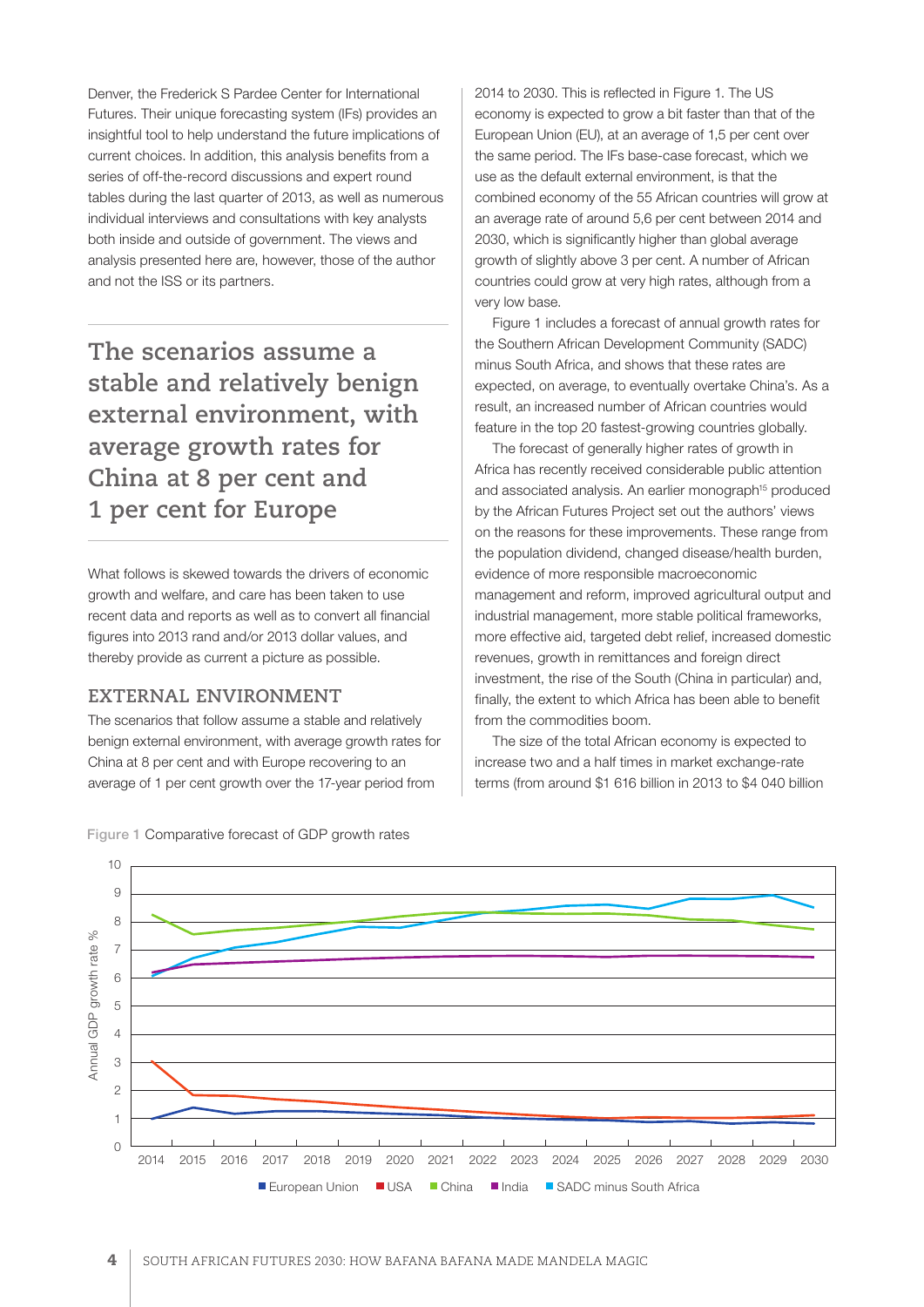Denver, the Frederick S Pardee Center for International Futures. Their unique forecasting system (IFs) provides an insightful tool to help understand the future implications of current choices. In addition, this analysis benefits from a series of off-the-record discussions and expert round tables during the last quarter of 2013, as well as numerous individual interviews and consultations with key analysts both inside and outside of government. The views and analysis presented here are, however, those of the author and not the ISS or its partners.

> **The scenarios assume a stable and relatively benign external environment, with average growth rates for China at 8 per cent and 1 per cent for Europe**

What follows is skewed towards the drivers of economic growth and welfare, and care has been taken to use recent data and reports as well as to convert all financial figures into 2013 rand and/or 2013 dollar values, and thereby provide as current a picture as possible.

## EXTERNAL ENVIRONMENT

The scenarios that follow assume a stable and relatively benign external environment, with average growth rates for China at 8 per cent and with Europe recovering to an average of 1 per cent growth over the 17-year period from 2014 to 2030. This is reflected in Figure 1. The US economy is expected to grow a bit faster than that of the European Union (EU), at an average of 1,5 per cent over the same period. The IFs base-case forecast, which we use as the default external environment, is that the combined economy of the 55 African countries will grow at an average rate of around 5,6 per cent between 2014 and 2030, which is significantly higher than global average growth of slightly above 3 per cent. A number of African countries could grow at very high rates, although from a very low base.

Figure 1 includes a forecast of annual growth rates for the Southern African Development Community (SADC) minus South Africa, and shows that these rates are expected, on average, to eventually overtake China's. As a result, an increased number of African countries would feature in the top 20 fastest-growing countries globally.

The forecast of generally higher rates of growth in Africa has recently received considerable public attention and associated analysis. An earlier monograph[15] produced by the African Futures Project set out the authors' views on the reasons for these improvements. These range from the population dividend, changed disease/health burden, evidence of more responsible macroeconomic management and reform, improved agricultural output and industrial management, more stable political frameworks, more effective aid, targeted debt relief, increased domestic revenues, growth in remittances and foreign direct investment, the rise of the South (China in particular) and, finally, the extent to which Africa has been able to benefit from the commodities boom.

The size of the total African economy is expected to increase two and a half times in market exchange-rate terms (from around $1 616 billion in 2013 to $4 040 billion

Figure 1 Comparative forecast of GDP growth rates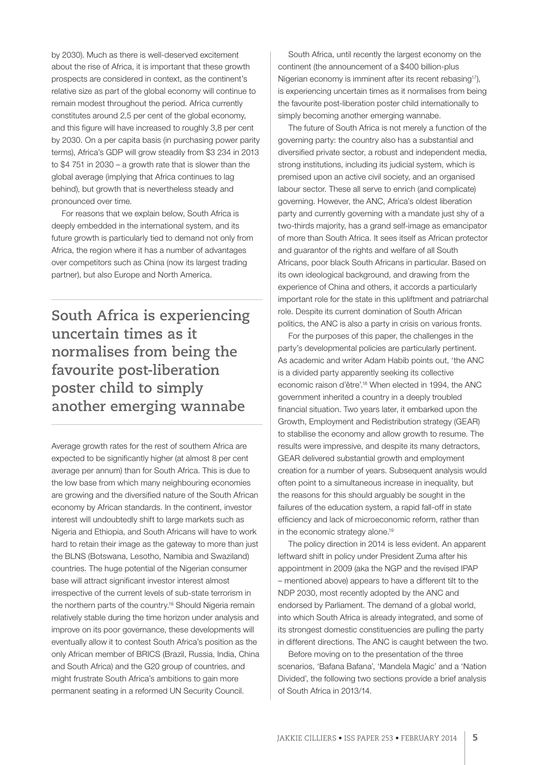by 2030). Much as there is well-deserved excitement about the rise of Africa, it is important that these growth prospects are considered in context, as the continent's relative size as part of the global economy will continue to remain modest throughout the period. Africa currently constitutes around 2,5 per cent of the global economy, and this figure will have increased to roughly 3,8 per cent by 2030. On a per capita basis (in purchasing power parity terms), Africa's GDP will grow steadily from $3 234 in 2013 to $4 751 in 2030 – a growth rate that is slower than the global average (implying that Africa continues to lag behind), but growth that is nevertheless steady and pronounced over time.

For reasons that we explain below, South Africa is deeply embedded in the international system, and its future growth is particularly tied to demand not only from Africa, the region where it has a number of advantages over competitors such as China (now its largest trading partner), but also Europe and North America.

> **South Africa is experiencing uncertain times as it normalises from being the favourite post-liberation poster child to simply another emerging wannabe**

Average growth rates for the rest of southern Africa are expected to be significantly higher (at almost 8 per cent average per annum) than for South Africa. This is due to the low base from which many neighbouring economies are growing and the diversified nature of the South African economy by African standards. In the continent, investor interest will undoubtedly shift to large markets such as Nigeria and Ethiopia, and South Africans will have to work hard to retain their image as the gateway to more than just the BLNS (Botswana, Lesotho, Namibia and Swaziland) countries. The huge potential of the Nigerian consumer base will attract significant investor interest almost irrespective of the current levels of sub-state terrorism in the northern parts of the country.[16] Should Nigeria remain relatively stable during the time horizon under analysis and improve on its poor governance, these developments will eventually allow it to contest South Africa's position as the only African member of BRICS (Brazil, Russia, India, China and South Africa) and the G20 group of countries, and might frustrate South Africa's ambitions to gain more permanent seating in a reformed UN Security Council.

South Africa, until recently the largest economy on the continent (the announcement of a $400 billion-plus Nigerian economy is imminent after its recent rebasing[17]), is experiencing uncertain times as it normalises from being the favourite post-liberation poster child internationally to simply becoming another emerging wannabe.

The future of South Africa is not merely a function of the governing party: the country also has a substantial and diversified private sector, a robust and independent media, strong institutions, including its judicial system, which is premised upon an active civil society, and an organised labour sector. These all serve to enrich (and complicate) governing. However, the ANC, Africa's oldest liberation party and currently governing with a mandate just shy of a two-thirds majority, has a grand self-image as emancipator of more than South Africa. It sees itself as African protector and guarantor of the rights and welfare of all South Africans, poor black South Africans in particular. Based on its own ideological background, and drawing from the experience of China and others, it accords a particularly important role for the state in this upliftment and patriarchal role. Despite its current domination of South African politics, the ANC is also a party in crisis on various fronts.

For the purposes of this paper, the challenges in the party's developmental policies are particularly pertinent. As academic and writer Adam Habib points out, 'the ANC is a divided party apparently seeking its collective economic raison d'être'.[18] When elected in 1994, the ANC government inherited a country in a deeply troubled financial situation. Two years later, it embarked upon the Growth, Employment and Redistribution strategy (GEAR) to stabilise the economy and allow growth to resume. The results were impressive, and despite its many detractors, GEAR delivered substantial growth and employment creation for a number of years. Subsequent analysis would often point to a simultaneous increase in inequality, but the reasons for this should arguably be sought in the failures of the education system, a rapid fall-off in state efficiency and lack of microeconomic reform, rather than in the economic strategy alone.[19]

The policy direction in 2014 is less evident. An apparent leftward shift in policy under President Zuma after his appointment in 2009 (aka the NGP and the revised IPAP – mentioned above) appears to have a different tilt to the NDP 2030, most recently adopted by the ANC and endorsed by Parliament. The demand of a global world, into which South Africa is already integrated, and some of its strongest domestic constituencies are pulling the party in different directions. The ANC is caught between the two.

Before moving on to the presentation of the three scenarios, 'Bafana Bafana', 'Mandela Magic' and a 'Nation Divided', the following two sections provide a brief analysis of South Africa in 2013/14.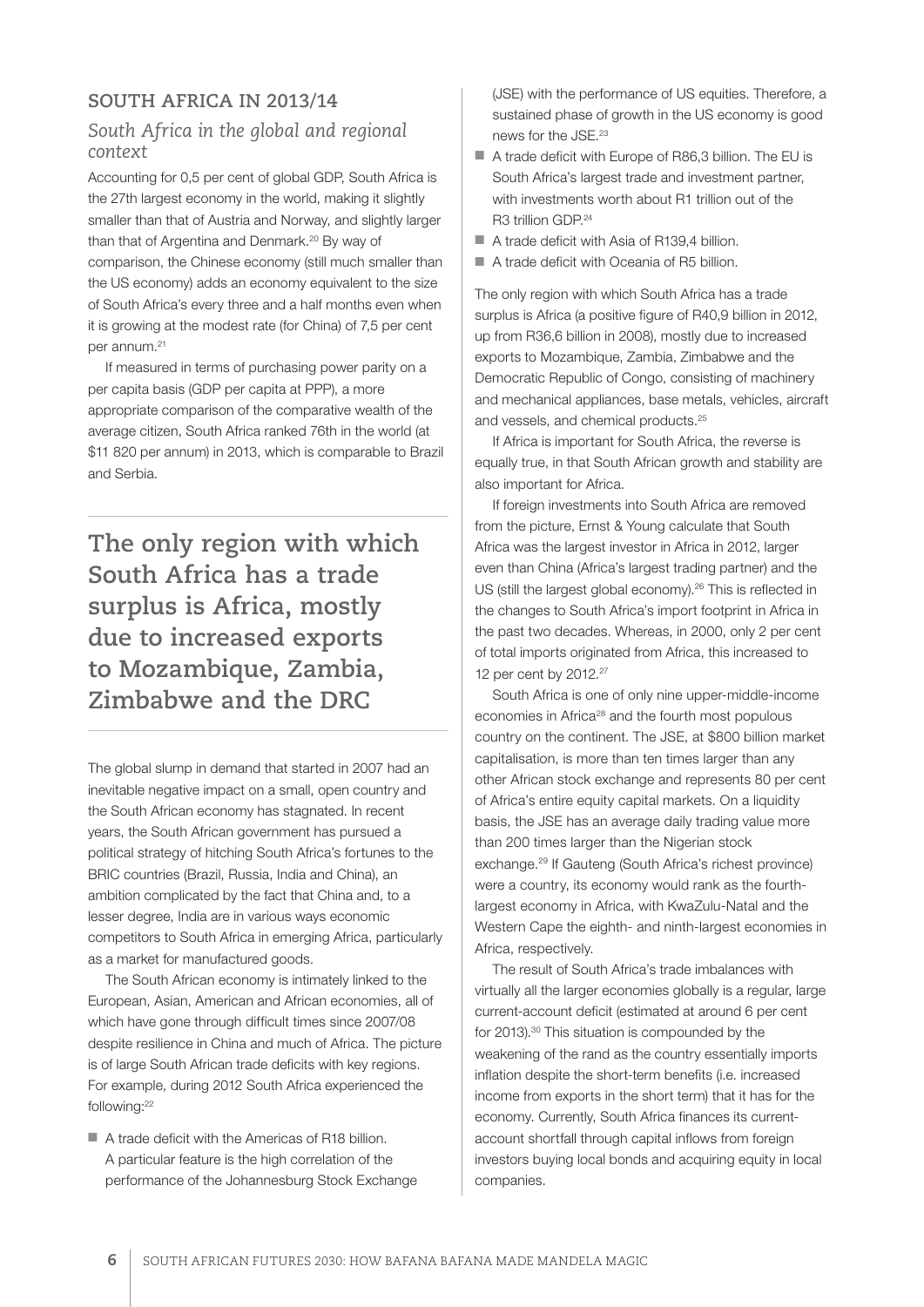## SOUTH AFRICA IN 2013/14

### *South Africa in the global and regional context*

Accounting for 0,5 per cent of global GDP, South Africa is the 27th largest economy in the world, making it slightly smaller than that of Austria and Norway, and slightly larger than that of Argentina and Denmark.[20] By way of comparison, the Chinese economy (still much smaller than the US economy) adds an economy equivalent to the size of South Africa's every three and a half months even when it is growing at the modest rate (for China) of 7,5 per cent per annum.[21]

If measured in terms of purchasing power parity on a per capita basis (GDP per capita at PPP), a more appropriate comparison of the comparative wealth of the average citizen, South Africa ranked 76th in the world (at $11 820 per annum) in 2013, which is comparable to Brazil and Serbia.

**The only region with which South Africa has a trade surplus is Africa, mostly due to increased exports to Mozambique, Zambia, Zimbabwe and the DRC**

The global slump in demand that started in 2007 had an inevitable negative impact on a small, open country and the South African economy has stagnated. In recent years, the South African government has pursued a political strategy of hitching South Africa's fortunes to the BRIC countries (Brazil, Russia, India and China), an ambition complicated by the fact that China and, to a lesser degree, India are in various ways economic competitors to South Africa in emerging Africa, particularly as a market for manufactured goods.

The South African economy is intimately linked to the European, Asian, American and African economies, all of which have gone through difficult times since 2007/08 despite resilience in China and much of Africa. The picture is of large South African trade deficits with key regions. For example, during 2012 South Africa experienced the following:[22]

- A trade deficit with the Americas of R18 billion. A particular feature is the high correlation of the performance of the Johannesburg Stock Exchange (JSE) with the performance of US equities. Therefore, a sustained phase of growth in the US economy is good news for the JSE.[23]
- A trade deficit with Europe of R86,3 billion. The EU is South Africa's largest trade and investment partner, with investments worth about R1 trillion out of the R3 trillion GDP.[24]
- A trade deficit with Asia of R139,4 billion.
- A trade deficit with Oceania of R5 billion.

The only region with which South Africa has a trade surplus is Africa (a positive figure of R40,9 billion in 2012, up from R36,6 billion in 2008), mostly due to increased exports to Mozambique, Zambia, Zimbabwe and the Democratic Republic of Congo, consisting of machinery and mechanical appliances, base metals, vehicles, aircraft and vessels, and chemical products.[25]

If Africa is important for South Africa, the reverse is equally true, in that South African growth and stability are also important for Africa.

If foreign investments into South Africa are removed from the picture, Ernst & Young calculate that South Africa was the largest investor in Africa in 2012, larger even than China (Africa's largest trading partner) and the US (still the largest global economy).[26] This is reflected in the changes to South Africa's import footprint in Africa in the past two decades. Whereas, in 2000, only 2 per cent of total imports originated from Africa, this increased to 12 per cent by 2012.[27]

South Africa is one of only nine upper-middle-income economies in Africa[28] and the fourth most populous country on the continent. The JSE, at $800 billion market capitalisation, is more than ten times larger than any other African stock exchange and represents 80 per cent of Africa's entire equity capital markets. On a liquidity basis, the JSE has an average daily trading value more than 200 times larger than the Nigerian stock exchange.[29] If Gauteng (South Africa's richest province) were a country, its economy would rank as the fourth-largest economy in Africa, with KwaZulu-Natal and the Western Cape the eighth- and ninth-largest economies in Africa, respectively.

The result of South Africa's trade imbalances with virtually all the larger economies globally is a regular, large current-account deficit (estimated at around 6 per cent for 2013).[30] This situation is compounded by the weakening of the rand as the country essentially imports inflation despite the short-term benefits (i.e. increased income from exports in the short term) that it has for the economy. Currently, South Africa finances its current-account shortfall through capital inflows from foreign investors buying local bonds and acquiring equity in local companies.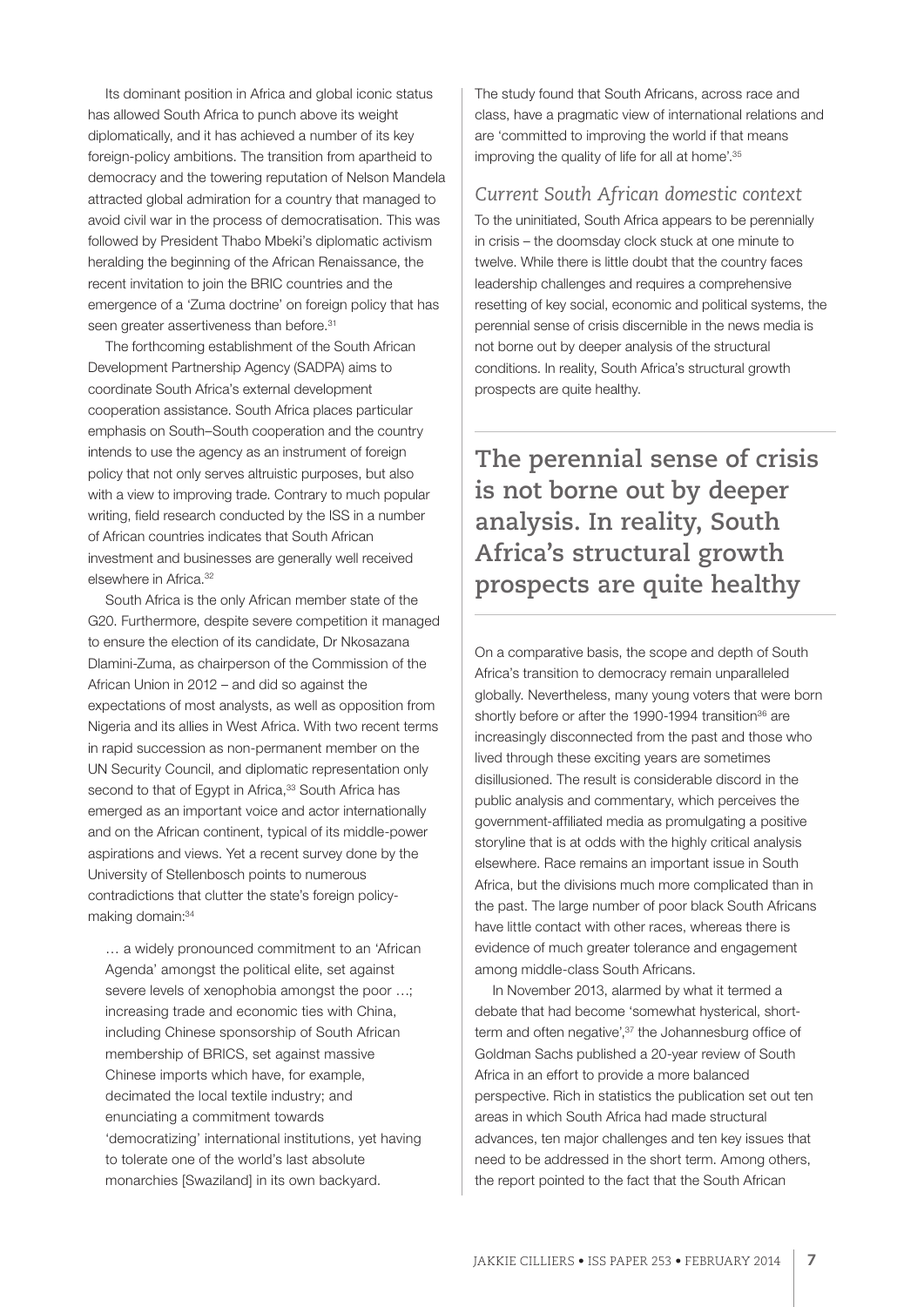Its dominant position in Africa and global iconic status has allowed South Africa to punch above its weight diplomatically, and it has achieved a number of its key foreign-policy ambitions. The transition from apartheid to democracy and the towering reputation of Nelson Mandela attracted global admiration for a country that managed to avoid civil war in the process of democratisation. This was followed by President Thabo Mbeki's diplomatic activism heralding the beginning of the African Renaissance, the recent invitation to join the BRIC countries and the emergence of a 'Zuma doctrine' on foreign policy that has seen greater assertiveness than before.[31]

The forthcoming establishment of the South African Development Partnership Agency (SADPA) aims to coordinate South Africa's external development cooperation assistance. South Africa places particular emphasis on South–South cooperation and the country intends to use the agency as an instrument of foreign policy that not only serves altruistic purposes, but also with a view to improving trade. Contrary to much popular writing, field research conducted by the ISS in a number of African countries indicates that South African investment and businesses are generally well received elsewhere in Africa.[32]

South Africa is the only African member state of the G20. Furthermore, despite severe competition it managed to ensure the election of its candidate, Dr Nkosazana Dlamini-Zuma, as chairperson of the Commission of the African Union in 2012 – and did so against the expectations of most analysts, as well as opposition from Nigeria and its allies in West Africa. With two recent terms in rapid succession as non-permanent member on the UN Security Council, and diplomatic representation only second to that of Egypt in Africa,[33] South Africa has emerged as an important voice and actor internationally and on the African continent, typical of its middle-power aspirations and views. Yet a recent survey done by the University of Stellenbosch points to numerous contradictions that clutter the state's foreign policy-making domain:[34]

> … a widely pronounced commitment to an 'African Agenda' amongst the political elite, set against severe levels of xenophobia amongst the poor …; increasing trade and economic ties with China, including Chinese sponsorship of South African membership of BRICS, set against massive Chinese imports which have, for example, decimated the local textile industry; and enunciating a commitment towards 'democratizing' international institutions, yet having to tolerate one of the world's last absolute monarchies [Swaziland] in its own backyard.

The study found that South Africans, across race and class, have a pragmatic view of international relations and are 'committed to improving the world if that means improving the quality of life for all at home'.[35]

## *Current South African domestic context*

To the uninitiated, South Africa appears to be perennially in crisis – the doomsday clock stuck at one minute to twelve. While there is little doubt that the country faces leadership challenges and requires a comprehensive resetting of key social, economic and political systems, the perennial sense of crisis discernible in the news media is not borne out by deeper analysis of the structural conditions. In reality, South Africa's structural growth prospects are quite healthy.

**The perennial sense of crisis is not borne out by deeper analysis. In reality, South Africa's structural growth prospects are quite healthy**

On a comparative basis, the scope and depth of South Africa's transition to democracy remain unparalleled globally. Nevertheless, many young voters that were born shortly before or after the 1990-1994 transition[36] are increasingly disconnected from the past and those who lived through these exciting years are sometimes disillusioned. The result is considerable discord in the public analysis and commentary, which perceives the government-affiliated media as promulgating a positive storyline that is at odds with the highly critical analysis elsewhere. Race remains an important issue in South Africa, but the divisions much more complicated than in the past. The large number of poor black South Africans have little contact with other races, whereas there is evidence of much greater tolerance and engagement among middle-class South Africans.

In November 2013, alarmed by what it termed a debate that had become 'somewhat hysterical, short-term and often negative',[37] the Johannesburg office of Goldman Sachs published a 20-year review of South Africa in an effort to provide a more balanced perspective. Rich in statistics the publication set out ten areas in which South Africa had made structural advances, ten major challenges and ten key issues that need to be addressed in the short term. Among others, the report pointed to the fact that the South African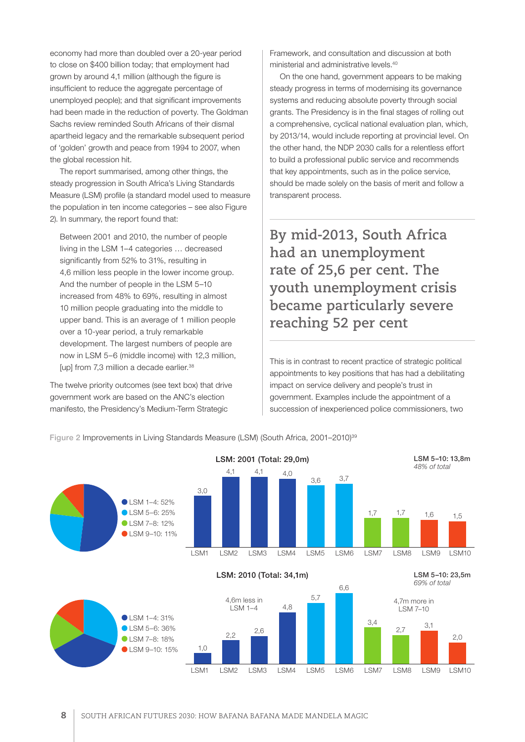economy had more than doubled over a 20-year period to close on $400 billion today; that employment had grown by around 4,1 million (although the figure is insufficient to reduce the aggregate percentage of unemployed people); and that significant improvements had been made in the reduction of poverty. The Goldman Sachs review reminded South Africans of their dismal apartheid legacy and the remarkable subsequent period of 'golden' growth and peace from 1994 to 2007, when the global recession hit.

The report summarised, among other things, the steady progression in South Africa's Living Standards Measure (LSM) profile (a standard model used to measure the population in ten income categories – see also Figure 2). In summary, the report found that:

> Between 2001 and 2010, the number of people living in the LSM 1–4 categories … decreased significantly from 52% to 31%, resulting in 4,6 million less people in the lower income group. And the number of people in the LSM 5–10 increased from 48% to 69%, resulting in almost 10 million people graduating into the middle to upper band. This is an average of 1 million people over a 10-year period, a truly remarkable development. The largest numbers of people are now in LSM 5–6 (middle income) with 12,3 million, [up] from 7,3 million a decade earlier.[38]

The twelve priority outcomes (see text box) that drive government work are based on the ANC's election manifesto, the Presidency's Medium-Term Strategic Framework, and consultation and discussion at both ministerial and administrative levels.[40]

On the one hand, government appears to be making steady progress in terms of modernising its governance systems and reducing absolute poverty through social grants. The Presidency is in the final stages of rolling out a comprehensive, cyclical national evaluation plan, which, by 2013/14, would include reporting at provincial level. On the other hand, the NDP 2030 calls for a relentless effort to build a professional public service and recommends that key appointments, such as in the police service, should be made solely on the basis of merit and follow a transparent process.

**By mid-2013, South Africa had an unemployment rate of 25,6 per cent. The youth unemployment crisis became particularly severe reaching 52 per cent**

This is in contrast to recent practice of strategic political appointments to key positions that has had a debilitating impact on service delivery and people's trust in government. Examples include the appointment of a succession of inexperienced police commissioners, two

Figure 2 Improvements in Living Standards Measure (LSM) (South Africa, 2001–2010)[39]

**LSM: 2001 (Total: 29,0m)** — LSM 5–10: 13,8m, *48% of total*

LSM 1–4: 52% · LSM 5–6: 25% · LSM 7–8: 12% · LSM 9–10: 11%

| LSM1 | LSM2 | LSM3 | LSM4 | LSM5 | LSM6 | LSM7 | LSM8 | LSM9 | LSM10 |
|---|---|---|---|---|---|---|---|---|---|
| 3,0 | 4,1 | 4,1 | 4,0 | 3,6 | 3,7 | 1,7 | 1,7 | 1,6 | 1,5 |

**LSM: 2010 (Total: 34,1m)** — LSM 5–10: 23,5m, *69% of total*

LSM 1–4: 31% · LSM 5–6: 36% · LSM 7–8: 18% · LSM 9–10: 15%

4,6m less in LSM 1–4; 4,7m more in LSM 7–10

| LSM1 | LSM2 | LSM3 | LSM4 | LSM5 | LSM6 | LSM7 | LSM8 | LSM9 | LSM10 |
|---|---|---|---|---|---|---|---|---|---|
| 1,0 | 2,2 | 2,6 | 4,8 | 5,7 | 6,6 | 3,4 | 2,7 | 3,1 | 2,0 |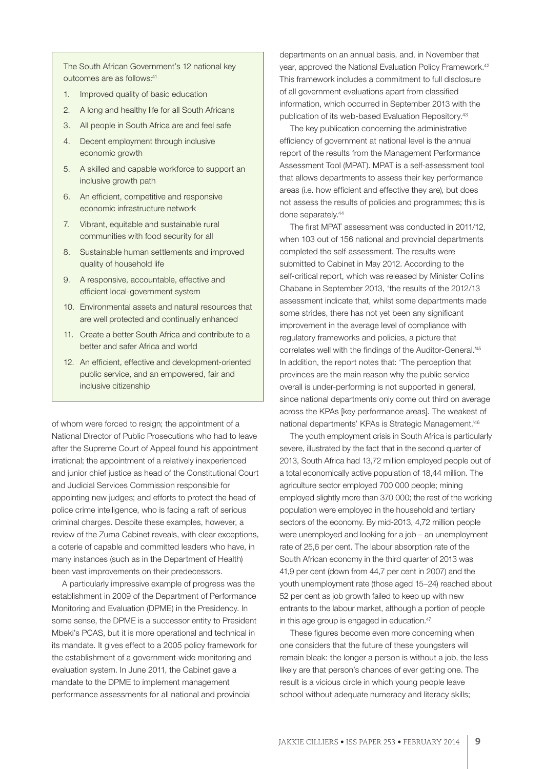The South African Government's 12 national key outcomes are as follows:[41]

1. Improved quality of basic education
2. A long and healthy life for all South Africans
3. All people in South Africa are and feel safe
4. Decent employment through inclusive economic growth
5. A skilled and capable workforce to support an inclusive growth path
6. An efficient, competitive and responsive economic infrastructure network
7. Vibrant, equitable and sustainable rural communities with food security for all
8. Sustainable human settlements and improved quality of household life
9. A responsive, accountable, effective and efficient local-government system
10. Environmental assets and natural resources that are well protected and continually enhanced
11. Create a better South Africa and contribute to a better and safer Africa and world
12. An efficient, effective and development-oriented public service, and an empowered, fair and inclusive citizenship

of whom were forced to resign; the appointment of a National Director of Public Prosecutions who had to leave after the Supreme Court of Appeal found his appointment irrational; the appointment of a relatively inexperienced and junior chief justice as head of the Constitutional Court and Judicial Services Commission responsible for appointing new judges; and efforts to protect the head of police crime intelligence, who is facing a raft of serious criminal charges. Despite these examples, however, a review of the Zuma Cabinet reveals, with clear exceptions, a coterie of capable and committed leaders who have, in many instances (such as in the Department of Health) been vast improvements on their predecessors.

A particularly impressive example of progress was the establishment in 2009 of the Department of Performance Monitoring and Evaluation (DPME) in the Presidency. In some sense, the DPME is a successor entity to President Mbeki's PCAS, but it is more operational and technical in its mandate. It gives effect to a 2005 policy framework for the establishment of a government-wide monitoring and evaluation system. In June 2011, the Cabinet gave a mandate to the DPME to implement management performance assessments for all national and provincial departments on an annual basis, and, in November that year, approved the National Evaluation Policy Framework.[42] This framework includes a commitment to full disclosure of all government evaluations apart from classified information, which occurred in September 2013 with the publication of its web-based Evaluation Repository.[43]

The key publication concerning the administrative efficiency of government at national level is the annual report of the results from the Management Performance Assessment Tool (MPAT). MPAT is a self-assessment tool that allows departments to assess their key performance areas (i.e. how efficient and effective they are), but does not assess the results of policies and programmes; this is done separately.[44]

The first MPAT assessment was conducted in 2011/12, when 103 out of 156 national and provincial departments completed the self-assessment. The results were submitted to Cabinet in May 2012. According to the self-critical report, which was released by Minister Collins Chabane in September 2013, 'the results of the 2012/13 assessment indicate that, whilst some departments made some strides, there has not yet been any significant improvement in the average level of compliance with regulatory frameworks and policies, a picture that correlates well with the findings of the Auditor-General.'[45] In addition, the report notes that: 'The perception that provinces are the main reason why the public service overall is under-performing is not supported in general, since national departments only come out third on average across the KPAs [key performance areas]. The weakest of national departments' KPAs is Strategic Management.'[46]

The youth employment crisis in South Africa is particularly severe, illustrated by the fact that in the second quarter of 2013, South Africa had 13,72 million employed people out of a total economically active population of 18,44 million. The agriculture sector employed 700 000 people; mining employed slightly more than 370 000; the rest of the working population were employed in the household and tertiary sectors of the economy. By mid-2013, 4,72 million people were unemployed and looking for a job – an unemployment rate of 25,6 per cent. The labour absorption rate of the South African economy in the third quarter of 2013 was 41,9 per cent (down from 44,7 per cent in 2007) and the youth unemployment rate (those aged 15–24) reached about 52 per cent as job growth failed to keep up with new entrants to the labour market, although a portion of people in this age group is engaged in education.[47]

These figures become even more concerning when one considers that the future of these youngsters will remain bleak: the longer a person is without a job, the less likely are that person's chances of ever getting one. The result is a vicious circle in which young people leave school without adequate numeracy and literacy skills;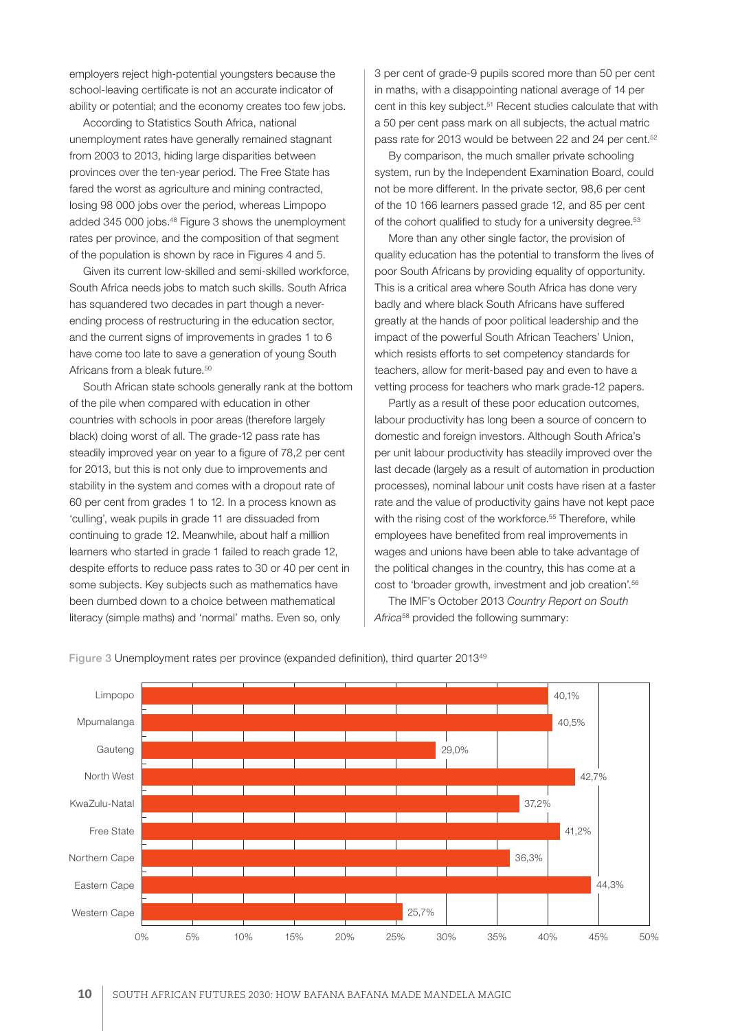employers reject high-potential youngsters because the school-leaving certificate is not an accurate indicator of ability or potential; and the economy creates too few jobs.

According to Statistics South Africa, national unemployment rates have generally remained stagnant from 2003 to 2013, hiding large disparities between provinces over the ten-year period. The Free State has fared the worst as agriculture and mining contracted, losing 98 000 jobs over the period, whereas Limpopo added 345 000 jobs.[48] Figure 3 shows the unemployment rates per province, and the composition of that segment of the population is shown by race in Figures 4 and 5.

Given its current low-skilled and semi-skilled workforce, South Africa needs jobs to match such skills. South Africa has squandered two decades in part though a never-ending process of restructuring in the education sector, and the current signs of improvements in grades 1 to 6 have come too late to save a generation of young South Africans from a bleak future.[50]

South African state schools generally rank at the bottom of the pile when compared with education in other countries with schools in poor areas (therefore largely black) doing worst of all. The grade-12 pass rate has steadily improved year on year to a figure of 78,2 per cent for 2013, but this is not only due to improvements and stability in the system and comes with a dropout rate of 60 per cent from grades 1 to 12. In a process known as 'culling', weak pupils in grade 11 are dissuaded from continuing to grade 12. Meanwhile, about half a million learners who started in grade 1 failed to reach grade 12, despite efforts to reduce pass rates to 30 or 40 per cent in some subjects. Key subjects such as mathematics have been dumbed down to a choice between mathematical literacy (simple maths) and 'normal' maths. Even so, only 3 per cent of grade-9 pupils scored more than 50 per cent in maths, with a disappointing national average of 14 per cent in this key subject.[51] Recent studies calculate that with a 50 per cent pass mark on all subjects, the actual matric pass rate for 2013 would be between 22 and 24 per cent.[52]

By comparison, the much smaller private schooling system, run by the Independent Examination Board, could not be more different. In the private sector, 98,6 per cent of the 10 166 learners passed grade 12, and 85 per cent of the cohort qualified to study for a university degree.[53]

More than any other single factor, the provision of quality education has the potential to transform the lives of poor South Africans by providing equality of opportunity. This is a critical area where South Africa has done very badly and where black South Africans have suffered greatly at the hands of poor political leadership and the impact of the powerful South African Teachers' Union, which resists efforts to set competency standards for teachers, allow for merit-based pay and even to have a vetting process for teachers who mark grade-12 papers.

Partly as a result of these poor education outcomes, labour productivity has long been a source of concern to domestic and foreign investors. Although South Africa's per unit labour productivity has steadily improved over the last decade (largely as a result of automation in production processes), nominal labour unit costs have risen at a faster rate and the value of productivity gains have not kept pace with the rising cost of the workforce.[55] Therefore, while employees have benefited from real improvements in wages and unions have been able to take advantage of the political changes in the country, this has come at a cost to 'broader growth, investment and job creation'.[56]

The IMF's October 2013 *Country Report on South Africa*[58] provided the following summary:

Figure 3 Unemployment rates per province (expanded definition), third quarter 2013[49]

| Province | Unemployment rate |
| --- | --- |
| Limpopo | 40,1% |
| Mpumalanga | 40,5% |
| Gauteng | 29,0% |
| North West | 42,7% |
| KwaZulu-Natal | 37,2% |
| Free State | 41,2% |
| Northern Cape | 36,3% |
| Eastern Cape | 44,3% |
| Western Cape | 25,7% |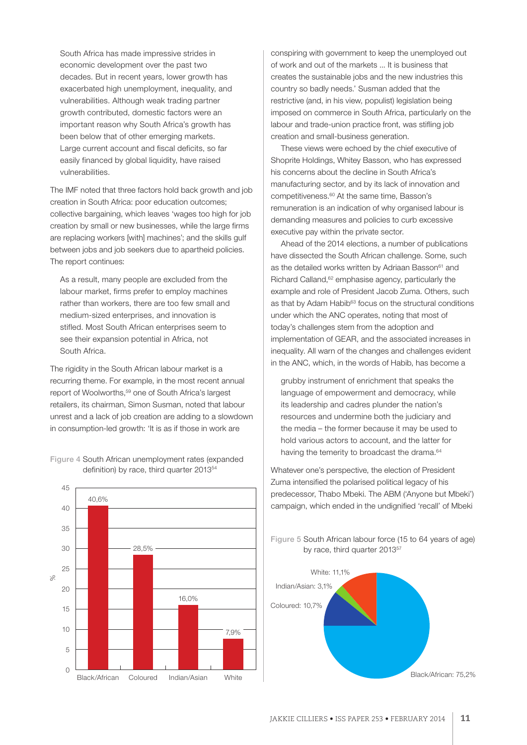> South Africa has made impressive strides in economic development over the past two decades. But in recent years, lower growth has exacerbated high unemployment, inequality, and vulnerabilities. Although weak trading partner growth contributed, domestic factors were an important reason why South Africa's growth has been below that of other emerging markets. Large current account and fiscal deficits, so far easily financed by global liquidity, have raised vulnerabilities.

The IMF noted that three factors hold back growth and job creation in South Africa: poor education outcomes; collective bargaining, which leaves 'wages too high for job creation by small or new businesses, while the large firms are replacing workers [with] machines'; and the skills gulf between jobs and job seekers due to apartheid policies. The report continues:

> As a result, many people are excluded from the labour market, firms prefer to employ machines rather than workers, there are too few small and medium-sized enterprises, and innovation is stifled. Most South African enterprises seem to see their expansion potential in Africa, not South Africa.

The rigidity in the South African labour market is a recurring theme. For example, in the most recent annual report of Woolworths,[59] one of South Africa's largest retailers, its chairman, Simon Susman, noted that labour unrest and a lack of job creation are adding to a slowdown in consumption-led growth: 'It is as if those in work are conspiring with government to keep the unemployed out of work and out of the markets ... It is business that creates the sustainable jobs and the new industries this country so badly needs.' Susman added that the restrictive (and, in his view, populist) legislation being imposed on commerce in South Africa, particularly on the labour and trade-union practice front, was stifling job creation and small-business generation.

Figure 4 South African unemployment rates (expanded definition) by race, third quarter 2013[54]

| Race | % |
|---|---|
| Black/African | 40,6% |
| Coloured | 28,5% |
| Indian/Asian | 16,0% |
| White | 7,9% |

These views were echoed by the chief executive of Shoprite Holdings, Whitey Basson, who has expressed his concerns about the decline in South Africa's manufacturing sector, and by its lack of innovation and competitiveness.[60] At the same time, Basson's remuneration is an indication of why organised labour is demanding measures and policies to curb excessive executive pay within the private sector.

Ahead of the 2014 elections, a number of publications have dissected the South African challenge. Some, such as the detailed works written by Adriaan Basson[61] and Richard Calland,[62] emphasise agency, particularly the example and role of President Jacob Zuma. Others, such as that by Adam Habib[63] focus on the structural conditions under which the ANC operates, noting that most of today's challenges stem from the adoption and implementation of GEAR, and the associated increases in inequality. All warn of the changes and challenges evident in the ANC, which, in the words of Habib, has become a

> grubby instrument of enrichment that speaks the language of empowerment and democracy, while its leadership and cadres plunder the nation's resources and undermine both the judiciary and the media – the former because it may be used to hold various actors to account, and the latter for having the temerity to broadcast the drama.[64]

Whatever one's perspective, the election of President Zuma intensified the polarised political legacy of his predecessor, Thabo Mbeki. The ABM ('Anyone but Mbeki') campaign, which ended in the undignified 'recall' of Mbeki

Figure 5 South African labour force (15 to 64 years of age) by race, third quarter 2013[57]

| Race | Share |
|---|---|
| Black/African | 75,2% |
| Coloured | 10,7% |
| Indian/Asian | 3,1% |
| White | 11,1% |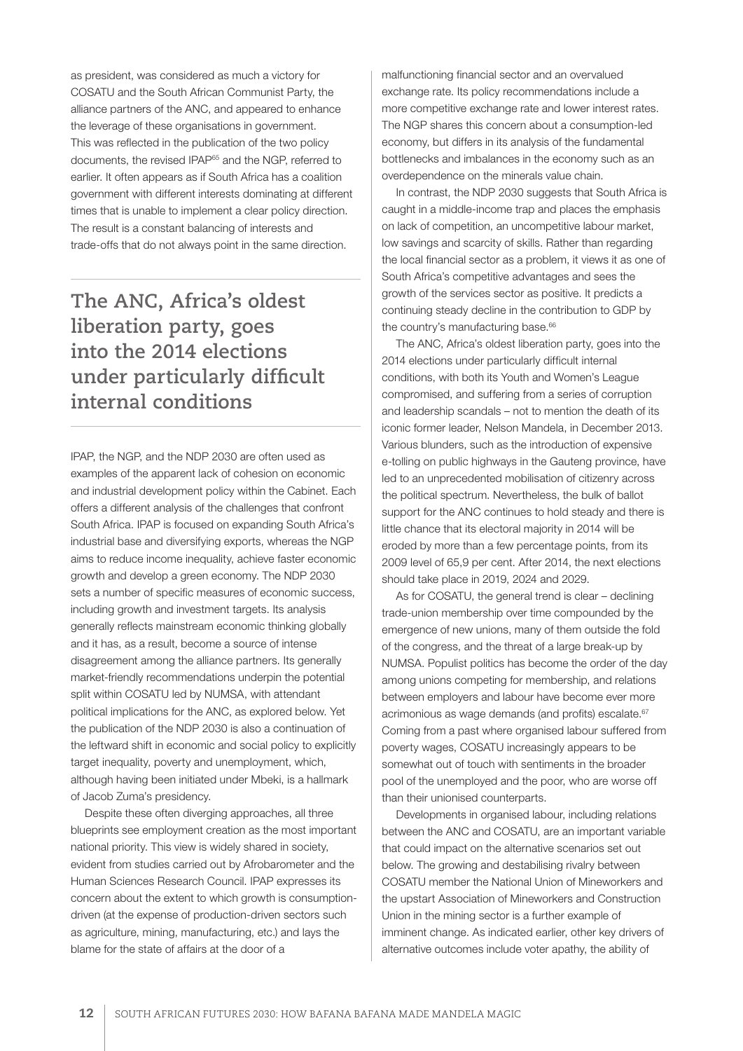as president, was considered as much a victory for COSATU and the South African Communist Party, the alliance partners of the ANC, and appeared to enhance the leverage of these organisations in government. This was reflected in the publication of the two policy documents, the revised IPAP[65] and the NGP, referred to earlier. It often appears as if South Africa has a coalition government with different interests dominating at different times that is unable to implement a clear policy direction. The result is a constant balancing of interests and trade-offs that do not always point in the same direction.

> **The ANC, Africa's oldest liberation party, goes into the 2014 elections under particularly difficult internal conditions**

IPAP, the NGP, and the NDP 2030 are often used as examples of the apparent lack of cohesion on economic and industrial development policy within the Cabinet. Each offers a different analysis of the challenges that confront South Africa. IPAP is focused on expanding South Africa's industrial base and diversifying exports, whereas the NGP aims to reduce income inequality, achieve faster economic growth and develop a green economy. The NDP 2030 sets a number of specific measures of economic success, including growth and investment targets. Its analysis generally reflects mainstream economic thinking globally and it has, as a result, become a source of intense disagreement among the alliance partners. Its generally market-friendly recommendations underpin the potential split within COSATU led by NUMSA, with attendant political implications for the ANC, as explored below. Yet the publication of the NDP 2030 is also a continuation of the leftward shift in economic and social policy to explicitly target inequality, poverty and unemployment, which, although having been initiated under Mbeki, is a hallmark of Jacob Zuma's presidency.

Despite these often diverging approaches, all three blueprints see employment creation as the most important national priority. This view is widely shared in society, evident from studies carried out by Afrobarometer and the Human Sciences Research Council. IPAP expresses its concern about the extent to which growth is consumption-driven (at the expense of production-driven sectors such as agriculture, mining, manufacturing, etc.) and lays the blame for the state of affairs at the door of a malfunctioning financial sector and an overvalued exchange rate. Its policy recommendations include a more competitive exchange rate and lower interest rates. The NGP shares this concern about a consumption-led economy, but differs in its analysis of the fundamental bottlenecks and imbalances in the economy such as an overdependence on the minerals value chain.

In contrast, the NDP 2030 suggests that South Africa is caught in a middle-income trap and places the emphasis on lack of competition, an uncompetitive labour market, low savings and scarcity of skills. Rather than regarding the local financial sector as a problem, it views it as one of South Africa's competitive advantages and sees the growth of the services sector as positive. It predicts a continuing steady decline in the contribution to GDP by the country's manufacturing base.[66]

The ANC, Africa's oldest liberation party, goes into the 2014 elections under particularly difficult internal conditions, with both its Youth and Women's League compromised, and suffering from a series of corruption and leadership scandals – not to mention the death of its iconic former leader, Nelson Mandela, in December 2013. Various blunders, such as the introduction of expensive e-tolling on public highways in the Gauteng province, have led to an unprecedented mobilisation of citizenry across the political spectrum. Nevertheless, the bulk of ballot support for the ANC continues to hold steady and there is little chance that its electoral majority in 2014 will be eroded by more than a few percentage points, from its 2009 level of 65,9 per cent. After 2014, the next elections should take place in 2019, 2024 and 2029.

As for COSATU, the general trend is clear – declining trade-union membership over time compounded by the emergence of new unions, many of them outside the fold of the congress, and the threat of a large break-up by NUMSA. Populist politics has become the order of the day among unions competing for membership, and relations between employers and labour have become ever more acrimonious as wage demands (and profits) escalate.[67] Coming from a past where organised labour suffered from poverty wages, COSATU increasingly appears to be somewhat out of touch with sentiments in the broader pool of the unemployed and the poor, who are worse off than their unionised counterparts.

Developments in organised labour, including relations between the ANC and COSATU, are an important variable that could impact on the alternative scenarios set out below. The growing and destabilising rivalry between COSATU member the National Union of Mineworkers and the upstart Association of Mineworkers and Construction Union in the mining sector is a further example of imminent change. As indicated earlier, other key drivers of alternative outcomes include voter apathy, the ability of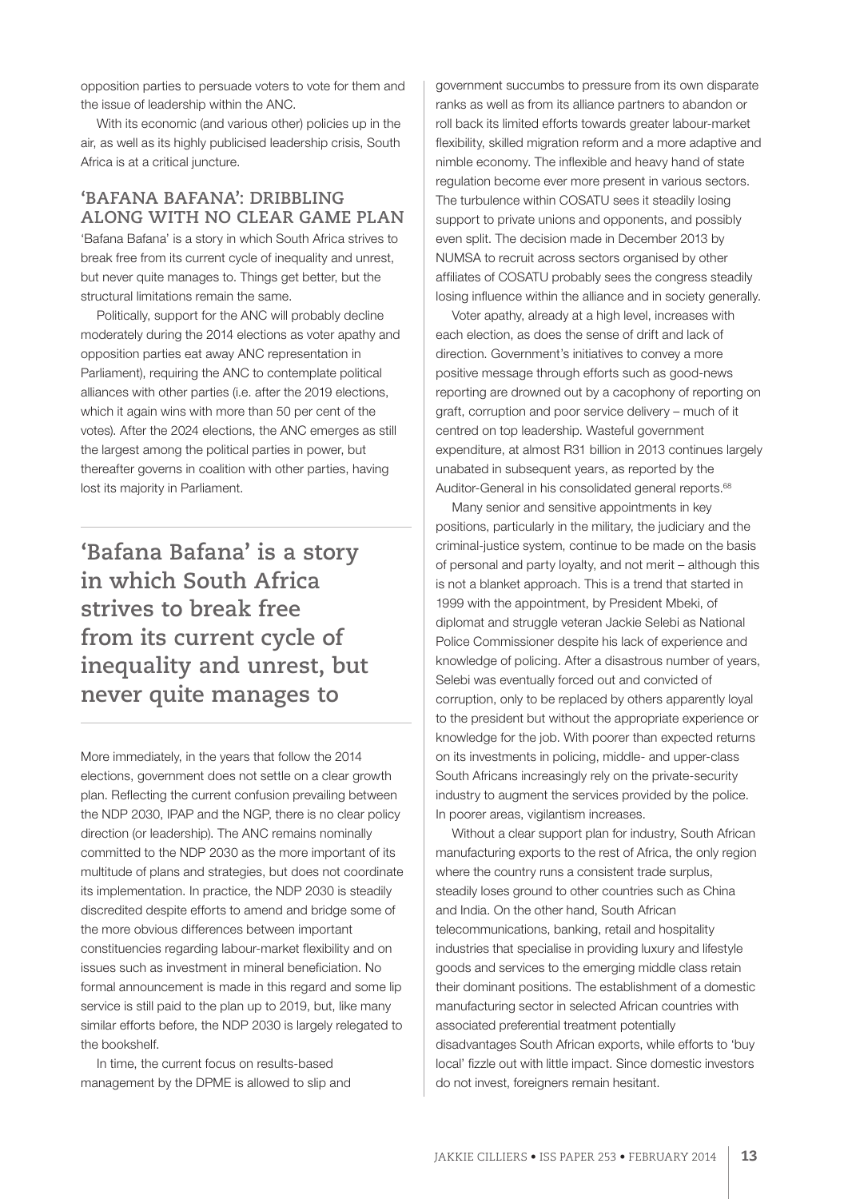opposition parties to persuade voters to vote for them and the issue of leadership within the ANC.

With its economic (and various other) policies up in the air, as well as its highly publicised leadership crisis, South Africa is at a critical juncture.

## 'Bafana Bafana': dribbling along with no clear game plan

'Bafana Bafana' is a story in which South Africa strives to break free from its current cycle of inequality and unrest, but never quite manages to. Things get better, but the structural limitations remain the same.

Politically, support for the ANC will probably decline moderately during the 2014 elections as voter apathy and opposition parties eat away ANC representation in Parliament), requiring the ANC to contemplate political alliances with other parties (i.e. after the 2019 elections, which it again wins with more than 50 per cent of the votes). After the 2024 elections, the ANC emerges as still the largest among the political parties in power, but thereafter governs in coalition with other parties, having lost its majority in Parliament.

> **'Bafana Bafana' is a story in which South Africa strives to break free from its current cycle of inequality and unrest, but never quite manages to**

More immediately, in the years that follow the 2014 elections, government does not settle on a clear growth plan. Reflecting the current confusion prevailing between the NDP 2030, IPAP and the NGP, there is no clear policy direction (or leadership). The ANC remains nominally committed to the NDP 2030 as the more important of its multitude of plans and strategies, but does not coordinate its implementation. In practice, the NDP 2030 is steadily discredited despite efforts to amend and bridge some of the more obvious differences between important constituencies regarding labour-market flexibility and on issues such as investment in mineral beneficiation. No formal announcement is made in this regard and some lip service is still paid to the plan up to 2019, but, like many similar efforts before, the NDP 2030 is largely relegated to the bookshelf.

In time, the current focus on results-based management by the DPME is allowed to slip and government succumbs to pressure from its own disparate ranks as well as from its alliance partners to abandon or roll back its limited efforts towards greater labour-market flexibility, skilled migration reform and a more adaptive and nimble economy. The inflexible and heavy hand of state regulation become ever more present in various sectors. The turbulence within COSATU sees it steadily losing support to private unions and opponents, and possibly even split. The decision made in December 2013 by NUMSA to recruit across sectors organised by other affiliates of COSATU probably sees the congress steadily losing influence within the alliance and in society generally.

Voter apathy, already at a high level, increases with each election, as does the sense of drift and lack of direction. Government's initiatives to convey a more positive message through efforts such as good-news reporting are drowned out by a cacophony of reporting on graft, corruption and poor service delivery – much of it centred on top leadership. Wasteful government expenditure, at almost R31 billion in 2013 continues largely unabated in subsequent years, as reported by the Auditor-General in his consolidated general reports.[68]

Many senior and sensitive appointments in key positions, particularly in the military, the judiciary and the criminal-justice system, continue to be made on the basis of personal and party loyalty, and not merit – although this is not a blanket approach. This is a trend that started in 1999 with the appointment, by President Mbeki, of diplomat and struggle veteran Jackie Selebi as National Police Commissioner despite his lack of experience and knowledge of policing. After a disastrous number of years, Selebi was eventually forced out and convicted of corruption, only to be replaced by others apparently loyal to the president but without the appropriate experience or knowledge for the job. With poorer than expected returns on its investments in policing, middle- and upper-class South Africans increasingly rely on the private-security industry to augment the services provided by the police. In poorer areas, vigilantism increases.

Without a clear support plan for industry, South African manufacturing exports to the rest of Africa, the only region where the country runs a consistent trade surplus, steadily loses ground to other countries such as China and India. On the other hand, South African telecommunications, banking, retail and hospitality industries that specialise in providing luxury and lifestyle goods and services to the emerging middle class retain their dominant positions. The establishment of a domestic manufacturing sector in selected African countries with associated preferential treatment potentially disadvantages South African exports, while efforts to 'buy local' fizzle out with little impact. Since domestic investors do not invest, foreigners remain hesitant.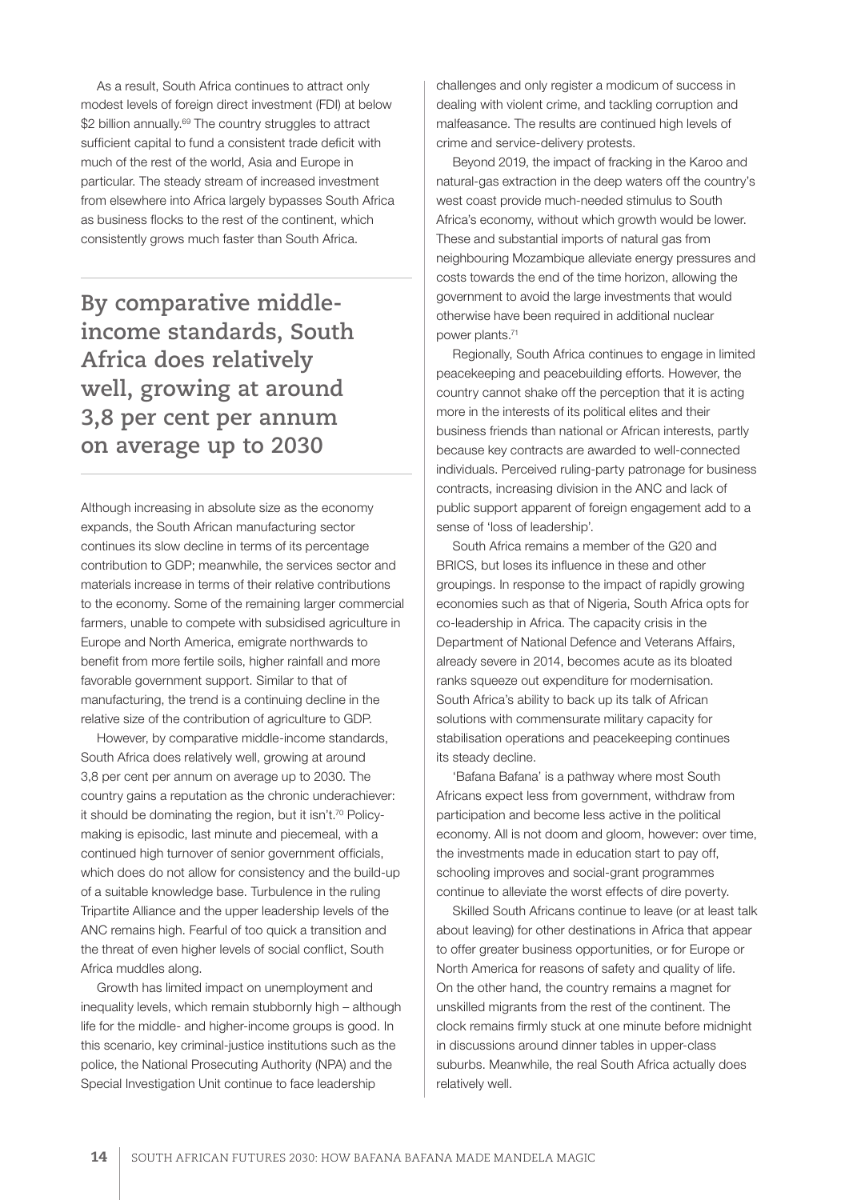As a result, South Africa continues to attract only modest levels of foreign direct investment (FDI) at below \$2 billion annually.[69] The country struggles to attract sufficient capital to fund a consistent trade deficit with much of the rest of the world, Asia and Europe in particular. The steady stream of increased investment from elsewhere into Africa largely bypasses South Africa as business flocks to the rest of the continent, which consistently grows much faster than South Africa.

**By comparative middle-income standards, South Africa does relatively well, growing at around 3,8 per cent per annum on average up to 2030**

Although increasing in absolute size as the economy expands, the South African manufacturing sector continues its slow decline in terms of its percentage contribution to GDP; meanwhile, the services sector and materials increase in terms of their relative contributions to the economy. Some of the remaining larger commercial farmers, unable to compete with subsidised agriculture in Europe and North America, emigrate northwards to benefit from more fertile soils, higher rainfall and more favorable government support. Similar to that of manufacturing, the trend is a continuing decline in the relative size of the contribution of agriculture to GDP.

However, by comparative middle-income standards, South Africa does relatively well, growing at around 3,8 per cent per annum on average up to 2030. The country gains a reputation as the chronic underachiever: it should be dominating the region, but it isn't.[70] Policy-making is episodic, last minute and piecemeal, with a continued high turnover of senior government officials, which does do not allow for consistency and the build-up of a suitable knowledge base. Turbulence in the ruling Tripartite Alliance and the upper leadership levels of the ANC remains high. Fearful of too quick a transition and the threat of even higher levels of social conflict, South Africa muddles along.

Growth has limited impact on unemployment and inequality levels, which remain stubbornly high – although life for the middle- and higher-income groups is good. In this scenario, key criminal-justice institutions such as the police, the National Prosecuting Authority (NPA) and the Special Investigation Unit continue to face leadership challenges and only register a modicum of success in dealing with violent crime, and tackling corruption and malfeasance. The results are continued high levels of crime and service-delivery protests.

Beyond 2019, the impact of fracking in the Karoo and natural-gas extraction in the deep waters off the country's west coast provide much-needed stimulus to South Africa's economy, without which growth would be lower. These and substantial imports of natural gas from neighbouring Mozambique alleviate energy pressures and costs towards the end of the time horizon, allowing the government to avoid the large investments that would otherwise have been required in additional nuclear power plants.[71]

Regionally, South Africa continues to engage in limited peacekeeping and peacebuilding efforts. However, the country cannot shake off the perception that it is acting more in the interests of its political elites and their business friends than national or African interests, partly because key contracts are awarded to well-connected individuals. Perceived ruling-party patronage for business contracts, increasing division in the ANC and lack of public support apparent of foreign engagement add to a sense of 'loss of leadership'.

South Africa remains a member of the G20 and BRICS, but loses its influence in these and other groupings. In response to the impact of rapidly growing economies such as that of Nigeria, South Africa opts for co-leadership in Africa. The capacity crisis in the Department of National Defence and Veterans Affairs, already severe in 2014, becomes acute as its bloated ranks squeeze out expenditure for modernisation. South Africa's ability to back up its talk of African solutions with commensurate military capacity for stabilisation operations and peacekeeping continues its steady decline.

'Bafana Bafana' is a pathway where most South Africans expect less from government, withdraw from participation and become less active in the political economy. All is not doom and gloom, however: over time, the investments made in education start to pay off, schooling improves and social-grant programmes continue to alleviate the worst effects of dire poverty.

Skilled South Africans continue to leave (or at least talk about leaving) for other destinations in Africa that appear to offer greater business opportunities, or for Europe or North America for reasons of safety and quality of life. On the other hand, the country remains a magnet for unskilled migrants from the rest of the continent. The clock remains firmly stuck at one minute before midnight in discussions around dinner tables in upper-class suburbs. Meanwhile, the real South Africa actually does relatively well.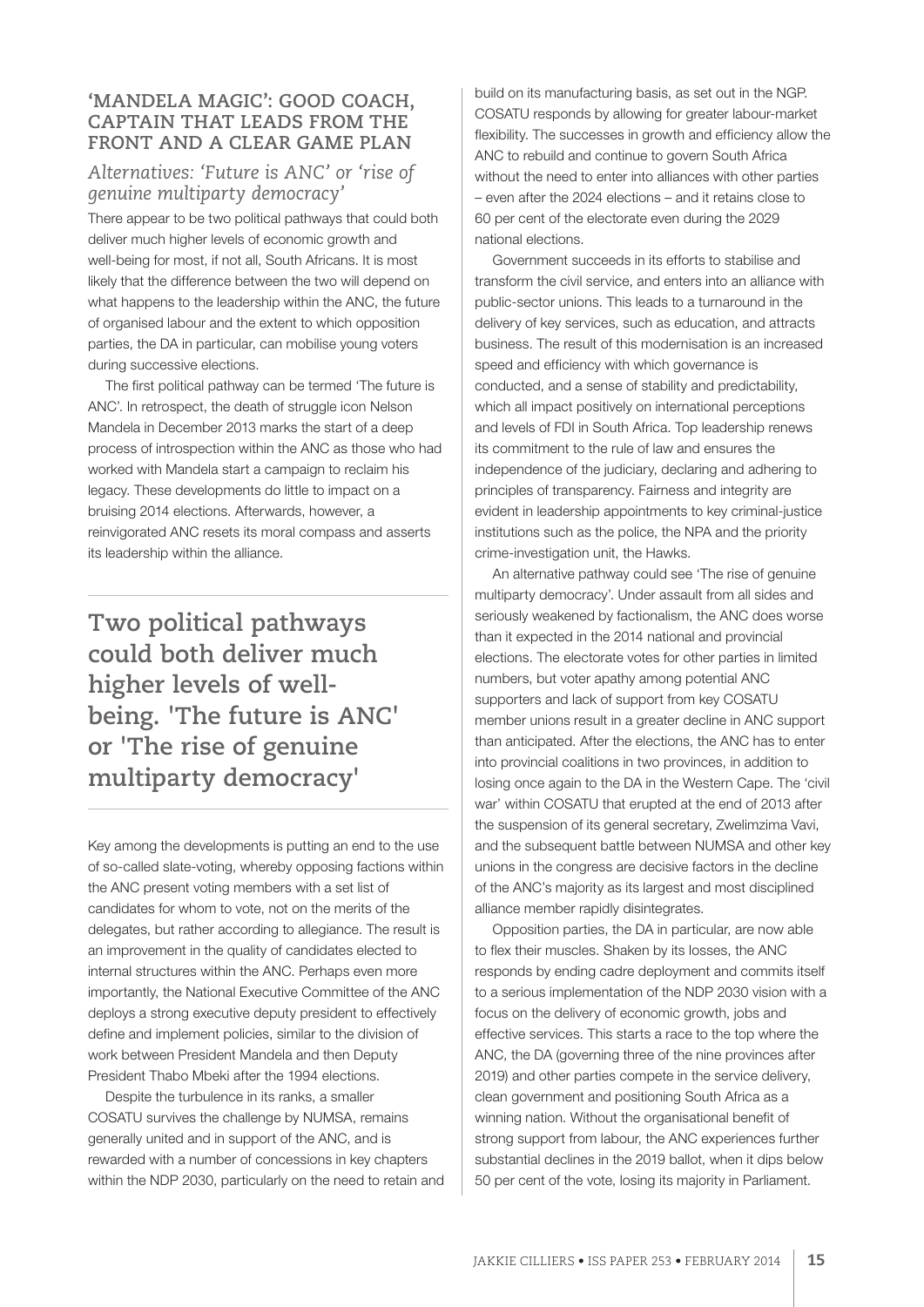## 'MANDELA MAGIC': GOOD COACH, CAPTAIN THAT LEADS FROM THE FRONT AND A CLEAR GAME PLAN

### *Alternatives: 'Future is ANC' or 'rise of genuine multiparty democracy'*

There appear to be two political pathways that could both deliver much higher levels of economic growth and well-being for most, if not all, South Africans. It is most likely that the difference between the two will depend on what happens to the leadership within the ANC, the future of organised labour and the extent to which opposition parties, the DA in particular, can mobilise young voters during successive elections.

The first political pathway can be termed 'The future is ANC'. In retrospect, the death of struggle icon Nelson Mandela in December 2013 marks the start of a deep process of introspection within the ANC as those who had worked with Mandela start a campaign to reclaim his legacy. These developments do little to impact on a bruising 2014 elections. Afterwards, however, a reinvigorated ANC resets its moral compass and asserts its leadership within the alliance.

**Two political pathways could both deliver much higher levels of well-being. 'The future is ANC' or 'The rise of genuine multiparty democracy'**

Key among the developments is putting an end to the use of so-called slate-voting, whereby opposing factions within the ANC present voting members with a set list of candidates for whom to vote, not on the merits of the delegates, but rather according to allegiance. The result is an improvement in the quality of candidates elected to internal structures within the ANC. Perhaps even more importantly, the National Executive Committee of the ANC deploys a strong executive deputy president to effectively define and implement policies, similar to the division of work between President Mandela and then Deputy President Thabo Mbeki after the 1994 elections.

Despite the turbulence in its ranks, a smaller COSATU survives the challenge by NUMSA, remains generally united and in support of the ANC, and is rewarded with a number of concessions in key chapters within the NDP 2030, particularly on the need to retain and build on its manufacturing basis, as set out in the NGP. COSATU responds by allowing for greater labour-market flexibility. The successes in growth and efficiency allow the ANC to rebuild and continue to govern South Africa without the need to enter into alliances with other parties – even after the 2024 elections – and it retains close to 60 per cent of the electorate even during the 2029 national elections.

Government succeeds in its efforts to stabilise and transform the civil service, and enters into an alliance with public-sector unions. This leads to a turnaround in the delivery of key services, such as education, and attracts business. The result of this modernisation is an increased speed and efficiency with which governance is conducted, and a sense of stability and predictability, which all impact positively on international perceptions and levels of FDI in South Africa. Top leadership renews its commitment to the rule of law and ensures the independence of the judiciary, declaring and adhering to principles of transparency. Fairness and integrity are evident in leadership appointments to key criminal-justice institutions such as the police, the NPA and the priority crime-investigation unit, the Hawks.

An alternative pathway could see 'The rise of genuine multiparty democracy'. Under assault from all sides and seriously weakened by factionalism, the ANC does worse than it expected in the 2014 national and provincial elections. The electorate votes for other parties in limited numbers, but voter apathy among potential ANC supporters and lack of support from key COSATU member unions result in a greater decline in ANC support than anticipated. After the elections, the ANC has to enter into provincial coalitions in two provinces, in addition to losing once again to the DA in the Western Cape. The 'civil war' within COSATU that erupted at the end of 2013 after the suspension of its general secretary, Zwelimzima Vavi, and the subsequent battle between NUMSA and other key unions in the congress are decisive factors in the decline of the ANC's majority as its largest and most disciplined alliance member rapidly disintegrates.

Opposition parties, the DA in particular, are now able to flex their muscles. Shaken by its losses, the ANC responds by ending cadre deployment and commits itself to a serious implementation of the NDP 2030 vision with a focus on the delivery of economic growth, jobs and effective services. This starts a race to the top where the ANC, the DA (governing three of the nine provinces after 2019) and other parties compete in the service delivery, clean government and positioning South Africa as a winning nation. Without the organisational benefit of strong support from labour, the ANC experiences further substantial declines in the 2019 ballot, when it dips below 50 per cent of the vote, losing its majority in Parliament.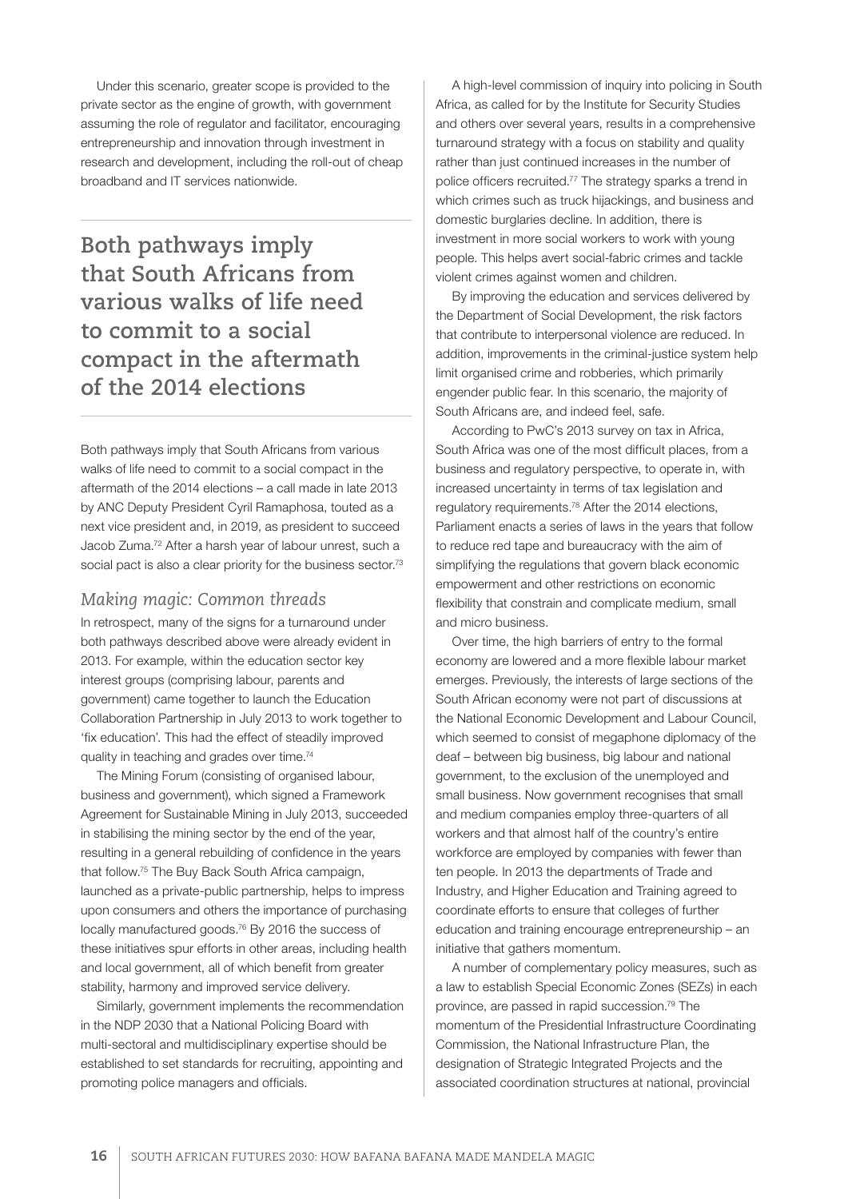Under this scenario, greater scope is provided to the private sector as the engine of growth, with government assuming the role of regulator and facilitator, encouraging entrepreneurship and innovation through investment in research and development, including the roll-out of cheap broadband and IT services nationwide.

**Both pathways imply that South Africans from various walks of life need to commit to a social compact in the aftermath of the 2014 elections**

Both pathways imply that South Africans from various walks of life need to commit to a social compact in the aftermath of the 2014 elections – a call made in late 2013 by ANC Deputy President Cyril Ramaphosa, touted as a next vice president and, in 2019, as president to succeed Jacob Zuma.[72] After a harsh year of labour unrest, such a social pact is also a clear priority for the business sector.[73]

### *Making magic: Common threads*

In retrospect, many of the signs for a turnaround under both pathways described above were already evident in 2013. For example, within the education sector key interest groups (comprising labour, parents and government) came together to launch the Education Collaboration Partnership in July 2013 to work together to 'fix education'. This had the effect of steadily improved quality in teaching and grades over time.[74]

The Mining Forum (consisting of organised labour, business and government), which signed a Framework Agreement for Sustainable Mining in July 2013, succeeded in stabilising the mining sector by the end of the year, resulting in a general rebuilding of confidence in the years that follow.[75] The Buy Back South Africa campaign, launched as a private-public partnership, helps to impress upon consumers and others the importance of purchasing locally manufactured goods.[76] By 2016 the success of these initiatives spur efforts in other areas, including health and local government, all of which benefit from greater stability, harmony and improved service delivery.

Similarly, government implements the recommendation in the NDP 2030 that a National Policing Board with multi-sectoral and multidisciplinary expertise should be established to set standards for recruiting, appointing and promoting police managers and officials.

A high-level commission of inquiry into policing in South Africa, as called for by the Institute for Security Studies and others over several years, results in a comprehensive turnaround strategy with a focus on stability and quality rather than just continued increases in the number of police officers recruited.[77] The strategy sparks a trend in which crimes such as truck hijackings, and business and domestic burglaries decline. In addition, there is investment in more social workers to work with young people. This helps avert social-fabric crimes and tackle violent crimes against women and children.

By improving the education and services delivered by the Department of Social Development, the risk factors that contribute to interpersonal violence are reduced. In addition, improvements in the criminal-justice system help limit organised crime and robberies, which primarily engender public fear. In this scenario, the majority of South Africans are, and indeed feel, safe.

According to PwC's 2013 survey on tax in Africa, South Africa was one of the most difficult places, from a business and regulatory perspective, to operate in, with increased uncertainty in terms of tax legislation and regulatory requirements.[78] After the 2014 elections, Parliament enacts a series of laws in the years that follow to reduce red tape and bureaucracy with the aim of simplifying the regulations that govern black economic empowerment and other restrictions on economic flexibility that constrain and complicate medium, small and micro business.

Over time, the high barriers of entry to the formal economy are lowered and a more flexible labour market emerges. Previously, the interests of large sections of the South African economy were not part of discussions at the National Economic Development and Labour Council, which seemed to consist of megaphone diplomacy of the deaf – between big business, big labour and national government, to the exclusion of the unemployed and small business. Now government recognises that small and medium companies employ three-quarters of all workers and that almost half of the country's entire workforce are employed by companies with fewer than ten people. In 2013 the departments of Trade and Industry, and Higher Education and Training agreed to coordinate efforts to ensure that colleges of further education and training encourage entrepreneurship – an initiative that gathers momentum.

A number of complementary policy measures, such as a law to establish Special Economic Zones (SEZs) in each province, are passed in rapid succession.[79] The momentum of the Presidential Infrastructure Coordinating Commission, the National Infrastructure Plan, the designation of Strategic Integrated Projects and the associated coordination structures at national, provincial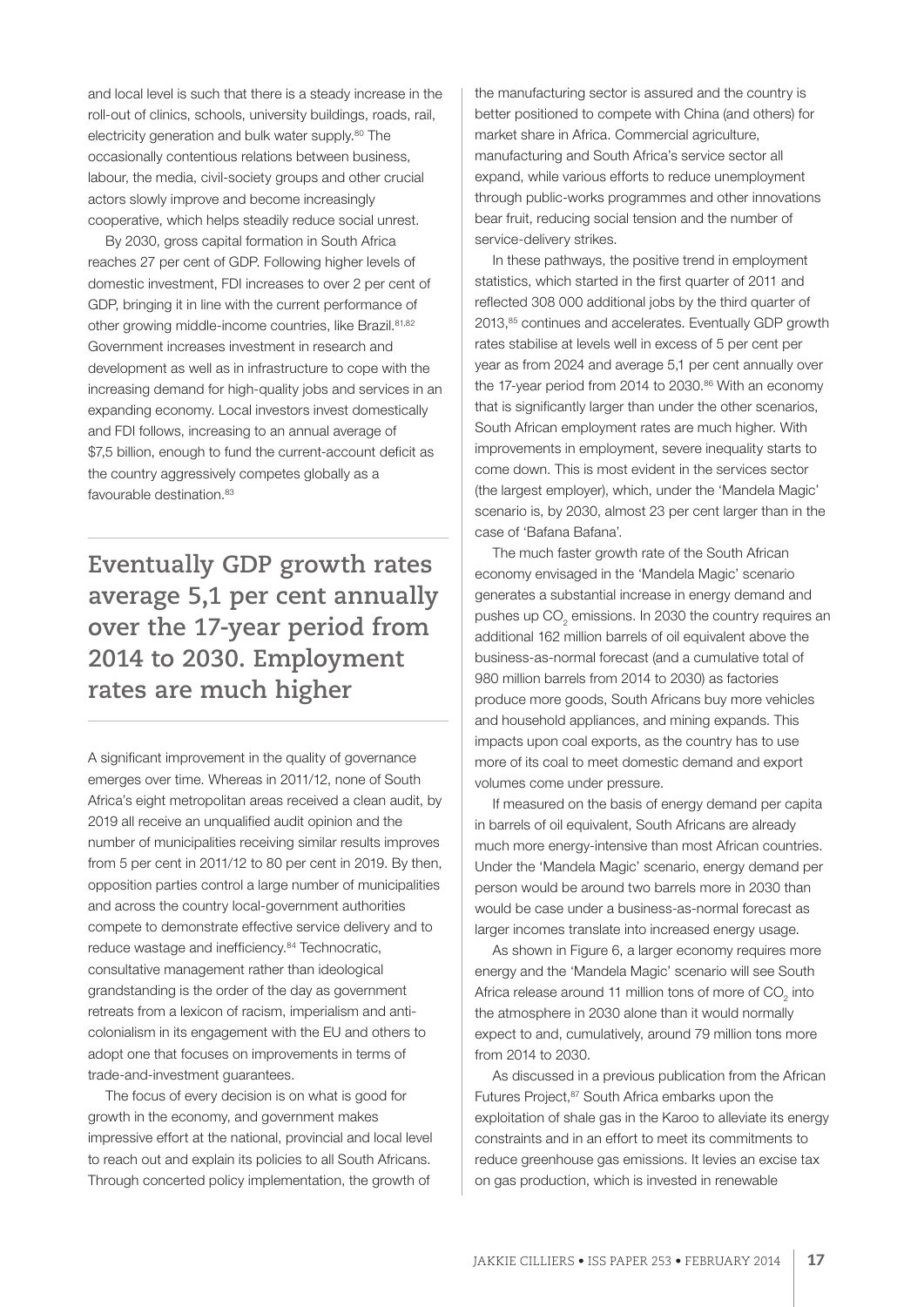and local level is such that there is a steady increase in the roll-out of clinics, schools, university buildings, roads, rail, electricity generation and bulk water supply.[80] The occasionally contentious relations between business, labour, the media, civil-society groups and other crucial actors slowly improve and become increasingly cooperative, which helps steadily reduce social unrest.

By 2030, gross capital formation in South Africa reaches 27 per cent of GDP. Following higher levels of domestic investment, FDI increases to over 2 per cent of GDP, bringing it in line with the current performance of other growing middle-income countries, like Brazil.[81,82] Government increases investment in research and development as well as in infrastructure to cope with the increasing demand for high-quality jobs and services in an expanding economy. Local investors invest domestically and FDI follows, increasing to an annual average of $7,5 billion, enough to fund the current-account deficit as the country aggressively competes globally as a favourable destination.[83]

**Eventually GDP growth rates average 5,1 per cent annually over the 17-year period from 2014 to 2030. Employment rates are much higher**

A significant improvement in the quality of governance emerges over time. Whereas in 2011/12, none of South Africa's eight metropolitan areas received a clean audit, by 2019 all receive an unqualified audit opinion and the number of municipalities receiving similar results improves from 5 per cent in 2011/12 to 80 per cent in 2019. By then, opposition parties control a large number of municipalities and across the country local-government authorities compete to demonstrate effective service delivery and to reduce wastage and inefficiency.[84] Technocratic, consultative management rather than ideological grandstanding is the order of the day as government retreats from a lexicon of racism, imperialism and anti-colonialism in its engagement with the EU and others to adopt one that focuses on improvements in terms of trade-and-investment guarantees.

The focus of every decision is on what is good for growth in the economy, and government makes impressive effort at the national, provincial and local level to reach out and explain its policies to all South Africans. Through concerted policy implementation, the growth of the manufacturing sector is assured and the country is better positioned to compete with China (and others) for market share in Africa. Commercial agriculture, manufacturing and South Africa's service sector all expand, while various efforts to reduce unemployment through public-works programmes and other innovations bear fruit, reducing social tension and the number of service-delivery strikes.

In these pathways, the positive trend in employment statistics, which started in the first quarter of 2011 and reflected 308 000 additional jobs by the third quarter of 2013,[85] continues and accelerates. Eventually GDP growth rates stabilise at levels well in excess of 5 per cent per year as from 2024 and average 5,1 per cent annually over the 17-year period from 2014 to 2030.[86] With an economy that is significantly larger than under the other scenarios, South African employment rates are much higher. With improvements in employment, severe inequality starts to come down. This is most evident in the services sector (the largest employer), which, under the 'Mandela Magic' scenario is, by 2030, almost 23 per cent larger than in the case of 'Bafana Bafana'.

The much faster growth rate of the South African economy envisaged in the 'Mandela Magic' scenario generates a substantial increase in energy demand and pushes up $CO_2$ emissions. In 2030 the country requires an additional 162 million barrels of oil equivalent above the business-as-normal forecast (and a cumulative total of 980 million barrels from 2014 to 2030) as factories produce more goods, South Africans buy more vehicles and household appliances, and mining expands. This impacts upon coal exports, as the country has to use more of its coal to meet domestic demand and export volumes come under pressure.

If measured on the basis of energy demand per capita in barrels of oil equivalent, South Africans are already much more energy-intensive than most African countries. Under the 'Mandela Magic' scenario, energy demand per person would be around two barrels more in 2030 than would be case under a business-as-normal forecast as larger incomes translate into increased energy usage.

As shown in Figure 6, a larger economy requires more energy and the 'Mandela Magic' scenario will see South Africa release around 11 million tons of more of $CO_2$ into the atmosphere in 2030 alone than it would normally expect to and, cumulatively, around 79 million tons more from 2014 to 2030.

As discussed in a previous publication from the African Futures Project,[87] South Africa embarks upon the exploitation of shale gas in the Karoo to alleviate its energy constraints and in an effort to meet its commitments to reduce greenhouse gas emissions. It levies an excise tax on gas production, which is invested in renewable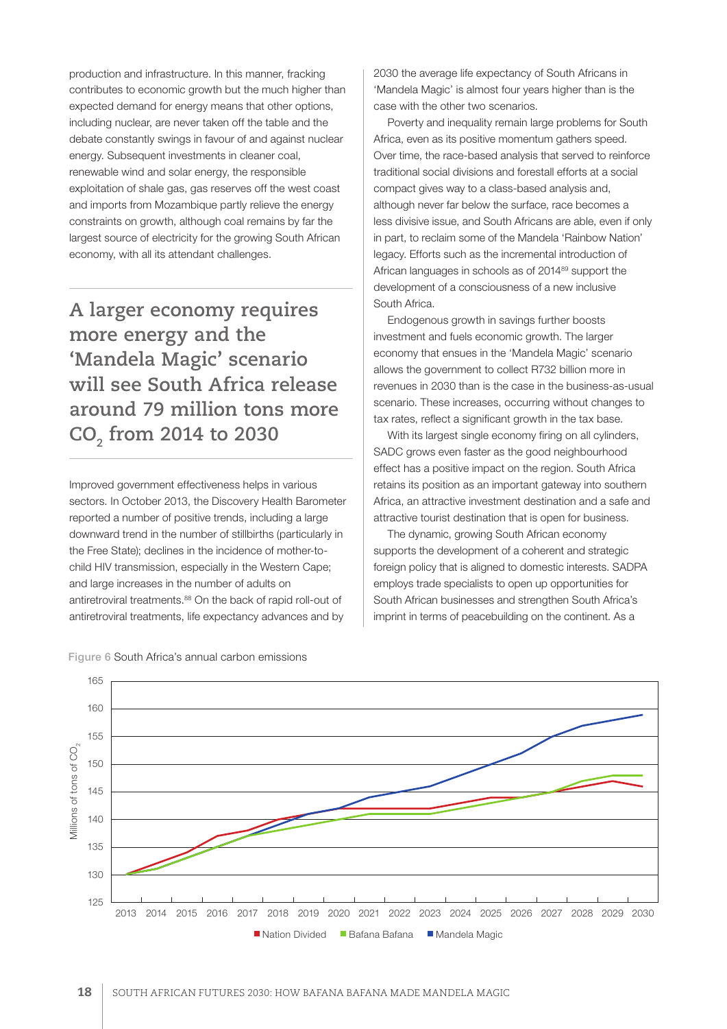production and infrastructure. In this manner, fracking contributes to economic growth but the much higher than expected demand for energy means that other options, including nuclear, are never taken off the table and the debate constantly swings in favour of and against nuclear energy. Subsequent investments in cleaner coal, renewable wind and solar energy, the responsible exploitation of shale gas, gas reserves off the west coast and imports from Mozambique partly relieve the energy constraints on growth, although coal remains by far the largest source of electricity for the growing South African economy, with all its attendant challenges.

## A larger economy requires more energy and the 'Mandela Magic' scenario will see South Africa release around 79 million tons more $CO_2$ from 2014 to 2030

Improved government effectiveness helps in various sectors. In October 2013, the Discovery Health Barometer reported a number of positive trends, including a large downward trend in the number of stillbirths (particularly in the Free State); declines in the incidence of mother-to-child HIV transmission, especially in the Western Cape; and large increases in the number of adults on antiretroviral treatments.[88] On the back of rapid roll-out of antiretroviral treatments, life expectancy advances and by 2030 the average life expectancy of South Africans in 'Mandela Magic' is almost four years higher than is the case with the other two scenarios.

Poverty and inequality remain large problems for South Africa, even as its positive momentum gathers speed. Over time, the race-based analysis that served to reinforce traditional social divisions and forestall efforts at a social compact gives way to a class-based analysis and, although never far below the surface, race becomes a less divisive issue, and South Africans are able, even if only in part, to reclaim some of the Mandela 'Rainbow Nation' legacy. Efforts such as the incremental introduction of African languages in schools as of 2014[89] support the development of a consciousness of a new inclusive South Africa.

Endogenous growth in savings further boosts investment and fuels economic growth. The larger economy that ensues in the 'Mandela Magic' scenario allows the government to collect R732 billion more in revenues in 2030 than is the case in the business-as-usual scenario. These increases, occurring without changes to tax rates, reflect a significant growth in the tax base.

With its largest single economy firing on all cylinders, SADC grows even faster as the good neighbourhood effect has a positive impact on the region. South Africa retains its position as an important gateway into southern Africa, an attractive investment destination and a safe and attractive tourist destination that is open for business.

The dynamic, growing South African economy supports the development of a coherent and strategic foreign policy that is aligned to domestic interests. SADPA employs trade specialists to open up opportunities for South African businesses and strengthen South Africa's imprint in terms of peacebuilding on the continent. As a

Figure 6 South Africa's annual carbon emissions

Millions of tons of $CO_2$ (y-axis, 125–165); years 2013–2030 (x-axis). Legend: Nation Divided, Bafana Bafana, Mandela Magic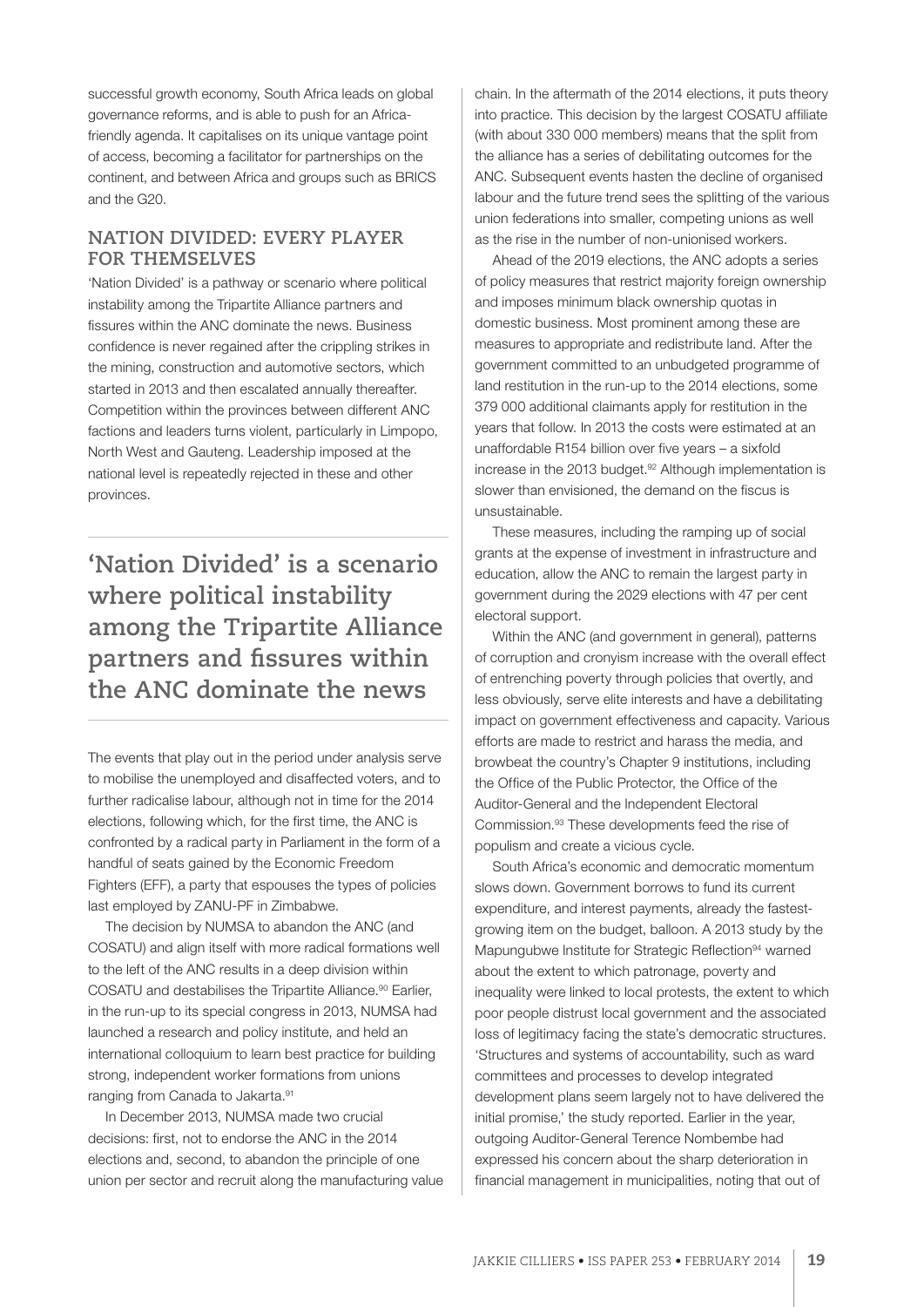successful growth economy, South Africa leads on global governance reforms, and is able to push for an Africa-friendly agenda. It capitalises on its unique vantage point of access, becoming a facilitator for partnerships on the continent, and between Africa and groups such as BRICS and the G20.

## NATION DIVIDED: EVERY PLAYER FOR THEMSELVES

'Nation Divided' is a pathway or scenario where political instability among the Tripartite Alliance partners and fissures within the ANC dominate the news. Business confidence is never regained after the crippling strikes in the mining, construction and automotive sectors, which started in 2013 and then escalated annually thereafter. Competition within the provinces between different ANC factions and leaders turns violent, particularly in Limpopo, North West and Gauteng. Leadership imposed at the national level is repeatedly rejected in these and other provinces.

> **'Nation Divided' is a scenario where political instability among the Tripartite Alliance partners and fissures within the ANC dominate the news**

The events that play out in the period under analysis serve to mobilise the unemployed and disaffected voters, and to further radicalise labour, although not in time for the 2014 elections, following which, for the first time, the ANC is confronted by a radical party in Parliament in the form of a handful of seats gained by the Economic Freedom Fighters (EFF), a party that espouses the types of policies last employed by ZANU-PF in Zimbabwe.

The decision by NUMSA to abandon the ANC (and COSATU) and align itself with more radical formations well to the left of the ANC results in a deep division within COSATU and destabilises the Tripartite Alliance.[90] Earlier, in the run-up to its special congress in 2013, NUMSA had launched a research and policy institute, and held an international colloquium to learn best practice for building strong, independent worker formations from unions ranging from Canada to Jakarta.[91]

In December 2013, NUMSA made two crucial decisions: first, not to endorse the ANC in the 2014 elections and, second, to abandon the principle of one union per sector and recruit along the manufacturing value chain. In the aftermath of the 2014 elections, it puts theory into practice. This decision by the largest COSATU affiliate (with about 330 000 members) means that the split from the alliance has a series of debilitating outcomes for the ANC. Subsequent events hasten the decline of organised labour and the future trend sees the splitting of the various union federations into smaller, competing unions as well as the rise in the number of non-unionised workers.

Ahead of the 2019 elections, the ANC adopts a series of policy measures that restrict majority foreign ownership and imposes minimum black ownership quotas in domestic business. Most prominent among these are measures to appropriate and redistribute land. After the government committed to an unbudgeted programme of land restitution in the run-up to the 2014 elections, some 379 000 additional claimants apply for restitution in the years that follow. In 2013 the costs were estimated at an unaffordable R154 billion over five years – a sixfold increase in the 2013 budget.[92] Although implementation is slower than envisioned, the demand on the fiscus is unsustainable.

These measures, including the ramping up of social grants at the expense of investment in infrastructure and education, allow the ANC to remain the largest party in government during the 2029 elections with 47 per cent electoral support.

Within the ANC (and government in general), patterns of corruption and cronyism increase with the overall effect of entrenching poverty through policies that overtly, and less obviously, serve elite interests and have a debilitating impact on government effectiveness and capacity. Various efforts are made to restrict and harass the media, and browbeat the country's Chapter 9 institutions, including the Office of the Public Protector, the Office of the Auditor-General and the Independent Electoral Commission.[93] These developments feed the rise of populism and create a vicious cycle.

South Africa's economic and democratic momentum slows down. Government borrows to fund its current expenditure, and interest payments, already the fastest-growing item on the budget, balloon. A 2013 study by the Mapungubwe Institute for Strategic Reflection[94] warned about the extent to which patronage, poverty and inequality were linked to local protests, the extent to which poor people distrust local government and the associated loss of legitimacy facing the state's democratic structures. 'Structures and systems of accountability, such as ward committees and processes to develop integrated development plans seem largely not to have delivered the initial promise,' the study reported. Earlier in the year, outgoing Auditor-General Terence Nombembe had expressed his concern about the sharp deterioration in financial management in municipalities, noting that out of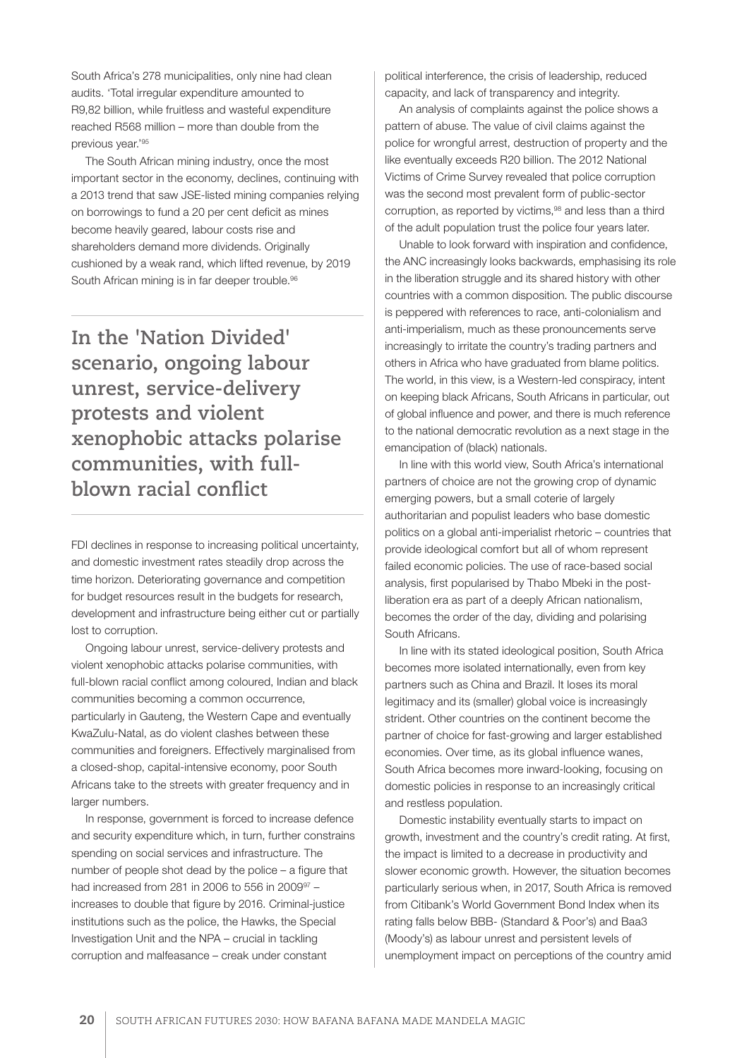South Africa's 278 municipalities, only nine had clean audits. 'Total irregular expenditure amounted to R9,82 billion, while fruitless and wasteful expenditure reached R568 million – more than double from the previous year.'[95]

The South African mining industry, once the most important sector in the economy, declines, continuing with a 2013 trend that saw JSE-listed mining companies relying on borrowings to fund a 20 per cent deficit as mines become heavily geared, labour costs rise and shareholders demand more dividends. Originally cushioned by a weak rand, which lifted revenue, by 2019 South African mining is in far deeper trouble.[96]

> **In the 'Nation Divided' scenario, ongoing labour unrest, service-delivery protests and violent xenophobic attacks polarise communities, with full-blown racial conflict**

FDI declines in response to increasing political uncertainty, and domestic investment rates steadily drop across the time horizon. Deteriorating governance and competition for budget resources result in the budgets for research, development and infrastructure being either cut or partially lost to corruption.

Ongoing labour unrest, service-delivery protests and violent xenophobic attacks polarise communities, with full-blown racial conflict among coloured, Indian and black communities becoming a common occurrence, particularly in Gauteng, the Western Cape and eventually KwaZulu-Natal, as do violent clashes between these communities and foreigners. Effectively marginalised from a closed-shop, capital-intensive economy, poor South Africans take to the streets with greater frequency and in larger numbers.

In response, government is forced to increase defence and security expenditure which, in turn, further constrains spending on social services and infrastructure. The number of people shot dead by the police – a figure that had increased from 281 in 2006 to 556 in 2009[97] – increases to double that figure by 2016. Criminal-justice institutions such as the police, the Hawks, the Special Investigation Unit and the NPA – crucial in tackling corruption and malfeasance – creak under constant political interference, the crisis of leadership, reduced capacity, and lack of transparency and integrity.

An analysis of complaints against the police shows a pattern of abuse. The value of civil claims against the police for wrongful arrest, destruction of property and the like eventually exceeds R20 billion. The 2012 National Victims of Crime Survey revealed that police corruption was the second most prevalent form of public-sector corruption, as reported by victims,[98] and less than a third of the adult population trust the police four years later.

Unable to look forward with inspiration and confidence, the ANC increasingly looks backwards, emphasising its role in the liberation struggle and its shared history with other countries with a common disposition. The public discourse is peppered with references to race, anti-colonialism and anti-imperialism, much as these pronouncements serve increasingly to irritate the country's trading partners and others in Africa who have graduated from blame politics. The world, in this view, is a Western-led conspiracy, intent on keeping black Africans, South Africans in particular, out of global influence and power, and there is much reference to the national democratic revolution as a next stage in the emancipation of (black) nationals.

In line with this world view, South Africa's international partners of choice are not the growing crop of dynamic emerging powers, but a small coterie of largely authoritarian and populist leaders who base domestic politics on a global anti-imperialist rhetoric – countries that provide ideological comfort but all of whom represent failed economic policies. The use of race-based social analysis, first popularised by Thabo Mbeki in the post-liberation era as part of a deeply African nationalism, becomes the order of the day, dividing and polarising South Africans.

In line with its stated ideological position, South Africa becomes more isolated internationally, even from key partners such as China and Brazil. It loses its moral legitimacy and its (smaller) global voice is increasingly strident. Other countries on the continent become the partner of choice for fast-growing and larger established economies. Over time, as its global influence wanes, South Africa becomes more inward-looking, focusing on domestic policies in response to an increasingly critical and restless population.

Domestic instability eventually starts to impact on growth, investment and the country's credit rating. At first, the impact is limited to a decrease in productivity and slower economic growth. However, the situation becomes particularly serious when, in 2017, South Africa is removed from Citibank's World Government Bond Index when its rating falls below BBB- (Standard & Poor's) and Baa3 (Moody's) as labour unrest and persistent levels of unemployment impact on perceptions of the country amid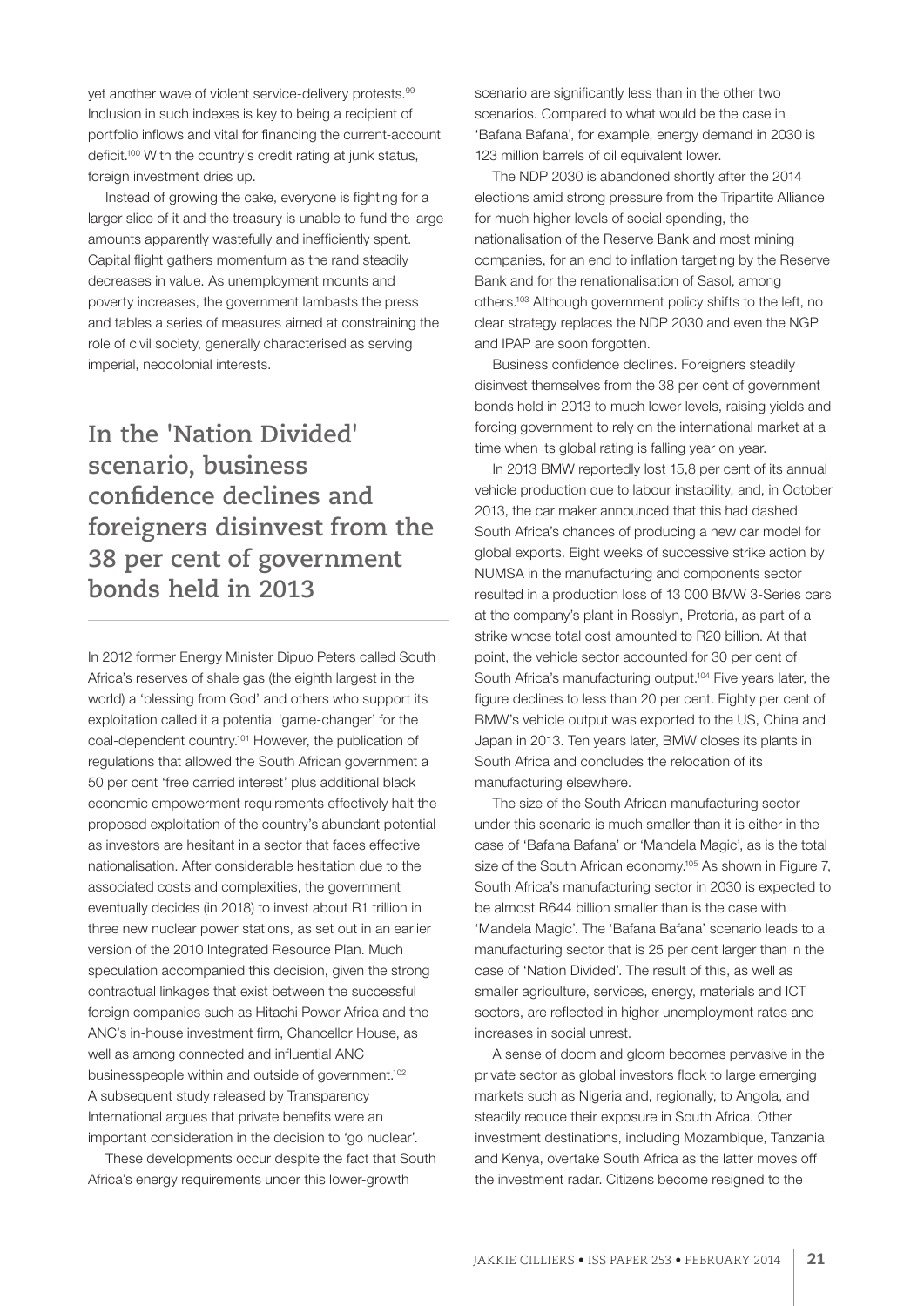yet another wave of violent service-delivery protests.[99] Inclusion in such indexes is key to being a recipient of portfolio inflows and vital for financing the current-account deficit.[100] With the country's credit rating at junk status, foreign investment dries up.

Instead of growing the cake, everyone is fighting for a larger slice of it and the treasury is unable to fund the large amounts apparently wastefully and inefficiently spent. Capital flight gathers momentum as the rand steadily decreases in value. As unemployment mounts and poverty increases, the government lambasts the press and tables a series of measures aimed at constraining the role of civil society, generally characterised as serving imperial, neocolonial interests.

## In the 'Nation Divided' scenario, business confidence declines and foreigners disinvest from the 38 per cent of government bonds held in 2013

In 2012 former Energy Minister Dipuo Peters called South Africa's reserves of shale gas (the eighth largest in the world) a 'blessing from God' and others who support its exploitation called it a potential 'game-changer' for the coal-dependent country.[101] However, the publication of regulations that allowed the South African government a 50 per cent 'free carried interest' plus additional black economic empowerment requirements effectively halt the proposed exploitation of the country's abundant potential as investors are hesitant in a sector that faces effective nationalisation. After considerable hesitation due to the associated costs and complexities, the government eventually decides (in 2018) to invest about R1 trillion in three new nuclear power stations, as set out in an earlier version of the 2010 Integrated Resource Plan. Much speculation accompanied this decision, given the strong contractual linkages that exist between the successful foreign companies such as Hitachi Power Africa and the ANC's in-house investment firm, Chancellor House, as well as among connected and influential ANC businesspeople within and outside of government.[102] A subsequent study released by Transparency International argues that private benefits were an important consideration in the decision to 'go nuclear'.

These developments occur despite the fact that South Africa's energy requirements under this lower-growth scenario are significantly less than in the other two scenarios. Compared to what would be the case in 'Bafana Bafana', for example, energy demand in 2030 is 123 million barrels of oil equivalent lower.

The NDP 2030 is abandoned shortly after the 2014 elections amid strong pressure from the Tripartite Alliance for much higher levels of social spending, the nationalisation of the Reserve Bank and most mining companies, for an end to inflation targeting by the Reserve Bank and for the renationalisation of Sasol, among others.[103] Although government policy shifts to the left, no clear strategy replaces the NDP 2030 and even the NGP and IPAP are soon forgotten.

Business confidence declines. Foreigners steadily disinvest themselves from the 38 per cent of government bonds held in 2013 to much lower levels, raising yields and forcing government to rely on the international market at a time when its global rating is falling year on year.

In 2013 BMW reportedly lost 15,8 per cent of its annual vehicle production due to labour instability, and, in October 2013, the car maker announced that this had dashed South Africa's chances of producing a new car model for global exports. Eight weeks of successive strike action by NUMSA in the manufacturing and components sector resulted in a production loss of 13 000 BMW 3-Series cars at the company's plant in Rosslyn, Pretoria, as part of a strike whose total cost amounted to R20 billion. At that point, the vehicle sector accounted for 30 per cent of South Africa's manufacturing output.[104] Five years later, the figure declines to less than 20 per cent. Eighty per cent of BMW's vehicle output was exported to the US, China and Japan in 2013. Ten years later, BMW closes its plants in South Africa and concludes the relocation of its manufacturing elsewhere.

The size of the South African manufacturing sector under this scenario is much smaller than it is either in the case of 'Bafana Bafana' or 'Mandela Magic', as is the total size of the South African economy.[105] As shown in Figure 7, South Africa's manufacturing sector in 2030 is expected to be almost R644 billion smaller than is the case with 'Mandela Magic'. The 'Bafana Bafana' scenario leads to a manufacturing sector that is 25 per cent larger than in the case of 'Nation Divided'. The result of this, as well as smaller agriculture, services, energy, materials and ICT sectors, are reflected in higher unemployment rates and increases in social unrest.

A sense of doom and gloom becomes pervasive in the private sector as global investors flock to large emerging markets such as Nigeria and, regionally, to Angola, and steadily reduce their exposure in South Africa. Other investment destinations, including Mozambique, Tanzania and Kenya, overtake South Africa as the latter moves off the investment radar. Citizens become resigned to the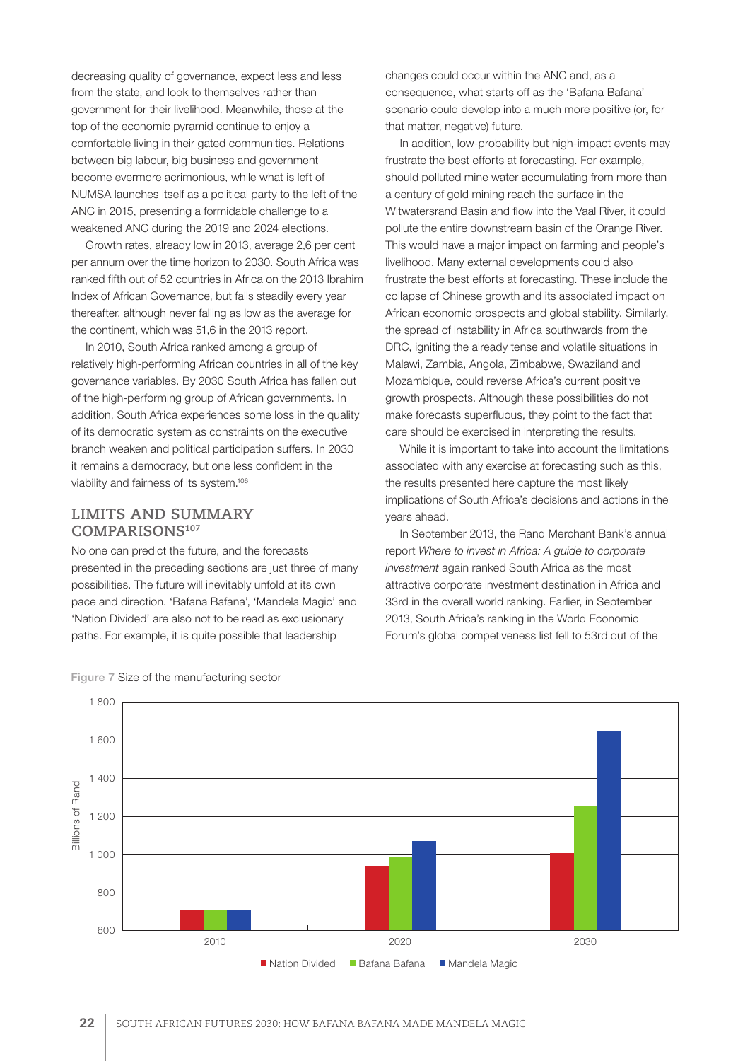decreasing quality of governance, expect less and less from the state, and look to themselves rather than government for their livelihood. Meanwhile, those at the top of the economic pyramid continue to enjoy a comfortable living in their gated communities. Relations between big labour, big business and government become evermore acrimonious, while what is left of NUMSA launches itself as a political party to the left of the ANC in 2015, presenting a formidable challenge to a weakened ANC during the 2019 and 2024 elections.

Growth rates, already low in 2013, average 2,6 per cent per annum over the time horizon to 2030. South Africa was ranked fifth out of 52 countries in Africa on the 2013 Ibrahim Index of African Governance, but falls steadily every year thereafter, although never falling as low as the average for the continent, which was 51,6 in the 2013 report.

In 2010, South Africa ranked among a group of relatively high-performing African countries in all of the key governance variables. By 2030 South Africa has fallen out of the high-performing group of African governments. In addition, South Africa experiences some loss in the quality of its democratic system as constraints on the executive branch weaken and political participation suffers. In 2030 it remains a democracy, but one less confident in the viability and fairness of its system.[106]

## LIMITS AND SUMMARY COMPARISONS[107]

No one can predict the future, and the forecasts presented in the preceding sections are just three of many possibilities. The future will inevitably unfold at its own pace and direction. 'Bafana Bafana', 'Mandela Magic' and 'Nation Divided' are also not to be read as exclusionary paths. For example, it is quite possible that leadership changes could occur within the ANC and, as a consequence, what starts off as the 'Bafana Bafana' scenario could develop into a much more positive (or, for that matter, negative) future.

In addition, low-probability but high-impact events may frustrate the best efforts at forecasting. For example, should polluted mine water accumulating from more than a century of gold mining reach the surface in the Witwatersrand Basin and flow into the Vaal River, it could pollute the entire downstream basin of the Orange River. This would have a major impact on farming and people's livelihood. Many external developments could also frustrate the best efforts at forecasting. These include the collapse of Chinese growth and its associated impact on African economic prospects and global stability. Similarly, the spread of instability in Africa southwards from the DRC, igniting the already tense and volatile situations in Malawi, Zambia, Angola, Zimbabwe, Swaziland and Mozambique, could reverse Africa's current positive growth prospects. Although these possibilities do not make forecasts superfluous, they point to the fact that care should be exercised in interpreting the results.

While it is important to take into account the limitations associated with any exercise at forecasting such as this, the results presented here capture the most likely implications of South Africa's decisions and actions in the years ahead.

In September 2013, the Rand Merchant Bank's annual report *Where to invest in Africa: A guide to corporate investment* again ranked South Africa as the most attractive corporate investment destination in Africa and 33rd in the overall world ranking. Earlier, in September 2013, South Africa's ranking in the World Economic Forum's global competiveness list fell to 53rd out of the

Figure 7 Size of the manufacturing sector

| Year | Nation Divided | Bafana Bafana | Mandela Magic |
|---|---|---|---|
| 2010 | ~710 | ~710 | ~710 |
| 2020 | ~935 | ~990 | ~1 070 |
| 2030 | ~1 005 | ~1 255 | ~1 650 |

(Billions of Rand)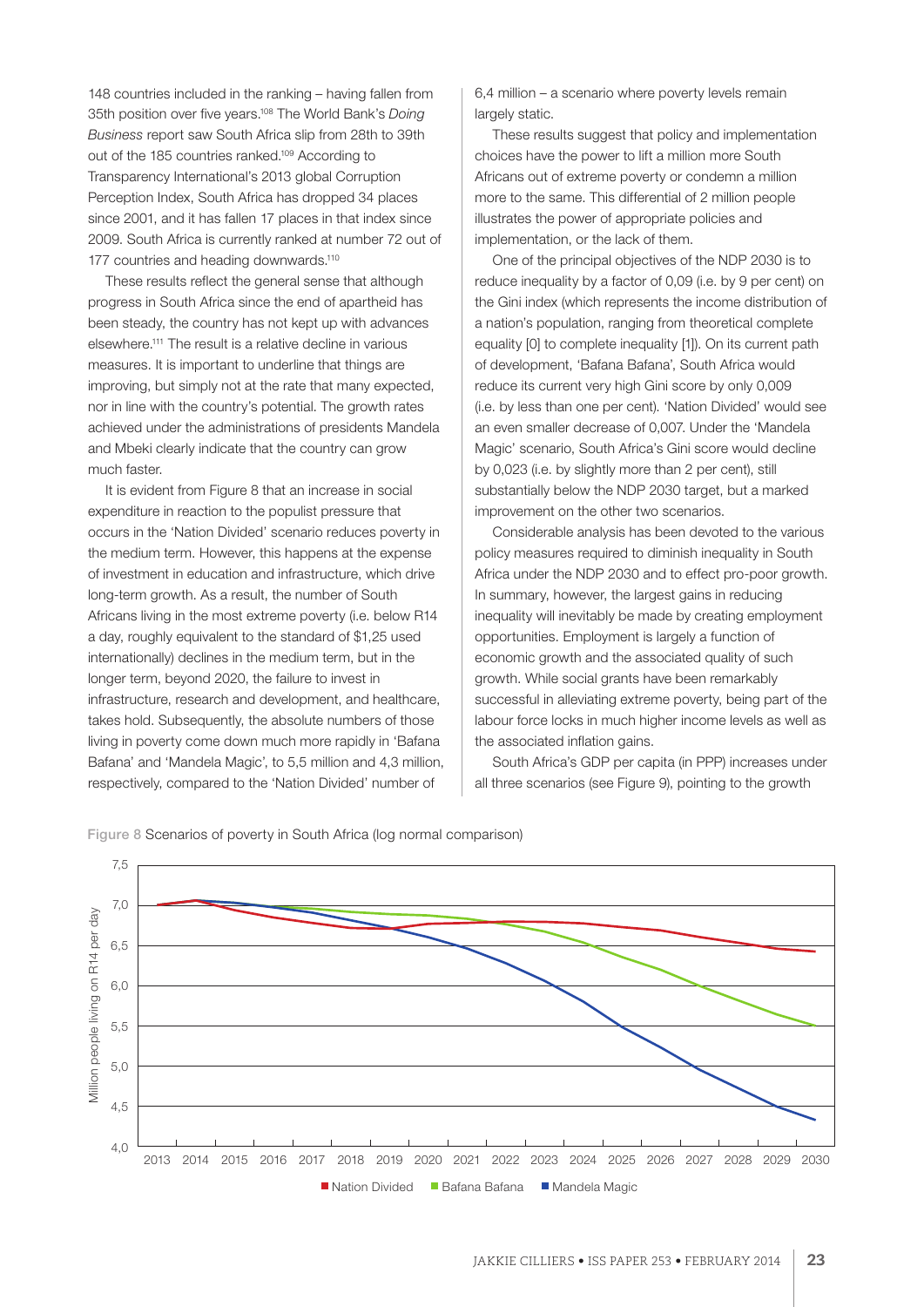148 countries included in the ranking – having fallen from 35th position over five years.[108] The World Bank's *Doing Business* report saw South Africa slip from 28th to 39th out of the 185 countries ranked.[109] According to Transparency International's 2013 global Corruption Perception Index, South Africa has dropped 34 places since 2001, and it has fallen 17 places in that index since 2009. South Africa is currently ranked at number 72 out of 177 countries and heading downwards.[110]

These results reflect the general sense that although progress in South Africa since the end of apartheid has been steady, the country has not kept up with advances elsewhere.[111] The result is a relative decline in various measures. It is important to underline that things are improving, but simply not at the rate that many expected, nor in line with the country's potential. The growth rates achieved under the administrations of presidents Mandela and Mbeki clearly indicate that the country can grow much faster.

It is evident from Figure 8 that an increase in social expenditure in reaction to the populist pressure that occurs in the 'Nation Divided' scenario reduces poverty in the medium term. However, this happens at the expense of investment in education and infrastructure, which drive long-term growth. As a result, the number of South Africans living in the most extreme poverty (i.e. below R14 a day, roughly equivalent to the standard of $1,25 used internationally) declines in the medium term, but in the longer term, beyond 2020, the failure to invest in infrastructure, research and development, and healthcare, takes hold. Subsequently, the absolute numbers of those living in poverty come down much more rapidly in 'Bafana Bafana' and 'Mandela Magic', to 5,5 million and 4,3 million, respectively, compared to the 'Nation Divided' number of 6,4 million – a scenario where poverty levels remain largely static.

These results suggest that policy and implementation choices have the power to lift a million more South Africans out of extreme poverty or condemn a million more to the same. This differential of 2 million people illustrates the power of appropriate policies and implementation, or the lack of them.

One of the principal objectives of the NDP 2030 is to reduce inequality by a factor of 0,09 (i.e. by 9 per cent) on the Gini index (which represents the income distribution of a nation's population, ranging from theoretical complete equality [0] to complete inequality [1]). On its current path of development, 'Bafana Bafana', South Africa would reduce its current very high Gini score by only 0,009 (i.e. by less than one per cent). 'Nation Divided' would see an even smaller decrease of 0,007. Under the 'Mandela Magic' scenario, South Africa's Gini score would decline by 0,023 (i.e. by slightly more than 2 per cent), still substantially below the NDP 2030 target, but a marked improvement on the other two scenarios.

Considerable analysis has been devoted to the various policy measures required to diminish inequality in South Africa under the NDP 2030 and to effect pro-poor growth. In summary, however, the largest gains in reducing inequality will inevitably be made by creating employment opportunities. Employment is largely a function of economic growth and the associated quality of such growth. While social grants have been remarkably successful in alleviating extreme poverty, being part of the labour force locks in much higher income levels as well as the associated inflation gains.

South Africa's GDP per capita (in PPP) increases under all three scenarios (see Figure 9), pointing to the growth

Figure 8 Scenarios of poverty in South Africa (log normal comparison)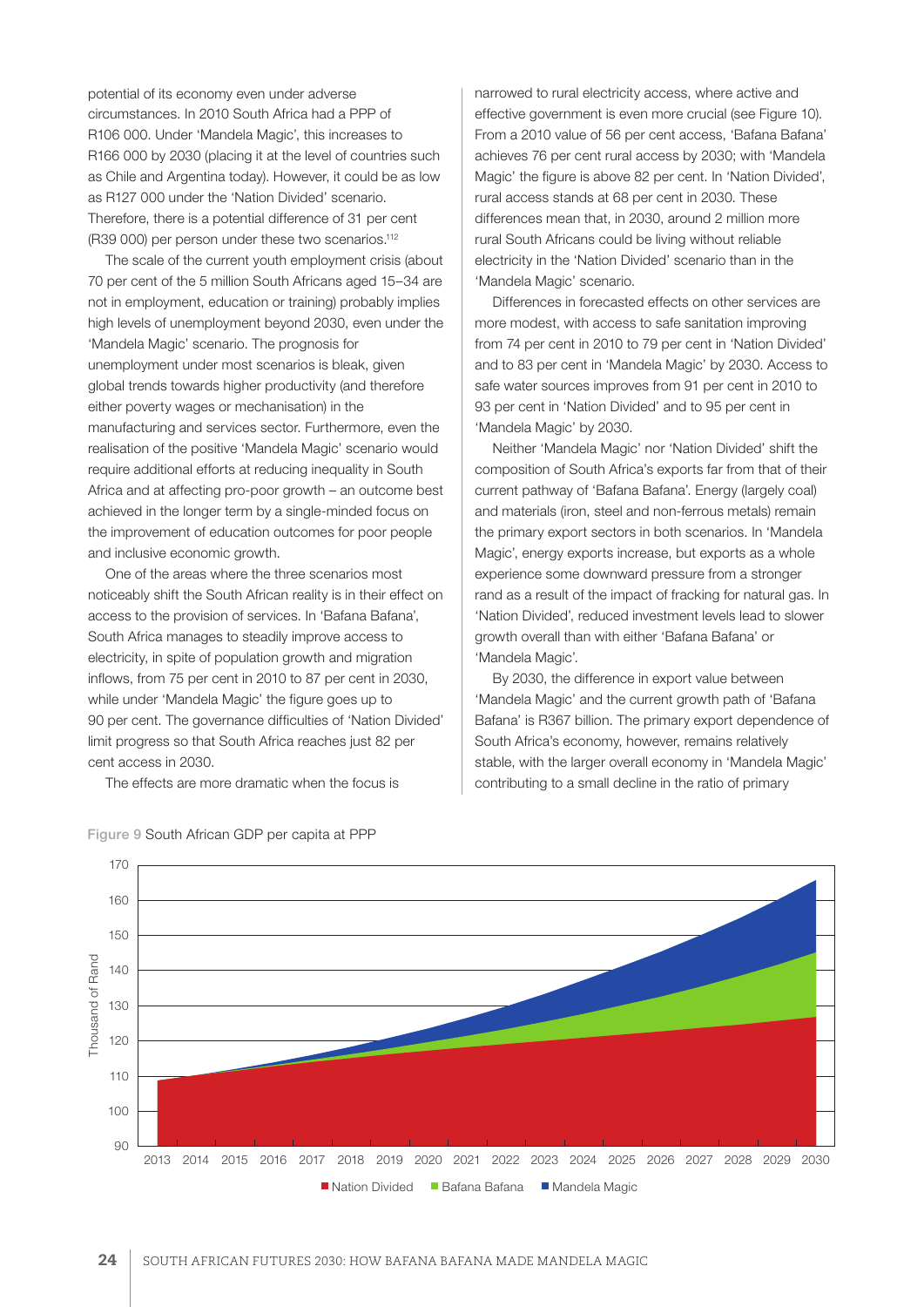potential of its economy even under adverse circumstances. In 2010 South Africa had a PPP of R106 000. Under 'Mandela Magic', this increases to R166 000 by 2030 (placing it at the level of countries such as Chile and Argentina today). However, it could be as low as R127 000 under the 'Nation Divided' scenario. Therefore, there is a potential difference of 31 per cent (R39 000) per person under these two scenarios.[112]

The scale of the current youth employment crisis (about 70 per cent of the 5 million South Africans aged 15–34 are not in employment, education or training) probably implies high levels of unemployment beyond 2030, even under the 'Mandela Magic' scenario. The prognosis for unemployment under most scenarios is bleak, given global trends towards higher productivity (and therefore either poverty wages or mechanisation) in the manufacturing and services sector. Furthermore, even the realisation of the positive 'Mandela Magic' scenario would require additional efforts at reducing inequality in South Africa and at affecting pro-poor growth – an outcome best achieved in the longer term by a single-minded focus on the improvement of education outcomes for poor people and inclusive economic growth.

One of the areas where the three scenarios most noticeably shift the South African reality is in their effect on access to the provision of services. In 'Bafana Bafana', South Africa manages to steadily improve access to electricity, in spite of population growth and migration inflows, from 75 per cent in 2010 to 87 per cent in 2030, while under 'Mandela Magic' the figure goes up to 90 per cent. The governance difficulties of 'Nation Divided' limit progress so that South Africa reaches just 82 per cent access in 2030.

The effects are more dramatic when the focus is narrowed to rural electricity access, where active and effective government is even more crucial (see Figure 10). From a 2010 value of 56 per cent access, 'Bafana Bafana' achieves 76 per cent rural access by 2030; with 'Mandela Magic' the figure is above 82 per cent. In 'Nation Divided', rural access stands at 68 per cent in 2030. These differences mean that, in 2030, around 2 million more rural South Africans could be living without reliable electricity in the 'Nation Divided' scenario than in the 'Mandela Magic' scenario.

Differences in forecasted effects on other services are more modest, with access to safe sanitation improving from 74 per cent in 2010 to 79 per cent in 'Nation Divided' and to 83 per cent in 'Mandela Magic' by 2030. Access to safe water sources improves from 91 per cent in 2010 to 93 per cent in 'Nation Divided' and to 95 per cent in 'Mandela Magic' by 2030.

Neither 'Mandela Magic' nor 'Nation Divided' shift the composition of South Africa's exports far from that of their current pathway of 'Bafana Bafana'. Energy (largely coal) and materials (iron, steel and non-ferrous metals) remain the primary export sectors in both scenarios. In 'Mandela Magic', energy exports increase, but exports as a whole experience some downward pressure from a stronger rand as a result of the impact of fracking for natural gas. In 'Nation Divided', reduced investment levels lead to slower growth overall than with either 'Bafana Bafana' or 'Mandela Magic'.

By 2030, the difference in export value between 'Mandela Magic' and the current growth path of 'Bafana Bafana' is R367 billion. The primary export dependence of South Africa's economy, however, remains relatively stable, with the larger overall economy in 'Mandela Magic' contributing to a small decline in the ratio of primary

Figure 9 South African GDP per capita at PPP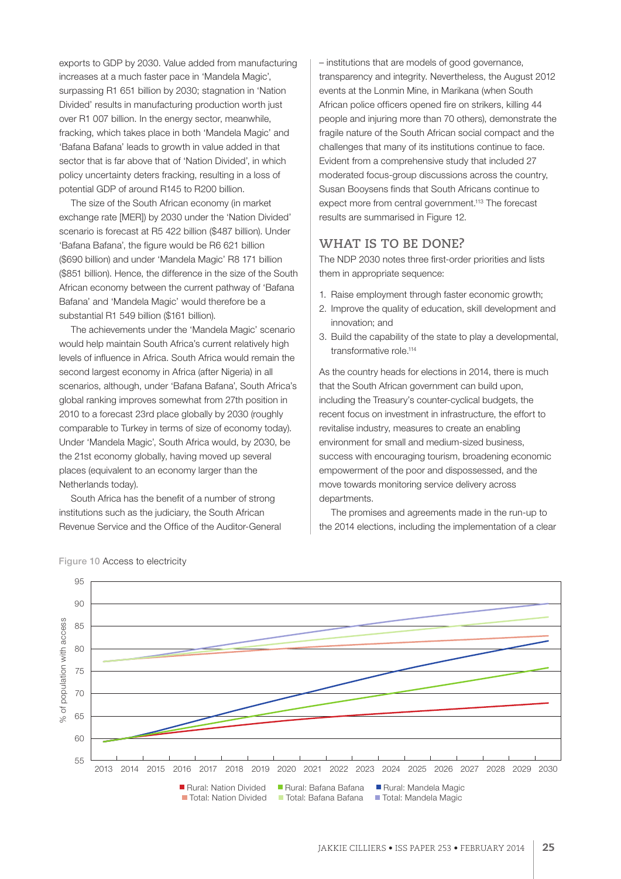exports to GDP by 2030. Value added from manufacturing increases at a much faster pace in 'Mandela Magic', surpassing R1 651 billion by 2030; stagnation in 'Nation Divided' results in manufacturing production worth just over R1 007 billion. In the energy sector, meanwhile, fracking, which takes place in both 'Mandela Magic' and 'Bafana Bafana' leads to growth in value added in that sector that is far above that of 'Nation Divided', in which policy uncertainty deters fracking, resulting in a loss of potential GDP of around R145 to R200 billion.

The size of the South African economy (in market exchange rate [MER]) by 2030 under the 'Nation Divided' scenario is forecast at R5 422 billion ($487 billion). Under 'Bafana Bafana', the figure would be R6 621 billion ($690 billion) and under 'Mandela Magic' R8 171 billion ($851 billion). Hence, the difference in the size of the South African economy between the current pathway of 'Bafana Bafana' and 'Mandela Magic' would therefore be a substantial R1 549 billion ($161 billion).

The achievements under the 'Mandela Magic' scenario would help maintain South Africa's current relatively high levels of influence in Africa. South Africa would remain the second largest economy in Africa (after Nigeria) in all scenarios, although, under 'Bafana Bafana', South Africa's global ranking improves somewhat from 27th position in 2010 to a forecast 23rd place globally by 2030 (roughly comparable to Turkey in terms of size of economy today). Under 'Mandela Magic', South Africa would, by 2030, be the 21st economy globally, having moved up several places (equivalent to an economy larger than the Netherlands today).

South Africa has the benefit of a number of strong institutions such as the judiciary, the South African Revenue Service and the Office of the Auditor-General – institutions that are models of good governance, transparency and integrity. Nevertheless, the August 2012 events at the Lonmin Mine, in Marikana (when South African police officers opened fire on strikers, killing 44 people and injuring more than 70 others), demonstrate the fragile nature of the South African social compact and the challenges that many of its institutions continue to face. Evident from a comprehensive study that included 27 moderated focus-group discussions across the country, Susan Booysens finds that South Africans continue to expect more from central government.[113] The forecast results are summarised in Figure 12.

## WHAT IS TO BE DONE?

The NDP 2030 notes three first-order priorities and lists them in appropriate sequence:

1. Raise employment through faster economic growth;
2. Improve the quality of education, skill development and innovation; and
3. Build the capability of the state to play a developmental, transformative role.[114]

As the country heads for elections in 2014, there is much that the South African government can build upon, including the Treasury's counter-cyclical budgets, the recent focus on investment in infrastructure, the effort to revitalise industry, measures to create an enabling environment for small and medium-sized business, success with encouraging tourism, broadening economic empowerment of the poor and dispossessed, and the move towards monitoring service delivery across departments.

The promises and agreements made in the run-up to the 2014 elections, including the implementation of a clear

Figure 10 Access to electricity

Legend: Rural: Nation Divided; Rural: Bafana Bafana; Rural: Mandela Magic; Total: Nation Divided; Total: Bafana Bafana; Total: Mandela Magic

Y-axis: % of population with access (55–95); X-axis: 2013–2030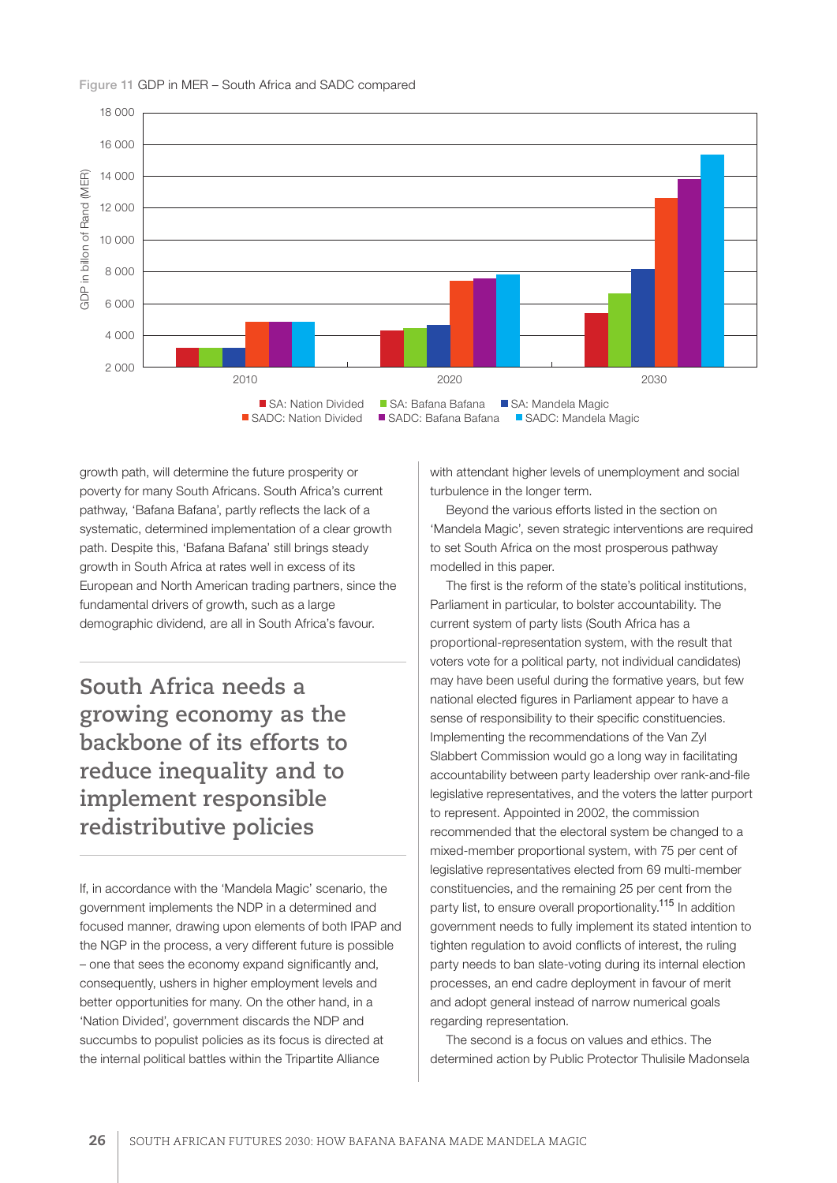Figure 11 GDP in MER – South Africa and SADC compared

growth path, will determine the future prosperity or poverty for many South Africans. South Africa's current pathway, 'Bafana Bafana', partly reflects the lack of a systematic, determined implementation of a clear growth path. Despite this, 'Bafana Bafana' still brings steady growth in South Africa at rates well in excess of its European and North American trading partners, since the fundamental drivers of growth, such as a large demographic dividend, are all in South Africa's favour.

## South Africa needs a growing economy as the backbone of its efforts to reduce inequality and to implement responsible redistributive policies

If, in accordance with the 'Mandela Magic' scenario, the government implements the NDP in a determined and focused manner, drawing upon elements of both IPAP and the NGP in the process, a very different future is possible – one that sees the economy expand significantly and, consequently, ushers in higher employment levels and better opportunities for many. On the other hand, in a 'Nation Divided', government discards the NDP and succumbs to populist policies as its focus is directed at the internal political battles within the Tripartite Alliance with attendant higher levels of unemployment and social turbulence in the longer term.

Beyond the various efforts listed in the section on 'Mandela Magic', seven strategic interventions are required to set South Africa on the most prosperous pathway modelled in this paper.

The first is the reform of the state's political institutions, Parliament in particular, to bolster accountability. The current system of party lists (South Africa has a proportional-representation system, with the result that voters vote for a political party, not individual candidates) may have been useful during the formative years, but few national elected figures in Parliament appear to have a sense of responsibility to their specific constituencies. Implementing the recommendations of the Van Zyl Slabbert Commission would go a long way in facilitating accountability between party leadership over rank-and-file legislative representatives, and the voters the latter purport to represent. Appointed in 2002, the commission recommended that the electoral system be changed to a mixed-member proportional system, with 75 per cent of legislative representatives elected from 69 multi-member constituencies, and the remaining 25 per cent from the party list, to ensure overall proportionality.[115] In addition government needs to fully implement its stated intention to tighten regulation to avoid conflicts of interest, the ruling party needs to ban slate-voting during its internal election processes, an end cadre deployment in favour of merit and adopt general instead of narrow numerical goals regarding representation.

The second is a focus on values and ethics. The determined action by Public Protector Thulisile Madonsela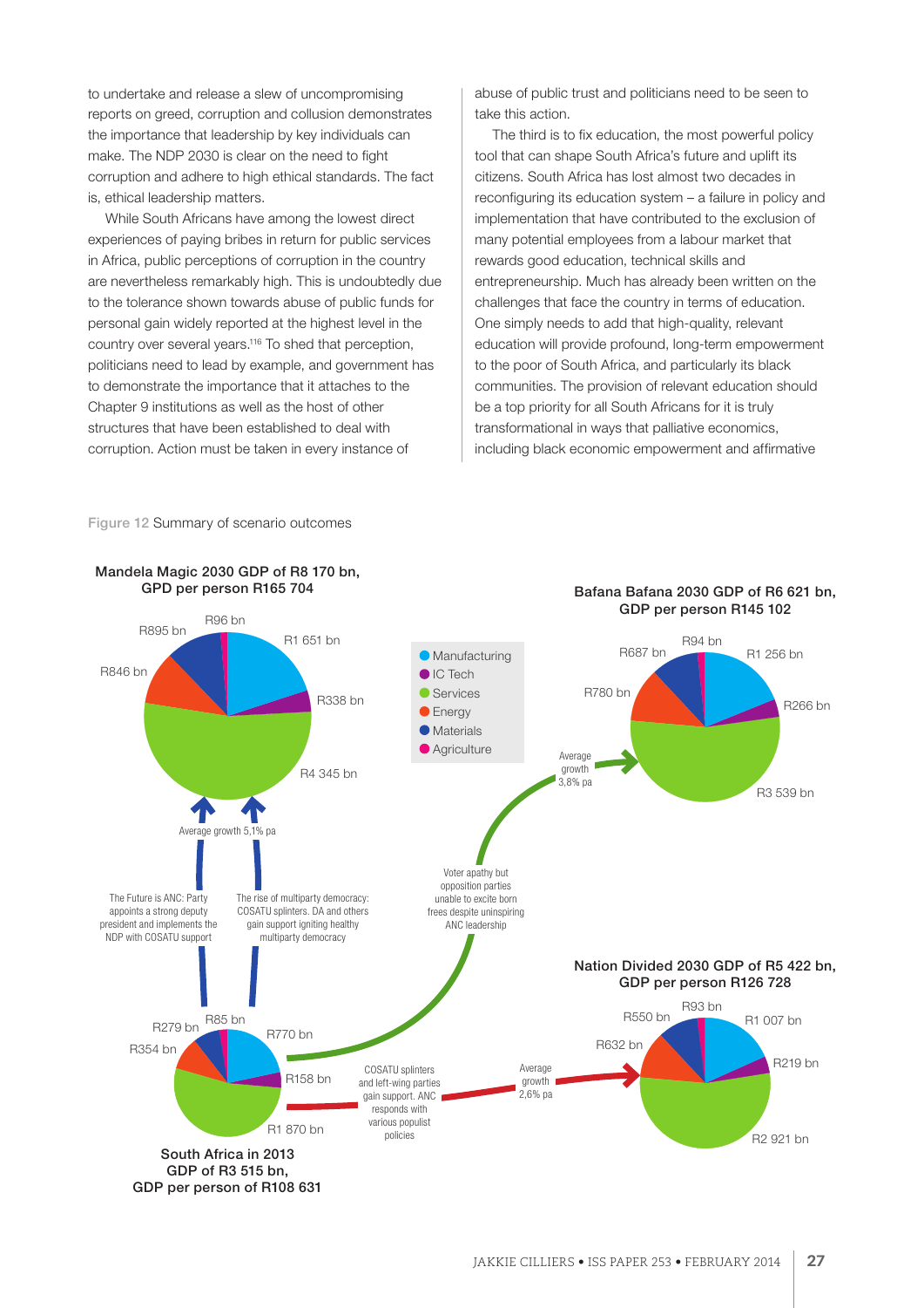to undertake and release a slew of uncompromising reports on greed, corruption and collusion demonstrates the importance that leadership by key individuals can make. The NDP 2030 is clear on the need to fight corruption and adhere to high ethical standards. The fact is, ethical leadership matters.

While South Africans have among the lowest direct experiences of paying bribes in return for public services in Africa, public perceptions of corruption in the country are nevertheless remarkably high. This is undoubtedly due to the tolerance shown towards abuse of public funds for personal gain widely reported at the highest level in the country over several years.[116] To shed that perception, politicians need to lead by example, and government has to demonstrate the importance that it attaches to the Chapter 9 institutions as well as the host of other structures that have been established to deal with corruption. Action must be taken in every instance of abuse of public trust and politicians need to be seen to take this action.

The third is to fix education, the most powerful policy tool that can shape South Africa's future and uplift its citizens. South Africa has lost almost two decades in reconfiguring its education system – a failure in policy and implementation that have contributed to the exclusion of many potential employees from a labour market that rewards good education, technical skills and entrepreneurship. Much has already been written on the challenges that face the country in terms of education. One simply needs to add that high-quality, relevant education will provide profound, long-term empowerment to the poor of South Africa, and particularly its black communities. The provision of relevant education should be a top priority for all South Africans for it is truly transformational in ways that palliative economics, including black economic empowerment and affirmative

Figure 12 Summary of scenario outcomes

| Scenario | Manufacturing | IC Tech | Services | Energy | Materials | Agriculture | GDP | GDP per person |
|---|---|---|---|---|---|---|---|---|
| South Africa in 2013 | R770 bn | R158 bn | R1 870 bn | R354 bn | R279 bn | R85 bn | R3 515 bn | R108 631 |
| Mandela Magic 2030 | R1 651 bn | R338 bn | R4 345 bn | R846 bn | R895 bn | R96 bn | R8 170 bn | R165 704 |
| Bafana Bafana 2030 | R1 256 bn | R266 bn | R3 539 bn | R780 bn | R687 bn | R94 bn | R6 621 bn | R145 102 |
| Nation Divided 2030 | R1 007 bn | R219 bn | R2 921 bn | R632 bn | R550 bn | R93 bn | R5 422 bn | R126 728 |

Mandela Magic (average growth 5,1% pa): The Future is ANC: Party appoints a strong deputy president and implements the NDP with COSATU support; The rise of multiparty democracy: COSATU splinters. DA and others gain support igniting healthy multiparty democracy

Bafana Bafana (average growth 3,8% pa): Voter apathy but opposition parties unable to excite born frees despite uninspiring ANC leadership

Nation Divided (average growth 2,6% pa): COSATU splinters and left-wing parties gain support. ANC responds with various populist policies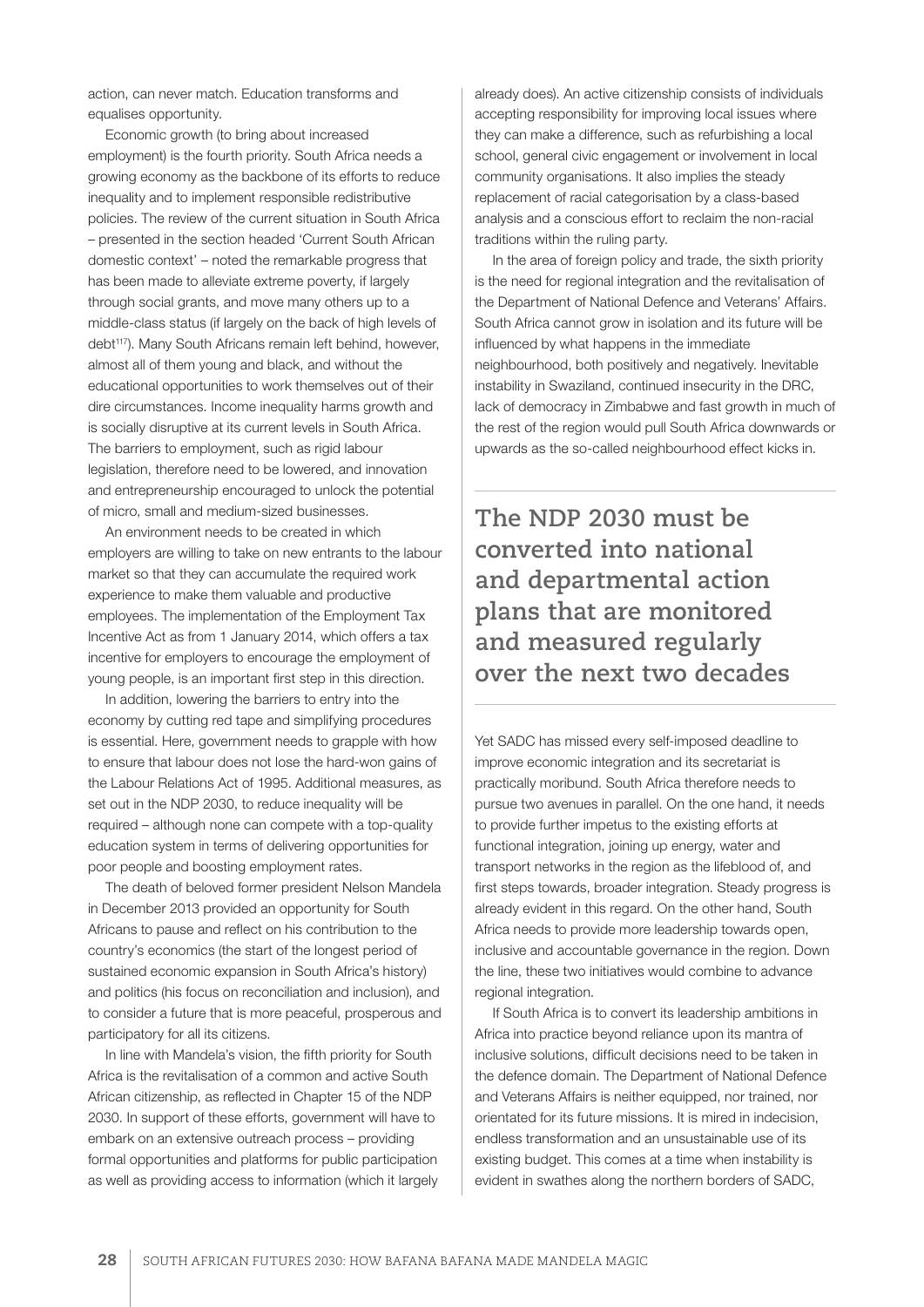action, can never match. Education transforms and equalises opportunity.

Economic growth (to bring about increased employment) is the fourth priority. South Africa needs a growing economy as the backbone of its efforts to reduce inequality and to implement responsible redistributive policies. The review of the current situation in South Africa – presented in the section headed 'Current South African domestic context' – noted the remarkable progress that has been made to alleviate extreme poverty, if largely through social grants, and move many others up to a middle-class status (if largely on the back of high levels of debt[117]). Many South Africans remain left behind, however, almost all of them young and black, and without the educational opportunities to work themselves out of their dire circumstances. Income inequality harms growth and is socially disruptive at its current levels in South Africa. The barriers to employment, such as rigid labour legislation, therefore need to be lowered, and innovation and entrepreneurship encouraged to unlock the potential of micro, small and medium-sized businesses.

An environment needs to be created in which employers are willing to take on new entrants to the labour market so that they can accumulate the required work experience to make them valuable and productive employees. The implementation of the Employment Tax Incentive Act as from 1 January 2014, which offers a tax incentive for employers to encourage the employment of young people, is an important first step in this direction.

In addition, lowering the barriers to entry into the economy by cutting red tape and simplifying procedures is essential. Here, government needs to grapple with how to ensure that labour does not lose the hard-won gains of the Labour Relations Act of 1995. Additional measures, as set out in the NDP 2030, to reduce inequality will be required – although none can compete with a top-quality education system in terms of delivering opportunities for poor people and boosting employment rates.

The death of beloved former president Nelson Mandela in December 2013 provided an opportunity for South Africans to pause and reflect on his contribution to the country's economics (the start of the longest period of sustained economic expansion in South Africa's history) and politics (his focus on reconciliation and inclusion), and to consider a future that is more peaceful, prosperous and participatory for all its citizens.

In line with Mandela's vision, the fifth priority for South Africa is the revitalisation of a common and active South African citizenship, as reflected in Chapter 15 of the NDP 2030. In support of these efforts, government will have to embark on an extensive outreach process – providing formal opportunities and platforms for public participation as well as providing access to information (which it largely already does). An active citizenship consists of individuals accepting responsibility for improving local issues where they can make a difference, such as refurbishing a local school, general civic engagement or involvement in local community organisations. It also implies the steady replacement of racial categorisation by a class-based analysis and a conscious effort to reclaim the non-racial traditions within the ruling party.

In the area of foreign policy and trade, the sixth priority is the need for regional integration and the revitalisation of the Department of National Defence and Veterans' Affairs. South Africa cannot grow in isolation and its future will be influenced by what happens in the immediate neighbourhood, both positively and negatively. Inevitable instability in Swaziland, continued insecurity in the DRC, lack of democracy in Zimbabwe and fast growth in much of the rest of the region would pull South Africa downwards or upwards as the so-called neighbourhood effect kicks in.

**The NDP 2030 must be converted into national and departmental action plans that are monitored and measured regularly over the next two decades**

Yet SADC has missed every self-imposed deadline to improve economic integration and its secretariat is practically moribund. South Africa therefore needs to pursue two avenues in parallel. On the one hand, it needs to provide further impetus to the existing efforts at functional integration, joining up energy, water and transport networks in the region as the lifeblood of, and first steps towards, broader integration. Steady progress is already evident in this regard. On the other hand, South Africa needs to provide more leadership towards open, inclusive and accountable governance in the region. Down the line, these two initiatives would combine to advance regional integration.

If South Africa is to convert its leadership ambitions in Africa into practice beyond reliance upon its mantra of inclusive solutions, difficult decisions need to be taken in the defence domain. The Department of National Defence and Veterans Affairs is neither equipped, nor trained, nor orientated for its future missions. It is mired in indecision, endless transformation and an unsustainable use of its existing budget. This comes at a time when instability is evident in swathes along the northern borders of SADC,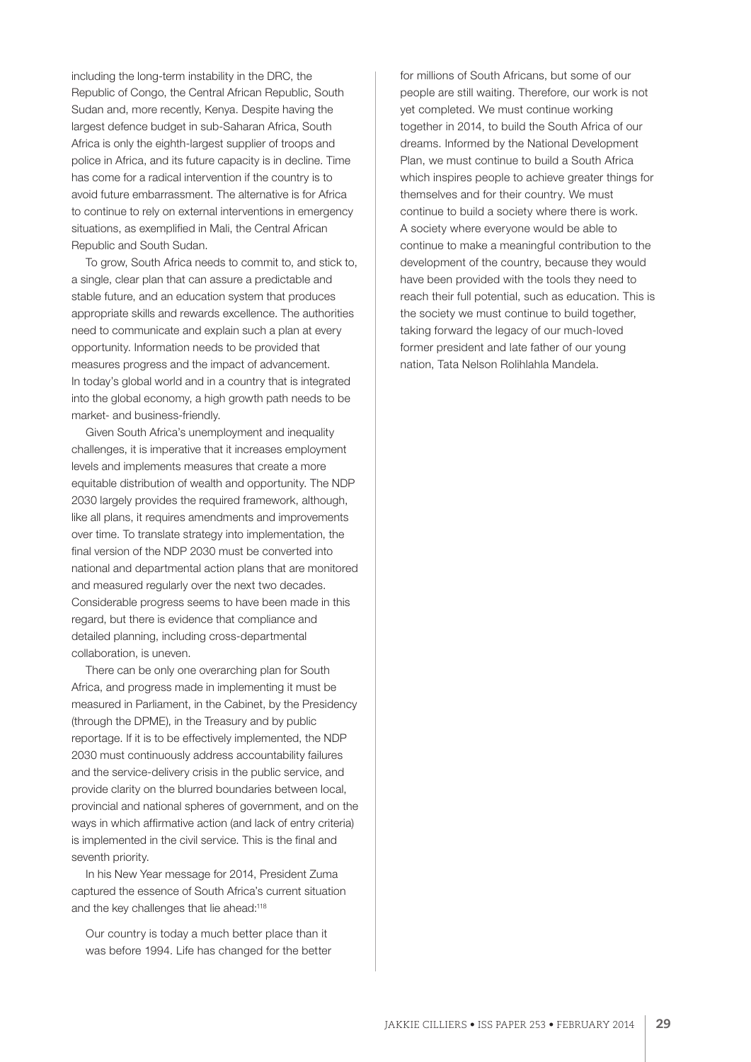including the long-term instability in the DRC, the Republic of Congo, the Central African Republic, South Sudan and, more recently, Kenya. Despite having the largest defence budget in sub-Saharan Africa, South Africa is only the eighth-largest supplier of troops and police in Africa, and its future capacity is in decline. Time has come for a radical intervention if the country is to avoid future embarrassment. The alternative is for Africa to continue to rely on external interventions in emergency situations, as exemplified in Mali, the Central African Republic and South Sudan.

To grow, South Africa needs to commit to, and stick to, a single, clear plan that can assure a predictable and stable future, and an education system that produces appropriate skills and rewards excellence. The authorities need to communicate and explain such a plan at every opportunity. Information needs to be provided that measures progress and the impact of advancement. In today's global world and in a country that is integrated into the global economy, a high growth path needs to be market- and business-friendly.

Given South Africa's unemployment and inequality challenges, it is imperative that it increases employment levels and implements measures that create a more equitable distribution of wealth and opportunity. The NDP 2030 largely provides the required framework, although, like all plans, it requires amendments and improvements over time. To translate strategy into implementation, the final version of the NDP 2030 must be converted into national and departmental action plans that are monitored and measured regularly over the next two decades. Considerable progress seems to have been made in this regard, but there is evidence that compliance and detailed planning, including cross-departmental collaboration, is uneven.

There can be only one overarching plan for South Africa, and progress made in implementing it must be measured in Parliament, in the Cabinet, by the Presidency (through the DPME), in the Treasury and by public reportage. If it is to be effectively implemented, the NDP 2030 must continuously address accountability failures and the service-delivery crisis in the public service, and provide clarity on the blurred boundaries between local, provincial and national spheres of government, and on the ways in which affirmative action (and lack of entry criteria) is implemented in the civil service. This is the final and seventh priority.

In his New Year message for 2014, President Zuma captured the essence of South Africa's current situation and the key challenges that lie ahead:[118]

> Our country is today a much better place than it was before 1994. Life has changed for the better for millions of South Africans, but some of our people are still waiting. Therefore, our work is not yet completed. We must continue working together in 2014, to build the South Africa of our dreams. Informed by the National Development Plan, we must continue to build a South Africa which inspires people to achieve greater things for themselves and for their country. We must continue to build a society where there is work. A society where everyone would be able to continue to make a meaningful contribution to the development of the country, because they would have been provided with the tools they need to reach their full potential, such as education. This is the society we must continue to build together, taking forward the legacy of our much-loved former president and late father of our young nation, Tata Nelson Rolihlahla Mandela.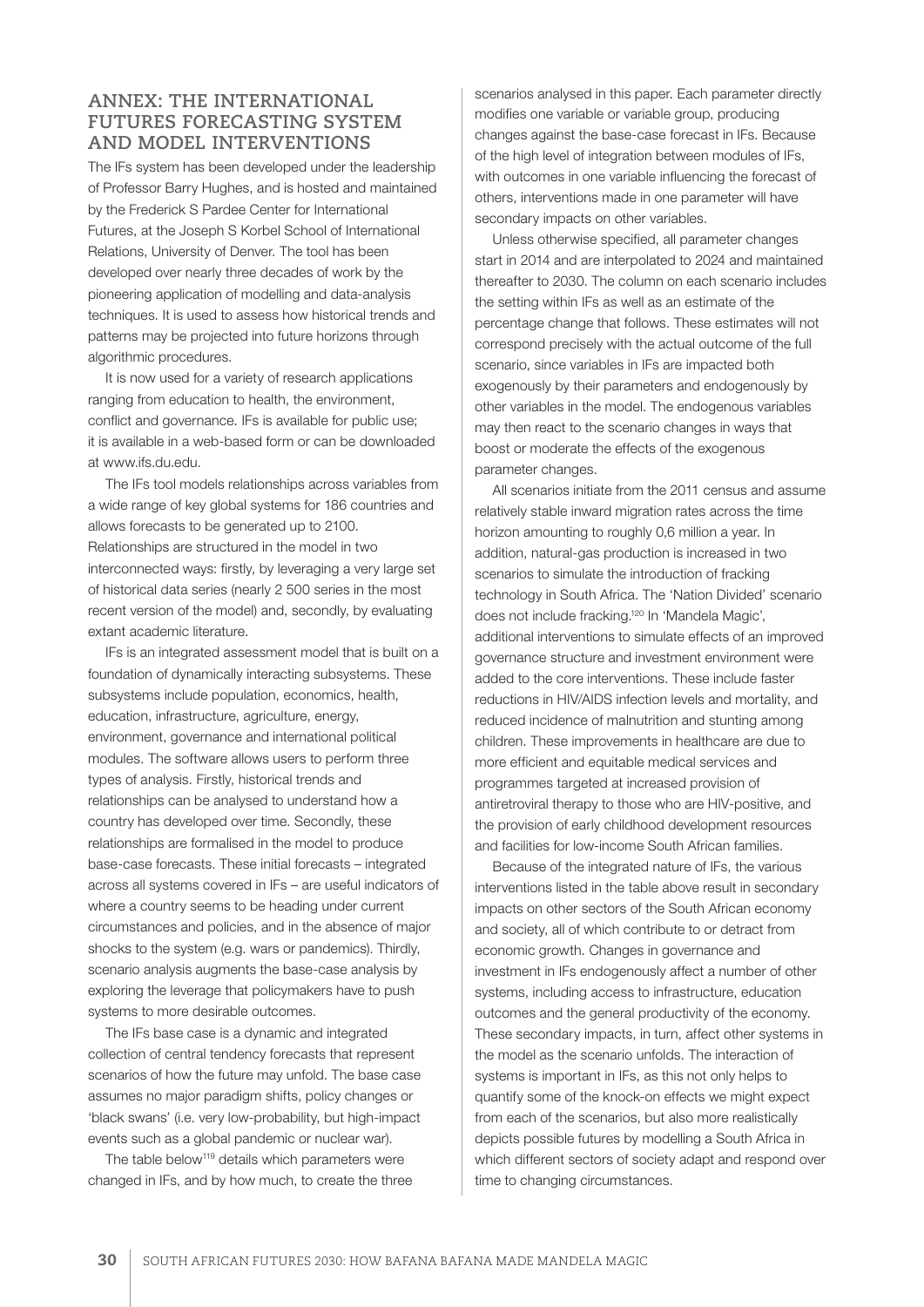## ANNEX: THE INTERNATIONAL FUTURES FORECASTING SYSTEM AND MODEL INTERVENTIONS

The IFs system has been developed under the leadership of Professor Barry Hughes, and is hosted and maintained by the Frederick S Pardee Center for International Futures, at the Joseph S Korbel School of International Relations, University of Denver. The tool has been developed over nearly three decades of work by the pioneering application of modelling and data-analysis techniques. It is used to assess how historical trends and patterns may be projected into future horizons through algorithmic procedures.

It is now used for a variety of research applications ranging from education to health, the environment, conflict and governance. IFs is available for public use; it is available in a web-based form or can be downloaded at www.ifs.du.edu.

The IFs tool models relationships across variables from a wide range of key global systems for 186 countries and allows forecasts to be generated up to 2100. Relationships are structured in the model in two interconnected ways: firstly, by leveraging a very large set of historical data series (nearly 2 500 series in the most recent version of the model) and, secondly, by evaluating extant academic literature.

IFs is an integrated assessment model that is built on a foundation of dynamically interacting subsystems. These subsystems include population, economics, health, education, infrastructure, agriculture, energy, environment, governance and international political modules. The software allows users to perform three types of analysis. Firstly, historical trends and relationships can be analysed to understand how a country has developed over time. Secondly, these relationships are formalised in the model to produce base-case forecasts. These initial forecasts – integrated across all systems covered in IFs – are useful indicators of where a country seems to be heading under current circumstances and policies, and in the absence of major shocks to the system (e.g. wars or pandemics). Thirdly, scenario analysis augments the base-case analysis by exploring the leverage that policymakers have to push systems to more desirable outcomes.

The IFs base case is a dynamic and integrated collection of central tendency forecasts that represent scenarios of how the future may unfold. The base case assumes no major paradigm shifts, policy changes or 'black swans' (i.e. very low-probability, but high-impact events such as a global pandemic or nuclear war).

The table below[119] details which parameters were changed in IFs, and by how much, to create the three scenarios analysed in this paper. Each parameter directly modifies one variable or variable group, producing changes against the base-case forecast in IFs. Because of the high level of integration between modules of IFs, with outcomes in one variable influencing the forecast of others, interventions made in one parameter will have secondary impacts on other variables.

Unless otherwise specified, all parameter changes start in 2014 and are interpolated to 2024 and maintained thereafter to 2030. The column on each scenario includes the setting within IFs as well as an estimate of the percentage change that follows. These estimates will not correspond precisely with the actual outcome of the full scenario, since variables in IFs are impacted both exogenously by their parameters and endogenously by other variables in the model. The endogenous variables may then react to the scenario changes in ways that boost or moderate the effects of the exogenous parameter changes.

All scenarios initiate from the 2011 census and assume relatively stable inward migration rates across the time horizon amounting to roughly 0,6 million a year. In addition, natural-gas production is increased in two scenarios to simulate the introduction of fracking technology in South Africa. The 'Nation Divided' scenario does not include fracking.[120] In 'Mandela Magic', additional interventions to simulate effects of an improved governance structure and investment environment were added to the core interventions. These include faster reductions in HIV/AIDS infection levels and mortality, and reduced incidence of malnutrition and stunting among children. These improvements in healthcare are due to more efficient and equitable medical services and programmes targeted at increased provision of antiretroviral therapy to those who are HIV-positive, and the provision of early childhood development resources and facilities for low-income South African families.

Because of the integrated nature of IFs, the various interventions listed in the table above result in secondary impacts on other sectors of the South African economy and society, all of which contribute to or detract from economic growth. Changes in governance and investment in IFs endogenously affect a number of other systems, including access to infrastructure, education outcomes and the general productivity of the economy. These secondary impacts, in turn, affect other systems in the model as the scenario unfolds. The interaction of systems is important in IFs, as this not only helps to quantify some of the knock-on effects we might expect from each of the scenarios, but also more realistically depicts possible futures by modelling a South Africa in which different sectors of society adapt and respond over time to changing circumstances.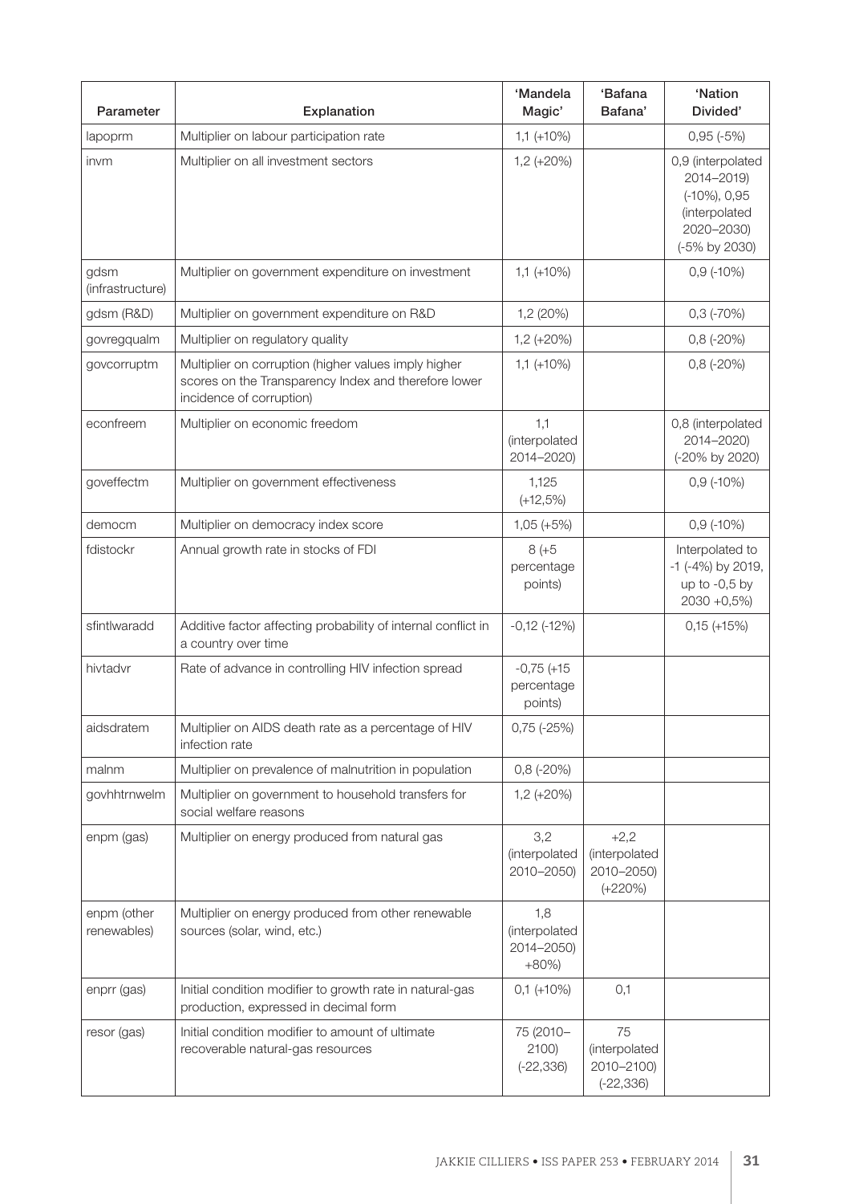| Parameter | Explanation | 'Mandela Magic' | 'Bafana Bafana' | 'Nation Divided' |
|---|---|---|---|---|
| lapoprm | Multiplier on labour participation rate | 1,1 (+10%) | | 0,95 (-5%) |
| invm | Multiplier on all investment sectors | 1,2 (+20%) | | 0,9 (interpolated 2014–2019) (-10%), 0,95 (interpolated 2020–2030) (-5% by 2030) |
| gdsm (infrastructure) | Multiplier on government expenditure on investment | 1,1 (+10%) | | 0,9 (-10%) |
| gdsm (R&D) | Multiplier on government expenditure on R&D | 1,2 (20%) | | 0,3 (-70%) |
| govregqualm | Multiplier on regulatory quality | 1,2 (+20%) | | 0,8 (-20%) |
| govcorruptm | Multiplier on corruption (higher values imply higher scores on the Transparency Index and therefore lower incidence of corruption) | 1,1 (+10%) | | 0,8 (-20%) |
| econfreem | Multiplier on economic freedom | 1,1 (interpolated 2014–2020) | | 0,8 (interpolated 2014–2020) (-20% by 2020) |
| goveffectm | Multiplier on government effectiveness | 1,125 (+12,5%) | | 0,9 (-10%) |
| democm | Multiplier on democracy index score | 1,05 (+5%) | | 0,9 (-10%) |
| fdistockr | Annual growth rate in stocks of FDI | 8 (+5 percentage points) | | Interpolated to -1 (-4%) by 2019, up to -0,5 by 2030 +0,5%) |
| sfintlwaradd | Additive factor affecting probability of internal conflict in a country over time | -0,12 (-12%) | | 0,15 (+15%) |
| hivtadvr | Rate of advance in controlling HIV infection spread | -0,75 (+15 percentage points) | | |
| aidsdratem | Multiplier on AIDS death rate as a percentage of HIV infection rate | 0,75 (-25%) | | |
| malnm | Multiplier on prevalence of malnutrition in population | 0,8 (-20%) | | |
| govhhtrnwelm | Multiplier on government to household transfers for social welfare reasons | 1,2 (+20%) | | |
| enpm (gas) | Multiplier on energy produced from natural gas | 3,2 (interpolated 2010–2050) | +2,2 (interpolated 2010–2050) (+220%) | |
| enpm (other renewables) | Multiplier on energy produced from other renewable sources (solar, wind, etc.) | 1,8 (interpolated 2014–2050) +80%) | | |
| enprr (gas) | Initial condition modifier to growth rate in natural-gas production, expressed in decimal form | 0,1 (+10%) | 0,1 | |
| resor (gas) | Initial condition modifier to amount of ultimate recoverable natural-gas resources | 75 (2010–2100) (-22,336) | 75 (interpolated 2010–2100) (-22,336) | |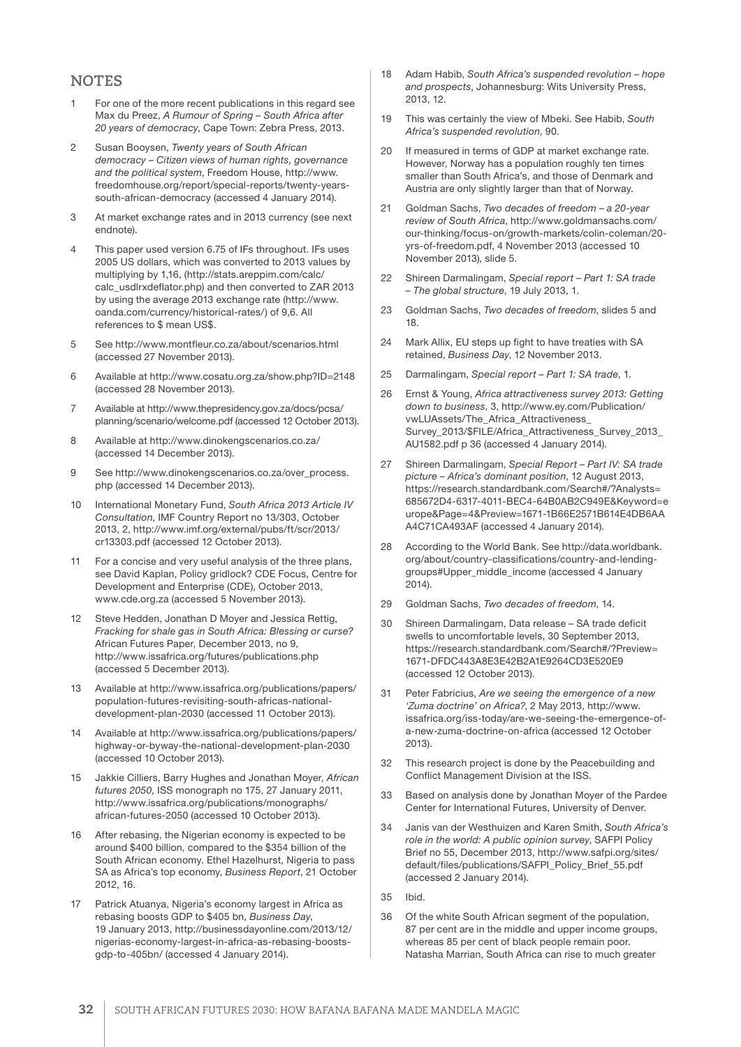## NOTES

1. For one of the more recent publications in this regard see Max du Preez, *A Rumour of Spring – South Africa after 20 years of democracy*, Cape Town: Zebra Press, 2013.
2. Susan Booysen, *Twenty years of South African democracy – Citizen views of human rights, governance and the political system*, Freedom House, http://www.freedomhouse.org/report/special-reports/twenty-years-south-african-democracy (accessed 4 January 2014).
3. At market exchange rates and in 2013 currency (see next endnote).
4. This paper used version 6.75 of IFs throughout. IFs uses 2005 US dollars, which was converted to 2013 values by multiplying by 1,16, (http://stats.areppim.com/calc/calc_usdlrxdeflator.php) and then converted to ZAR 2013 by using the average 2013 exchange rate (http://www.oanda.com/currency/historical-rates/) of 9,6. All references to $ mean US$.
5. See http://www.montfleur.co.za/about/scenarios.html (accessed 27 November 2013).
6. Available at http://www.cosatu.org.za/show.php?ID=2148 (accessed 28 November 2013).
7. Available at http://www.thepresidency.gov.za/docs/pcsa/planning/scenario/welcome.pdf (accessed 12 October 2013).
8. Available at http://www.dinokengscenarios.co.za/ (accessed 14 December 2013).
9. See http://www.dinokengscenarios.co.za/over_process.php (accessed 14 December 2013).
10. International Monetary Fund, *South Africa 2013 Article IV Consultation*, IMF Country Report no 13/303, October 2013, 2, http://www.imf.org/external/pubs/ft/scr/2013/cr13303.pdf (accessed 12 October 2013).
11. For a concise and very useful analysis of the three plans, see David Kaplan, Policy gridlock? CDE Focus, Centre for Development and Enterprise (CDE), October 2013, www.cde.org.za (accessed 5 November 2013).
12. Steve Hedden, Jonathan D Moyer and Jessica Rettig, *Fracking for shale gas in South Africa: Blessing or curse?* African Futures Paper, December 2013, no 9, http://www.issafrica.org/futures/publications.php (accessed 5 December 2013).
13. Available at http://www.issafrica.org/publications/papers/population-futures-revisiting-south-africas-national-development-plan-2030 (accessed 11 October 2013).
14. Available at http://www.issafrica.org/publications/papers/highway-or-byway-the-national-development-plan-2030 (accessed 10 October 2013).
15. Jakkie Cilliers, Barry Hughes and Jonathan Moyer, *African futures 2050*, ISS monograph no 175, 27 January 2011, http://www.issafrica.org/publications/monographs/african-futures-2050 (accessed 10 October 2013).
16. After rebasing, the Nigerian economy is expected to be around $400 billion, compared to the $354 billion of the South African economy. Ethel Hazelhurst, Nigeria to pass SA as Africa's top economy, *Business Report*, 21 October 2012, 16.
17. Patrick Atuanya, Nigeria's economy largest in Africa as rebasing boosts GDP to $405 bn, *Business Day*, 19 January 2013, http://businessdayonline.com/2013/12/nigerias-economy-largest-in-africa-as-rebasing-boosts-gdp-to-405bn/ (accessed 4 January 2014).
18. Adam Habib, *South Africa's suspended revolution – hope and prospects*, Johannesburg: Wits University Press, 2013, 12.
19. This was certainly the view of Mbeki. See Habib, *South Africa's suspended revolution*, 90.
20. If measured in terms of GDP at market exchange rate. However, Norway has a population roughly ten times smaller than South Africa's, and those of Denmark and Austria are only slightly larger than that of Norway.
21. Goldman Sachs, *Two decades of freedom – a 20-year review of South Africa*, http://www.goldmansachs.com/our-thinking/focus-on/growth-markets/colin-coleman/20-yrs-of-freedom.pdf, 4 November 2013 (accessed 10 November 2013), slide 5.
22. Shireen Darmalingam, *Special report – Part 1: SA trade – The global structure*, 19 July 2013, 1.
23. Goldman Sachs, *Two decades of freedom*, slides 5 and 18.
24. Mark Allix, EU steps up fight to have treaties with SA retained, *Business Day*, 12 November 2013.
25. Darmalingam, *Special report – Part 1: SA trade*, 1.
26. Ernst & Young, *Africa attractiveness survey 2013: Getting down to business*, 3, http://www.ey.com/Publication/vwLUAssets/The_Africa_Attractiveness_Survey_2013/$FILE/Africa_Attractiveness_Survey_2013_AU1582.pdf p 36 (accessed 4 January 2014).
27. Shireen Darmalingam, *Special Report – Part IV: SA trade picture – Africa's dominant position*, 12 August 2013, https://research.standardbank.com/Search#/?Analysts=685672D4-6317-4011-BEC4-64B0AB2C949E&Keyword=europe&Page=4&Preview=1671-1B66E2571B614E4DB6AAA4C71CA493AF (accessed 4 January 2014).
28. According to the World Bank. See http://data.worldbank.org/about/country-classifications/country-and-lending-groups#Upper_middle_income (accessed 4 January 2014).
29. Goldman Sachs, *Two decades of freedom*, 14.
30. Shireen Darmalingam, Data release – SA trade deficit swells to uncomfortable levels, 30 September 2013, https://research.standardbank.com/Search#/?Preview=1671-DFDC443A8E3E42B2A1E9264CD3E520E9 (accessed 12 October 2013).
31. Peter Fabricius, *Are we seeing the emergence of a new 'Zuma doctrine' on Africa?*, 2 May 2013, http://www.issafrica.org/iss-today/are-we-seeing-the-emergence-of-a-new-zuma-doctrine-on-africa (accessed 12 October 2013).
32. This research project is done by the Peacebuilding and Conflict Management Division at the ISS.
33. Based on analysis done by Jonathan Moyer of the Pardee Center for International Futures, University of Denver.
34. Janis van der Westhuizen and Karen Smith, *South Africa's role in the world: A public opinion survey*, SAFPI Policy Brief no 55, December 2013, http://www.safpi.org/sites/default/files/publications/SAFPI_Policy_Brief_55.pdf (accessed 2 January 2014).
35. Ibid.
36. Of the white South African segment of the population, 87 per cent are in the middle and upper income groups, whereas 85 per cent of black people remain poor. Natasha Marrian, South Africa can rise to much greater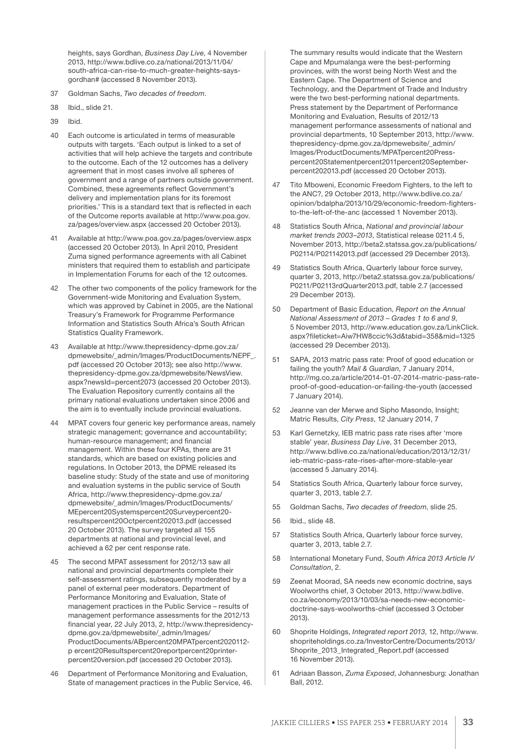heights, says Gordhan, *Business Day Live*, 4 November 2013, http://www.bdlive.co.za/national/2013/11/04/south-africa-can-rise-to-much-greater-heights-says-gordhan# (accessed 8 November 2013).

37 Goldman Sachs, *Two decades of freedom*.

38 Ibid., slide 21.

39 Ibid.

40 Each outcome is articulated in terms of measurable outputs with targets. 'Each output is linked to a set of activities that will help achieve the targets and contribute to the outcome. Each of the 12 outcomes has a delivery agreement that in most cases involve all spheres of government and a range of partners outside government. Combined, these agreements reflect Government's delivery and implementation plans for its foremost priorities.' This is a standard text that is reflected in each of the Outcome reports available at http://www.poa.gov.za/pages/overview.aspx (accessed 20 October 2013).

41 Available at http://www.poa.gov.za/pages/overview.aspx (accessed 20 October 2013). In April 2010, President Zuma signed performance agreements with all Cabinet ministers that required them to establish and participate in Implementation Forums for each of the 12 outcomes.

42 The other two components of the policy framework for the Government-wide Monitoring and Evaluation System, which was approved by Cabinet in 2005, are the National Treasury's Framework for Programme Performance Information and Statistics South Africa's South African Statistics Quality Framework.

43 Available at http://www.thepresidency-dpme.gov.za/dpmewebsite/_admin/Images/ProductDocuments/NEPF_.pdf (accessed 20 October 2013); see also http://www.thepresidency-dpme.gov.za/dpmewebsite/NewsView.aspx?newsId=percent2073 (accessed 20 October 2013). The Evaluation Repository currently contains all the primary national evaluations undertaken since 2006 and the aim is to eventually include provincial evaluations.

44 MPAT covers four generic key performance areas, namely strategic management; governance and accountability; human-resource management; and financial management. Within these four KPAs, there are 31 standards, which are based on existing policies and regulations. In October 2013, the DPME released its baseline study: Study of the state and use of monitoring and evaluation systems in the public service of South Africa, http://www.thepresidency-dpme.gov.za/dpmewebsite/_admin/Images/ProductDocuments/MEpercent20Systemspercent20Surveypercent20-resultspercent20Octpercent202013.pdf (accessed 20 October 2013). The survey targeted all 155 departments at national and provincial level, and achieved a 62 per cent response rate.

45 The second MPAT assessment for 2012/13 saw all national and provincial departments complete their self-assessment ratings, subsequently moderated by a panel of external peer moderators. Department of Performance Monitoring and Evaluation, State of management practices in the Public Service – results of management performance assessments for the 2012/13 financial year, 22 July 2013, 2, http://www.thepresidency-dpme.gov.za/dpmewebsite/_admin/Images/ProductDocuments/ABpercent20MPATpercent2020112-p ercent20Resultspercent20reportpercent20printer-percent20version.pdf (accessed 20 October 2013).

46 Department of Performance Monitoring and Evaluation, State of management practices in the Public Service, 46. The summary results would indicate that the Western Cape and Mpumalanga were the best-performing provinces, with the worst being North West and the Eastern Cape. The Department of Science and Technology, and the Department of Trade and Industry were the two best-performing national departments. Press statement by the Department of Performance Monitoring and Evaluation, Results of 2012/13 management performance assessments of national and provincial departments, 10 September 2013, http://www.thepresidency-dpme.gov.za/dpmewebsite/_admin/Images/ProductDocuments/MPATpercent20Press-percent20Statementpercent2011percent20September-percent202013.pdf (accessed 20 October 2013).

47 Tito Mboweni, Economic Freedom Fighters, to the left to the ANC?, 29 October 2013, http://www.bdlive.co.za/opinion/bdalpha/2013/10/29/economic-freedom-fighters-to-the-left-of-the-anc (accessed 1 November 2013).

48 Statistics South Africa, *National and provincial labour market trends 2003–2013*, Statistical release 0211.4 5, November 2013, http://beta2.statssa.gov.za/publications/P02114/P021142013.pdf (accessed 29 December 2013).

49 Statistics South Africa, Quarterly labour force survey, quarter 3, 2013, http://beta2.statssa.gov.za/publications/P0211/P02113rdQuarter2013.pdf, table 2.7 (accessed 29 December 2013).

50 Department of Basic Education, *Report on the Annual National Assessment of 2013 – Grades 1 to 6 and 9*, 5 November 2013, http://www.education.gov.za/LinkClick.aspx?fileticket=Aiw7HW8ccic%3d&tabid=358&mid=1325 (accessed 29 December 2013).

51 SAPA, 2013 matric pass rate: Proof of good education or failing the youth? *Mail & Guardian*, 7 January 2014, http://mg.co.za/article/2014-01-07-2014-matric-pass-rate-proof-of-good-education-or-failing-the-youth (accessed 7 January 2014).

52 Jeanne van der Merwe and Sipho Masondo, Insight; Matric Results, *City Press*, 12 January 2014, 7

53 Karl Gernetzky, IEB matric pass rate rises after 'more stable' year, *Business Day Live*, 31 December 2013, http://www.bdlive.co.za/national/education/2013/12/31/ieb-matric-pass-rate-rises-after-more-stable-year (accessed 5 January 2014).

54 Statistics South Africa, Quarterly labour force survey, quarter 3, 2013, table 2.7.

55 Goldman Sachs, *Two decades of freedom*, slide 25.

56 Ibid., slide 48.

57 Statistics South Africa, Quarterly labour force survey, quarter 3, 2013, table 2.7.

58 International Monetary Fund, *South Africa 2013 Article IV Consultation*, 2.

59 Zeenat Moorad, SA needs new economic doctrine, says Woolworths chief, 3 October 2013, http://www.bdlive.co.za/economy/2013/10/03/sa-needs-new-economic-doctrine-says-woolworths-chief (accessed 3 October 2013).

60 Shoprite Holdings, *Integrated report 2013*, 12, http://www.shopriteholdings.co.za/InvestorCentre/Documents/2013/Shoprite_2013_Integrated_Report.pdf (accessed 16 November 2013).

61 Adriaan Basson, *Zuma Exposed*, Johannesburg: Jonathan Ball, 2012.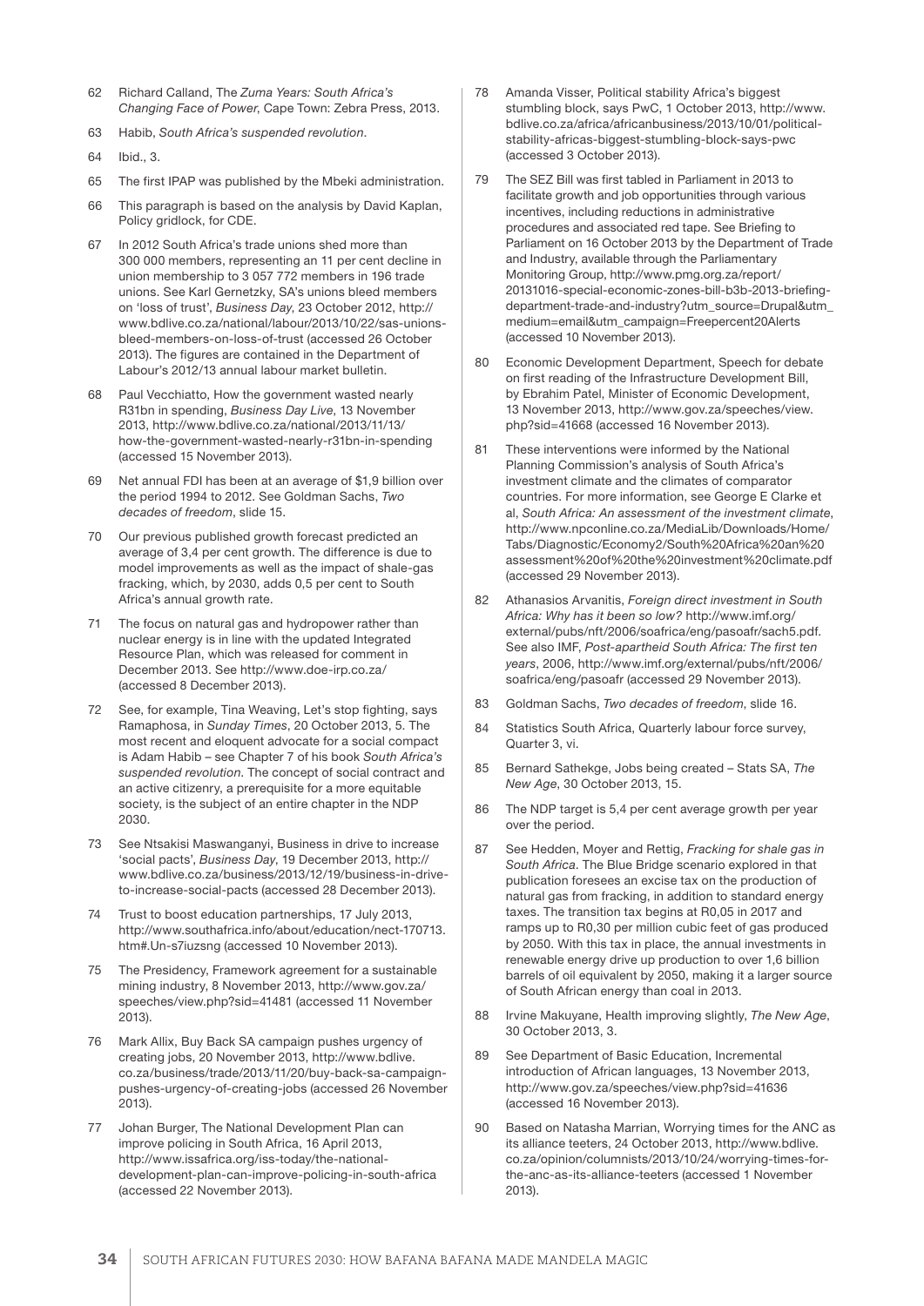62 Richard Calland, The *Zuma Years: South Africa's Changing Face of Power*, Cape Town: Zebra Press, 2013.

63 Habib, *South Africa's suspended revolution*.

64 Ibid., 3.

65 The first IPAP was published by the Mbeki administration.

66 This paragraph is based on the analysis by David Kaplan, Policy gridlock, for CDE.

67 In 2012 South Africa's trade unions shed more than 300 000 members, representing an 11 per cent decline in union membership to 3 057 772 members in 196 trade unions. See Karl Gernetzky, SA's unions bleed members on 'loss of trust', *Business Day*, 23 October 2012, http://www.bdlive.co.za/national/labour/2013/10/22/sas-unions-bleed-members-on-loss-of-trust (accessed 26 October 2013). The figures are contained in the Department of Labour's 2012/13 annual labour market bulletin.

68 Paul Vecchiatto, How the government wasted nearly R31bn in spending, *Business Day Live*, 13 November 2013, http://www.bdlive.co.za/national/2013/11/13/how-the-government-wasted-nearly-r31bn-in-spending (accessed 15 November 2013).

69 Net annual FDI has been at an average of $1,9 billion over the period 1994 to 2012. See Goldman Sachs, *Two decades of freedom*, slide 15.

70 Our previous published growth forecast predicted an average of 3,4 per cent growth. The difference is due to model improvements as well as the impact of shale-gas fracking, which, by 2030, adds 0,5 per cent to South Africa's annual growth rate.

71 The focus on natural gas and hydropower rather than nuclear energy is in line with the updated Integrated Resource Plan, which was released for comment in December 2013. See http://www.doe-irp.co.za/ (accessed 8 December 2013).

72 See, for example, Tina Weaving, Let's stop fighting, says Ramaphosa, in *Sunday Times*, 20 October 2013, 5. The most recent and eloquent advocate for a social compact is Adam Habib – see Chapter 7 of his book *South Africa's suspended revolution*. The concept of social contract and an active citizenry, a prerequisite for a more equitable society, is the subject of an entire chapter in the NDP 2030.

73 See Ntsakisi Maswanganyi, Business in drive to increase 'social pacts', *Business Day*, 19 December 2013, http://www.bdlive.co.za/business/2013/12/19/business-in-drive-to-increase-social-pacts (accessed 28 December 2013).

74 Trust to boost education partnerships, 17 July 2013, http://www.southafrica.info/about/education/nect-170713.htm#.Un-s7iuzsng (accessed 10 November 2013).

75 The Presidency, Framework agreement for a sustainable mining industry, 8 November 2013, http://www.gov.za/speeches/view.php?sid=41481 (accessed 11 November 2013).

76 Mark Allix, Buy Back SA campaign pushes urgency of creating jobs, 20 November 2013, http://www.bdlive.co.za/business/trade/2013/11/20/buy-back-sa-campaign-pushes-urgency-of-creating-jobs (accessed 26 November 2013).

77 Johan Burger, The National Development Plan can improve policing in South Africa, 16 April 2013, http://www.issafrica.org/iss-today/the-national-development-plan-can-improve-policing-in-south-africa (accessed 22 November 2013).

78 Amanda Visser, Political stability Africa's biggest stumbling block, says PwC, 1 October 2013, http://www.bdlive.co.za/africa/africanbusiness/2013/10/01/political-stability-africas-biggest-stumbling-block-says-pwc (accessed 3 October 2013).

79 The SEZ Bill was first tabled in Parliament in 2013 to facilitate growth and job opportunities through various incentives, including reductions in administrative procedures and associated red tape. See Briefing to Parliament on 16 October 2013 by the Department of Trade and Industry, available through the Parliamentary Monitoring Group, http://www.pmg.org.za/report/20131016-special-economic-zones-bill-b3b-2013-briefing-department-trade-and-industry?utm_source=Drupal&utm_medium=email&utm_campaign=Freepercent20Alerts (accessed 10 November 2013).

80 Economic Development Department, Speech for debate on first reading of the Infrastructure Development Bill, by Ebrahim Patel, Minister of Economic Development, 13 November 2013, http://www.gov.za/speeches/view.php?sid=41668 (accessed 16 November 2013).

81 These interventions were informed by the National Planning Commission's analysis of South Africa's investment climate and the climates of comparator countries. For more information, see George E Clarke et al, *South Africa: An assessment of the investment climate*, http://www.npconline.co.za/MediaLib/Downloads/Home/Tabs/Diagnostic/Economy2/South%20Africa%20an%20assessment%20of%20the%20investment%20climate.pdf (accessed 29 November 2013).

82 Athanasios Arvanitis, *Foreign direct investment in South Africa: Why has it been so low?* http://www.imf.org/external/pubs/nft/2006/soafrica/eng/pasoafr/sach5.pdf. See also IMF, *Post-apartheid South Africa: The first ten years*, 2006, http://www.imf.org/external/pubs/nft/2006/soafrica/eng/pasoafr (accessed 29 November 2013).

83 Goldman Sachs, *Two decades of freedom*, slide 16.

84 Statistics South Africa, Quarterly labour force survey, Quarter 3, vi.

85 Bernard Sathekge, Jobs being created – Stats SA, *The New Age*, 30 October 2013, 15.

86 The NDP target is 5,4 per cent average growth per year over the period.

87 See Hedden, Moyer and Rettig, *Fracking for shale gas in South Africa*. The Blue Bridge scenario explored in that publication foresees an excise tax on the production of natural gas from fracking, in addition to standard energy taxes. The transition tax begins at R0,05 in 2017 and ramps up to R0,30 per million cubic feet of gas produced by 2050. With this tax in place, the annual investments in renewable energy drive up production to over 1,6 billion barrels of oil equivalent by 2050, making it a larger source of South African energy than coal in 2013.

88 Irvine Makuyane, Health improving slightly, *The New Age*, 30 October 2013, 3.

89 See Department of Basic Education, Incremental introduction of African languages, 13 November 2013, http://www.gov.za/speeches/view.php?sid=41636 (accessed 16 November 2013).

90 Based on Natasha Marrian, Worrying times for the ANC as its alliance teeters, 24 October 2013, http://www.bdlive.co.za/opinion/columnists/2013/10/24/worrying-times-for-the-anc-as-its-alliance-teeters (accessed 1 November 2013).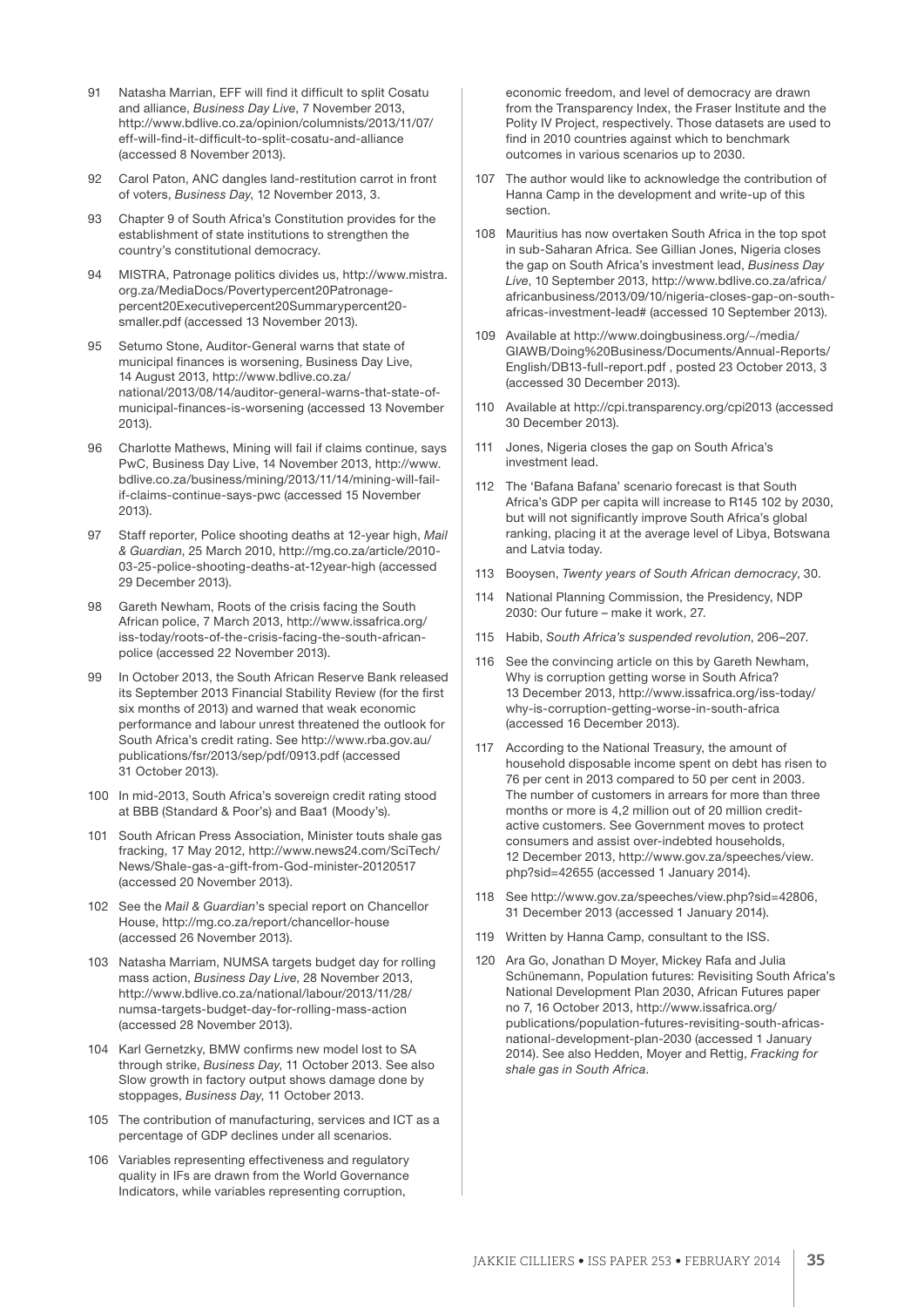91 Natasha Marrian, EFF will find it difficult to split Cosatu and alliance, *Business Day Live*, 7 November 2013, http://www.bdlive.co.za/opinion/columnists/2013/11/07/eff-will-find-it-difficult-to-split-cosatu-and-alliance (accessed 8 November 2013).

92 Carol Paton, ANC dangles land-restitution carrot in front of voters, *Business Day*, 12 November 2013, 3.

93 Chapter 9 of South Africa's Constitution provides for the establishment of state institutions to strengthen the country's constitutional democracy.

94 MISTRA, Patronage politics divides us, http://www.mistra.org.za/MediaDocs/Povertypercent20Patronage-percent20Executivepercent20Summarypercent20-smaller.pdf (accessed 13 November 2013).

95 Setumo Stone, Auditor-General warns that state of municipal finances is worsening, Business Day Live, 14 August 2013, http://www.bdlive.co.za/national/2013/08/14/auditor-general-warns-that-state-of-municipal-finances-is-worsening (accessed 13 November 2013).

96 Charlotte Mathews, Mining will fail if claims continue, says PwC, Business Day Live, 14 November 2013, http://www.bdlive.co.za/business/mining/2013/11/14/mining-will-fail-if-claims-continue-says-pwc (accessed 15 November 2013).

97 Staff reporter, Police shooting deaths at 12-year high, *Mail & Guardian*, 25 March 2010, http://mg.co.za/article/2010-03-25-police-shooting-deaths-at-12year-high (accessed 29 December 2013).

98 Gareth Newham, Roots of the crisis facing the South African police, 7 March 2013, http://www.issafrica.org/iss-today/roots-of-the-crisis-facing-the-south-african-police (accessed 22 November 2013).

99 In October 2013, the South African Reserve Bank released its September 2013 Financial Stability Review (for the first six months of 2013) and warned that weak economic performance and labour unrest threatened the outlook for South Africa's credit rating. See http://www.rba.gov.au/publications/fsr/2013/sep/pdf/0913.pdf (accessed 31 October 2013).

100 In mid-2013, South Africa's sovereign credit rating stood at BBB (Standard & Poor's) and Baa1 (Moody's).

101 South African Press Association, Minister touts shale gas fracking, 17 May 2012, http://www.news24.com/SciTech/News/Shale-gas-a-gift-from-God-minister-20120517 (accessed 20 November 2013).

102 See the *Mail & Guardian*'s special report on Chancellor House, http://mg.co.za/report/chancellor-house (accessed 26 November 2013).

103 Natasha Marriam, NUMSA targets budget day for rolling mass action, *Business Day Live*, 28 November 2013, http://www.bdlive.co.za/national/labour/2013/11/28/numsa-targets-budget-day-for-rolling-mass-action (accessed 28 November 2013).

104 Karl Gernetzky, BMW confirms new model lost to SA through strike, *Business Day*, 11 October 2013. See also Slow growth in factory output shows damage done by stoppages, *Business Day*, 11 October 2013.

105 The contribution of manufacturing, services and ICT as a percentage of GDP declines under all scenarios.

106 Variables representing effectiveness and regulatory quality in IFs are drawn from the World Governance Indicators, while variables representing corruption, economic freedom, and level of democracy are drawn from the Transparency Index, the Fraser Institute and the Polity IV Project, respectively. Those datasets are used to find in 2010 countries against which to benchmark outcomes in various scenarios up to 2030.

107 The author would like to acknowledge the contribution of Hanna Camp in the development and write-up of this section.

108 Mauritius has now overtaken South Africa in the top spot in sub-Saharan Africa. See Gillian Jones, Nigeria closes the gap on South Africa's investment lead, *Business Day Live*, 10 September 2013, http://www.bdlive.co.za/africa/africanbusiness/2013/09/10/nigeria-closes-gap-on-south-africas-investment-lead# (accessed 10 September 2013).

109 Available at http://www.doingbusiness.org/~/media/GIAWB/Doing%20Business/Documents/Annual-Reports/English/DB13-full-report.pdf , posted 23 October 2013, 3 (accessed 30 December 2013).

110 Available at http://cpi.transparency.org/cpi2013 (accessed 30 December 2013).

111 Jones, Nigeria closes the gap on South Africa's investment lead.

112 The 'Bafana Bafana' scenario forecast is that South Africa's GDP per capita will increase to R145 102 by 2030, but will not significantly improve South Africa's global ranking, placing it at the average level of Libya, Botswana and Latvia today.

113 Booysen, *Twenty years of South African democracy*, 30.

114 National Planning Commission, the Presidency, NDP 2030: Our future – make it work, 27.

115 Habib, *South Africa's suspended revolution*, 206–207.

116 See the convincing article on this by Gareth Newham, Why is corruption getting worse in South Africa? 13 December 2013, http://www.issafrica.org/iss-today/why-is-corruption-getting-worse-in-south-africa (accessed 16 December 2013).

117 According to the National Treasury, the amount of household disposable income spent on debt has risen to 76 per cent in 2013 compared to 50 per cent in 2003. The number of customers in arrears for more than three months or more is 4,2 million out of 20 million credit-active customers. See Government moves to protect consumers and assist over-indebted households, 12 December 2013, http://www.gov.za/speeches/view.php?sid=42655 (accessed 1 January 2014).

118 See http://www.gov.za/speeches/view.php?sid=42806, 31 December 2013 (accessed 1 January 2014).

119 Written by Hanna Camp, consultant to the ISS.

120 Ara Go, Jonathan D Moyer, Mickey Rafa and Julia Schünemann, Population futures: Revisiting South Africa's National Development Plan 2030, African Futures paper no 7, 16 October 2013, http://www.issafrica.org/publications/population-futures-revisiting-south-africas-national-development-plan-2030 (accessed 1 January 2014). See also Hedden, Moyer and Rettig, *Fracking for shale gas in South Africa*.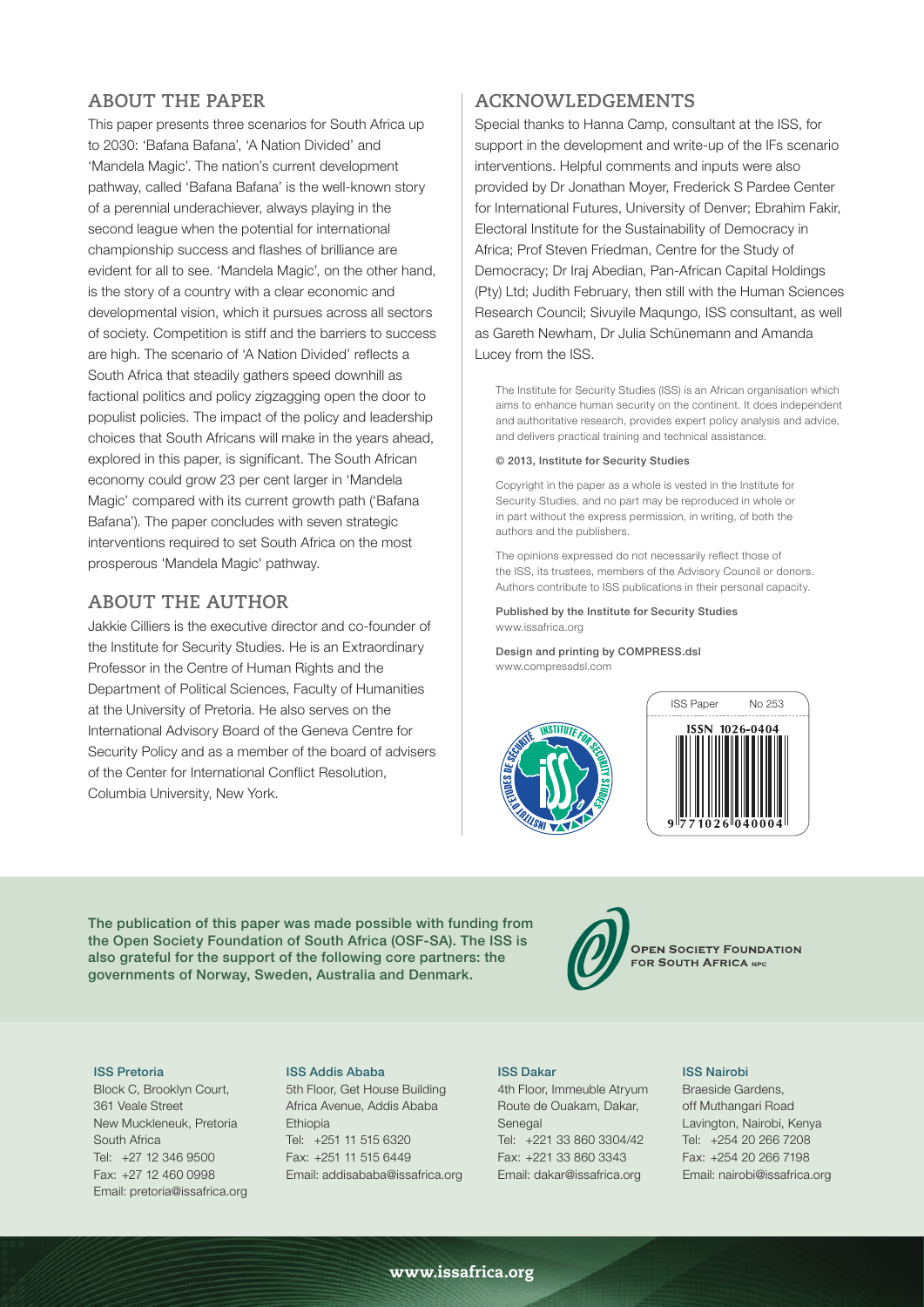## ABOUT THE PAPER

This paper presents three scenarios for South Africa up to 2030: 'Bafana Bafana', 'A Nation Divided' and 'Mandela Magic'. The nation's current development pathway, called 'Bafana Bafana' is the well-known story of a perennial underachiever, always playing in the second league when the potential for international championship success and flashes of brilliance are evident for all to see. 'Mandela Magic', on the other hand, is the story of a country with a clear economic and developmental vision, which it pursues across all sectors of society. Competition is stiff and the barriers to success are high. The scenario of 'A Nation Divided' reflects a South Africa that steadily gathers speed downhill as factional politics and policy zigzagging open the door to populist policies. The impact of the policy and leadership choices that South Africans will make in the years ahead, explored in this paper, is significant. The South African economy could grow 23 per cent larger in 'Mandela Magic' compared with its current growth path ('Bafana Bafana'). The paper concludes with seven strategic interventions required to set South Africa on the most prosperous 'Mandela Magic' pathway.

## ABOUT THE AUTHOR

Jakkie Cilliers is the executive director and co-founder of the Institute for Security Studies. He is an Extraordinary Professor in the Centre of Human Rights and the Department of Political Sciences, Faculty of Humanities at the University of Pretoria. He also serves on the International Advisory Board of the Geneva Centre for Security Policy and as a member of the board of advisers of the Center for International Conflict Resolution, Columbia University, New York.

## ACKNOWLEDGEMENTS

Special thanks to Hanna Camp, consultant at the ISS, for support in the development and write-up of the IFs scenario interventions. Helpful comments and inputs were also provided by Dr Jonathan Moyer, Frederick S Pardee Center for International Futures, University of Denver; Ebrahim Fakir, Electoral Institute for the Sustainability of Democracy in Africa; Prof Steven Friedman, Centre for the Study of Democracy; Dr Iraj Abedian, Pan-African Capital Holdings (Pty) Ltd; Judith February, then still with the Human Sciences Research Council; Sivuyile Maqungo, ISS consultant, as well as Gareth Newham, Dr Julia Schünemann and Amanda Lucey from the ISS.

The Institute for Security Studies (ISS) is an African organisation which aims to enhance human security on the continent. It does independent and authoritative research, provides expert policy analysis and advice, and delivers practical training and technical assistance.

© 2013, Institute for Security Studies

Copyright in the paper as a whole is vested in the Institute for Security Studies, and no part may be reproduced in whole or in part without the express permission, in writing, of both the authors and the publishers.

The opinions expressed do not necessarily reflect those of the ISS, its trustees, members of the Advisory Council or donors. Authors contribute to ISS publications in their personal capacity.

Published by the Institute for Security Studies
www.issafrica.org

Design and printing by COMPRESS.dsl
www.compressdsl.com

ISS Paper No 253

ISSN 1026-0404

The publication of this paper was made possible with funding from the Open Society Foundation of South Africa (OSF-SA). The ISS is also grateful for the support of the following core partners: the governments of Norway, Sweden, Australia and Denmark.

Open Society Foundation for South Africa NPC

**ISS Pretoria**
Block C, Brooklyn Court,
361 Veale Street
New Muckleneuk, Pretoria
South Africa
Tel: +27 12 346 9500
Fax: +27 12 460 0998
Email: pretoria@issafrica.org

**ISS Addis Ababa**
5th Floor, Get House Building
Africa Avenue, Addis Ababa
Ethiopia
Tel: +251 11 515 6320
Fax: +251 11 515 6449
Email: addisababa@issafrica.org

**ISS Dakar**
4th Floor, Immeuble Atryum
Route de Ouakam, Dakar,
Senegal
Tel: +221 33 860 3304/42
Fax: +221 33 860 3343
Email: dakar@issafrica.org

**ISS Nairobi**
Braeside Gardens,
off Muthangari Road
Lavington, Nairobi, Kenya
Tel: +254 20 266 7208
Fax: +254 20 266 7198
Email: nairobi@issafrica.org

www.issafrica.org